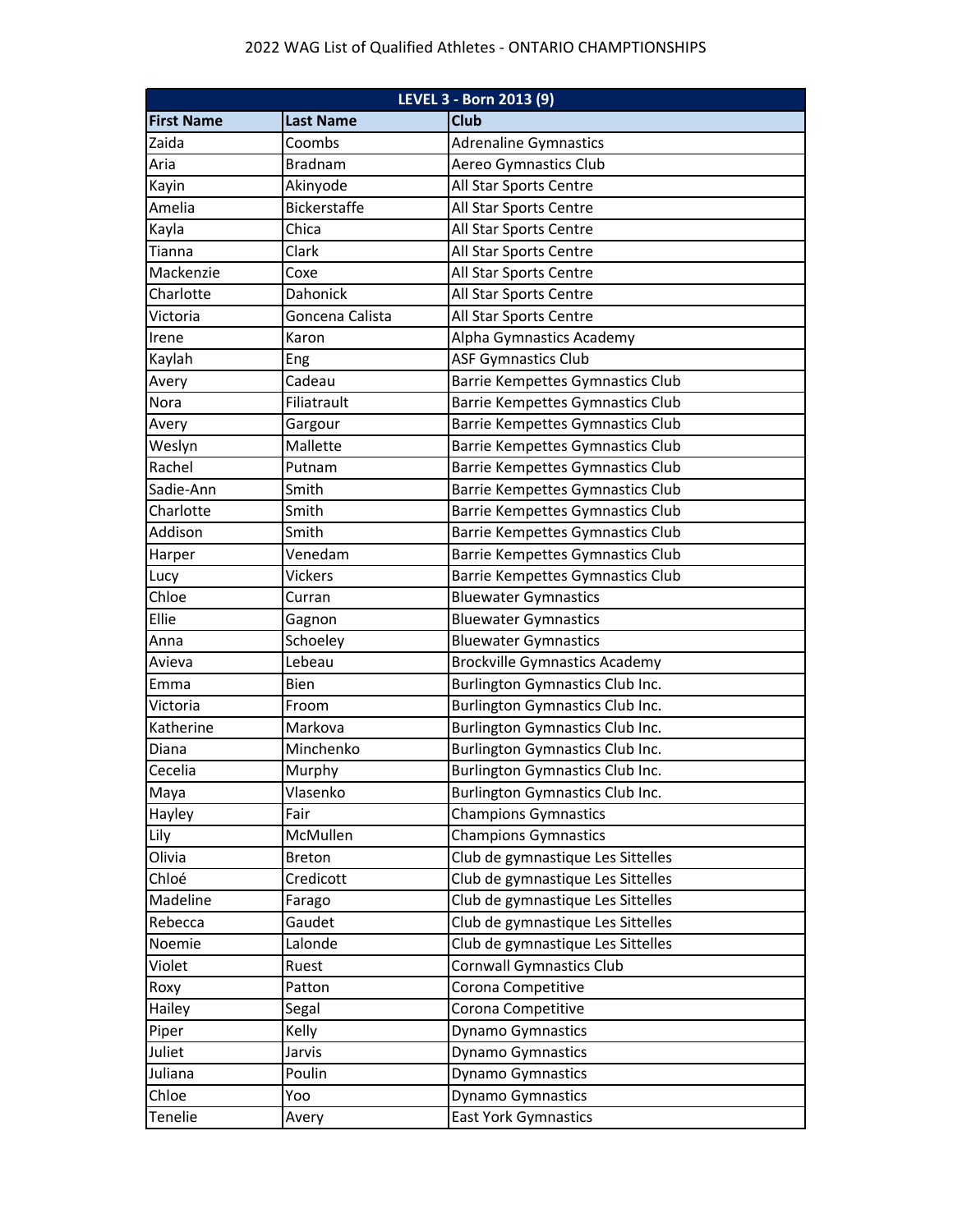# 2022 WAG List of Qualified Athletes - ONTARIO CHAMPTIONSHIPS

| LEVEL 3 - Born 2013 (9) | | |
|---|---|---|
| **First Name** | **Last Name** | **Club** |
| Zaida | Coombs | Adrenaline Gymnastics |
| Aria | Bradnam | Aereo Gymnastics Club |
| Kayin | Akinyode | All Star Sports Centre |
| Amelia | Bickerstaffe | All Star Sports Centre |
| Kayla | Chica | All Star Sports Centre |
| Tianna | Clark | All Star Sports Centre |
| Mackenzie | Coxe | All Star Sports Centre |
| Charlotte | Dahonick | All Star Sports Centre |
| Victoria | Goncena Calista | All Star Sports Centre |
| Irene | Karon | Alpha Gymnastics Academy |
| Kaylah | Eng | ASF Gymnastics Club |
| Avery | Cadeau | Barrie Kempettes Gymnastics Club |
| Nora | Filiatrault | Barrie Kempettes Gymnastics Club |
| Avery | Gargour | Barrie Kempettes Gymnastics Club |
| Weslyn | Mallette | Barrie Kempettes Gymnastics Club |
| Rachel | Putnam | Barrie Kempettes Gymnastics Club |
| Sadie-Ann | Smith | Barrie Kempettes Gymnastics Club |
| Charlotte | Smith | Barrie Kempettes Gymnastics Club |
| Addison | Smith | Barrie Kempettes Gymnastics Club |
| Harper | Venedam | Barrie Kempettes Gymnastics Club |
| Lucy | Vickers | Barrie Kempettes Gymnastics Club |
| Chloe | Curran | Bluewater Gymnastics |
| Ellie | Gagnon | Bluewater Gymnastics |
| Anna | Schoeley | Bluewater Gymnastics |
| Avieva | Lebeau | Brockville Gymnastics Academy |
| Emma | Bien | Burlington Gymnastics Club Inc. |
| Victoria | Froom | Burlington Gymnastics Club Inc. |
| Katherine | Markova | Burlington Gymnastics Club Inc. |
| Diana | Minchenko | Burlington Gymnastics Club Inc. |
| Cecelia | Murphy | Burlington Gymnastics Club Inc. |
| Maya | Vlasenko | Burlington Gymnastics Club Inc. |
| Hayley | Fair | Champions Gymnastics |
| Lily | McMullen | Champions Gymnastics |
| Olivia | Breton | Club de gymnastique Les Sittelles |
| Chloé | Credicott | Club de gymnastique Les Sittelles |
| Madeline | Farago | Club de gymnastique Les Sittelles |
| Rebecca | Gaudet | Club de gymnastique Les Sittelles |
| Noemie | Lalonde | Club de gymnastique Les Sittelles |
| Violet | Ruest | Cornwall Gymnastics Club |
| Roxy | Patton | Corona Competitive |
| Hailey | Segal | Corona Competitive |
| Piper | Kelly | Dynamo Gymnastics |
| Juliet | Jarvis | Dynamo Gymnastics |
| Juliana | Poulin | Dynamo Gymnastics |
| Chloe | Yoo | Dynamo Gymnastics |
| Tenelie | Avery | East York Gymnastics |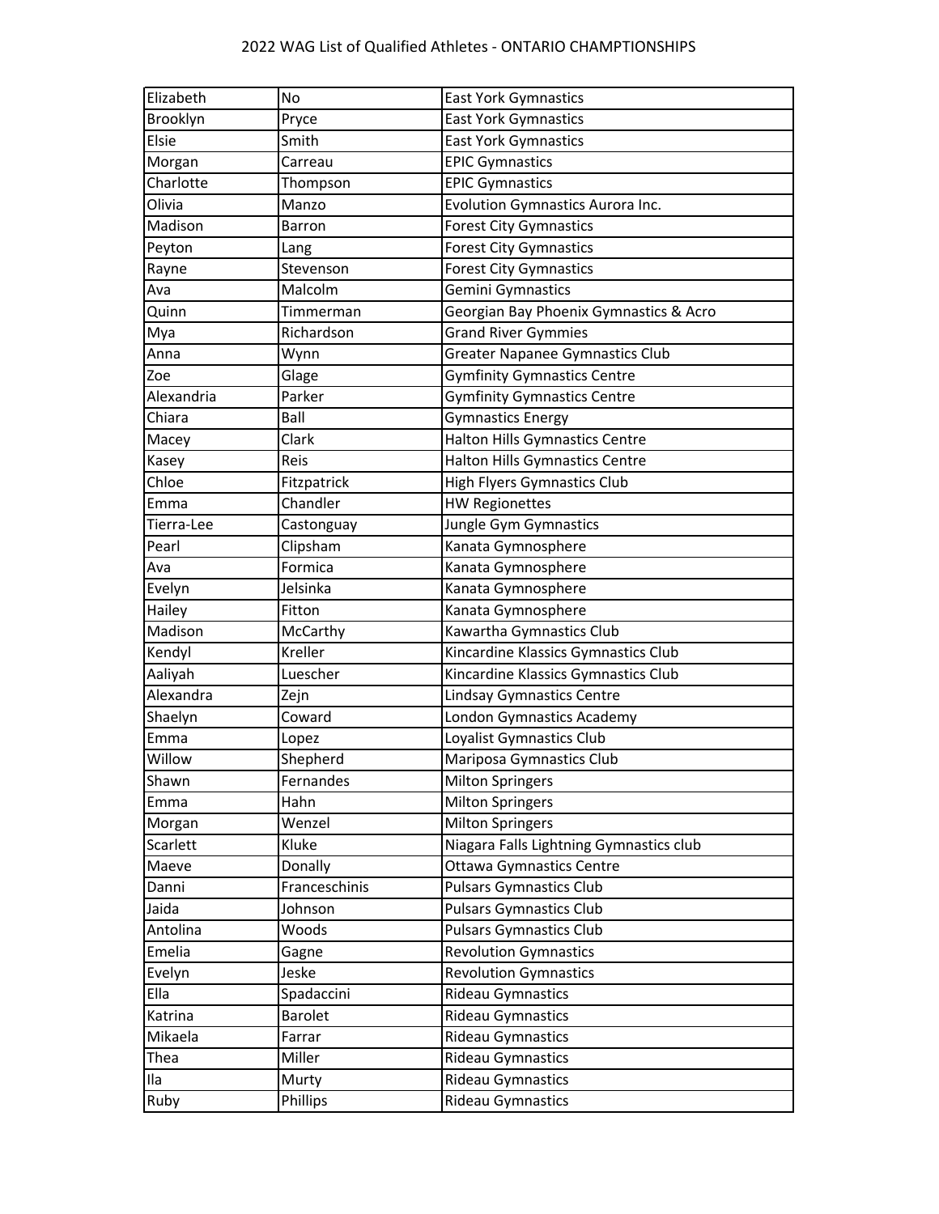| | | |
|---|---|---|
| Elizabeth | No | East York Gymnastics |
| Brooklyn | Pryce | East York Gymnastics |
| Elsie | Smith | East York Gymnastics |
| Morgan | Carreau | EPIC Gymnastics |
| Charlotte | Thompson | EPIC Gymnastics |
| Olivia | Manzo | Evolution Gymnastics Aurora Inc. |
| Madison | Barron | Forest City Gymnastics |
| Peyton | Lang | Forest City Gymnastics |
| Rayne | Stevenson | Forest City Gymnastics |
| Ava | Malcolm | Gemini Gymnastics |
| Quinn | Timmerman | Georgian Bay Phoenix Gymnastics & Acro |
| Mya | Richardson | Grand River Gymmies |
| Anna | Wynn | Greater Napanee Gymnastics Club |
| Zoe | Glage | Gymfinity Gymnastics Centre |
| Alexandria | Parker | Gymfinity Gymnastics Centre |
| Chiara | Ball | Gymnastics Energy |
| Macey | Clark | Halton Hills Gymnastics Centre |
| Kasey | Reis | Halton Hills Gymnastics Centre |
| Chloe | Fitzpatrick | High Flyers Gymnastics Club |
| Emma | Chandler | HW Regionettes |
| Tierra-Lee | Castonguay | Jungle Gym Gymnastics |
| Pearl | Clipsham | Kanata Gymnosphere |
| Ava | Formica | Kanata Gymnosphere |
| Evelyn | Jelsinka | Kanata Gymnosphere |
| Hailey | Fitton | Kanata Gymnosphere |
| Madison | McCarthy | Kawartha Gymnastics Club |
| Kendyl | Kreller | Kincardine Klassics Gymnastics Club |
| Aaliyah | Luescher | Kincardine Klassics Gymnastics Club |
| Alexandra | Zejn | Lindsay Gymnastics Centre |
| Shaelyn | Coward | London Gymnastics Academy |
| Emma | Lopez | Loyalist Gymnastics Club |
| Willow | Shepherd | Mariposa Gymnastics Club |
| Shawn | Fernandes | Milton Springers |
| Emma | Hahn | Milton Springers |
| Morgan | Wenzel | Milton Springers |
| Scarlett | Kluke | Niagara Falls Lightning Gymnastics club |
| Maeve | Donally | Ottawa Gymnastics Centre |
| Danni | Franceschinis | Pulsars Gymnastics Club |
| Jaida | Johnson | Pulsars Gymnastics Club |
| Antolina | Woods | Pulsars Gymnastics Club |
| Emelia | Gagne | Revolution Gymnastics |
| Evelyn | Jeske | Revolution Gymnastics |
| Ella | Spadaccini | Rideau Gymnastics |
| Katrina | Barolet | Rideau Gymnastics |
| Mikaela | Farrar | Rideau Gymnastics |
| Thea | Miller | Rideau Gymnastics |
| Ila | Murty | Rideau Gymnastics |
| Ruby | Phillips | Rideau Gymnastics |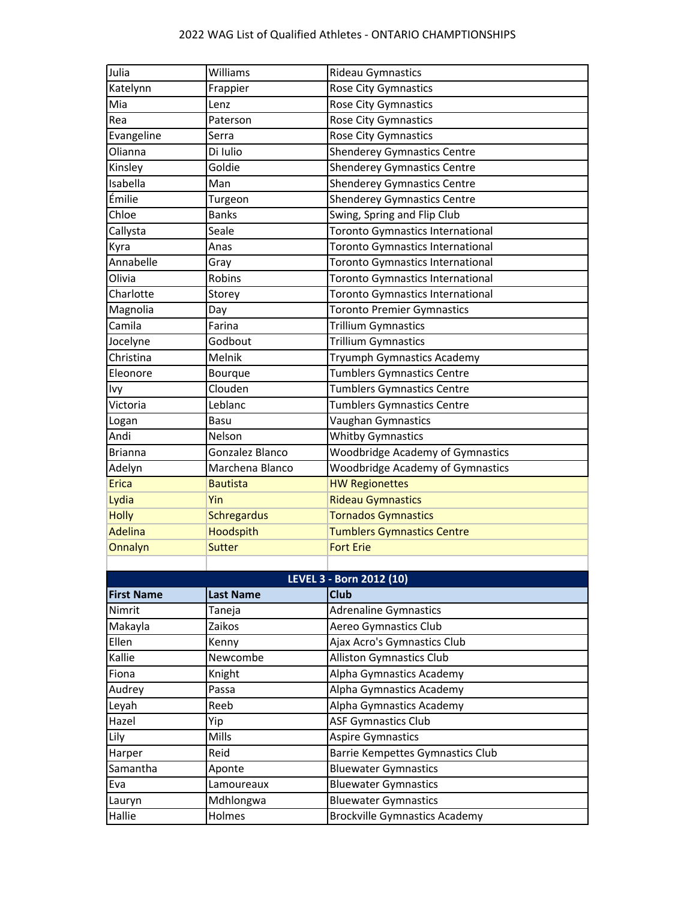| | | |
|---|---|---|
| Julia | Williams | Rideau Gymnastics |
| Katelynn | Frappier | Rose City Gymnastics |
| Mia | Lenz | Rose City Gymnastics |
| Rea | Paterson | Rose City Gymnastics |
| Evangeline | Serra | Rose City Gymnastics |
| Olianna | Di Iulio | Shenderey Gymnastics Centre |
| Kinsley | Goldie | Shenderey Gymnastics Centre |
| Isabella | Man | Shenderey Gymnastics Centre |
| Émilie | Turgeon | Shenderey Gymnastics Centre |
| Chloe | Banks | Swing, Spring and Flip Club |
| Callysta | Seale | Toronto Gymnastics International |
| Kyra | Anas | Toronto Gymnastics International |
| Annabelle | Gray | Toronto Gymnastics International |
| Olivia | Robins | Toronto Gymnastics International |
| Charlotte | Storey | Toronto Gymnastics International |
| Magnolia | Day | Toronto Premier Gymnastics |
| Camila | Farina | Trillium Gymnastics |
| Jocelyne | Godbout | Trillium Gymnastics |
| Christina | Melnik | Tryumph Gymnastics Academy |
| Eleonore | Bourque | Tumblers Gymnastics Centre |
| Ivy | Clouden | Tumblers Gymnastics Centre |
| Victoria | Leblanc | Tumblers Gymnastics Centre |
| Logan | Basu | Vaughan Gymnastics |
| Andi | Nelson | Whitby Gymnastics |
| Brianna | Gonzalez Blanco | Woodbridge Academy of Gymnastics |
| Adelyn | Marchena Blanco | Woodbridge Academy of Gymnastics |
| Erica | Bautista | HW Regionettes |
| Lydia | Yin | Rideau Gymnastics |
| Holly | Schregardus | Tornados Gymnastics |
| Adelina | Hoodspith | Tumblers Gymnastics Centre |
| Onnalyn | Sutter | Fort Erie |

## LEVEL 3 - Born 2012 (10)

| First Name | Last Name | Club |
|---|---|---|
| Nimrit | Taneja | Adrenaline Gymnastics |
| Makayla | Zaikos | Aereo Gymnastics Club |
| Ellen | Kenny | Ajax Acro's Gymnastics Club |
| Kallie | Newcombe | Alliston Gymnastics Club |
| Fiona | Knight | Alpha Gymnastics Academy |
| Audrey | Passa | Alpha Gymnastics Academy |
| Leyah | Reeb | Alpha Gymnastics Academy |
| Hazel | Yip | ASF Gymnastics Club |
| Lily | Mills | Aspire Gymnastics |
| Harper | Reid | Barrie Kempettes Gymnastics Club |
| Samantha | Aponte | Bluewater Gymnastics |
| Eva | Lamoureaux | Bluewater Gymnastics |
| Lauryn | Mdhlongwa | Bluewater Gymnastics |
| Hallie | Holmes | Brockville Gymnastics Academy |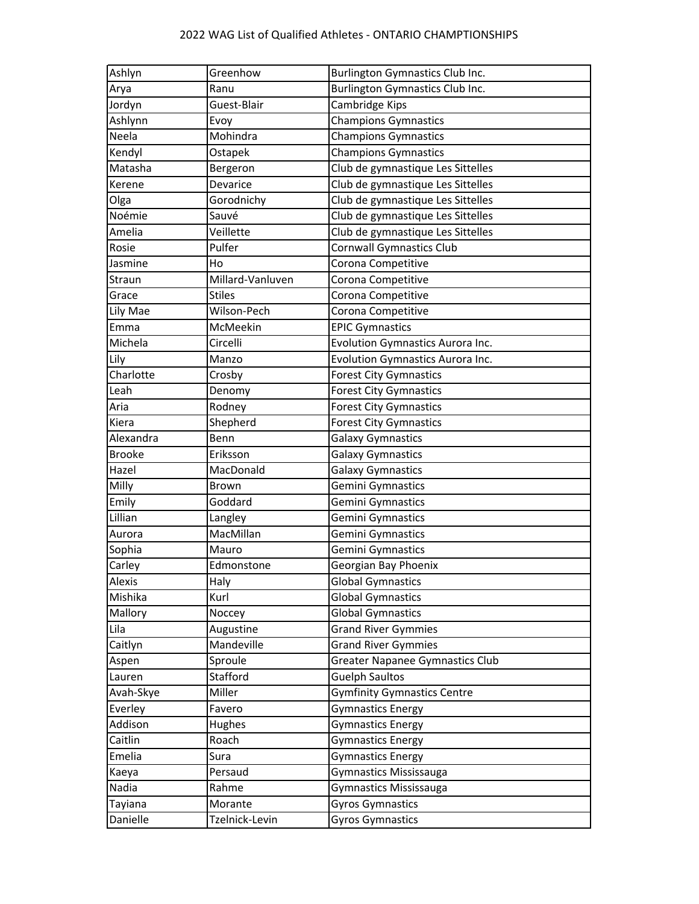2022 WAG List of Qualified Athletes - ONTARIO CHAMPTIONSHIPS

| | | |
|---|---|---|
| Ashlyn | Greenhow | Burlington Gymnastics Club Inc. |
| Arya | Ranu | Burlington Gymnastics Club Inc. |
| Jordyn | Guest-Blair | Cambridge Kips |
| Ashlynn | Evoy | Champions Gymnastics |
| Neela | Mohindra | Champions Gymnastics |
| Kendyl | Ostapek | Champions Gymnastics |
| Matasha | Bergeron | Club de gymnastique Les Sittelles |
| Kerene | Devarice | Club de gymnastique Les Sittelles |
| Olga | Gorodnichy | Club de gymnastique Les Sittelles |
| Noémie | Sauvé | Club de gymnastique Les Sittelles |
| Amelia | Veillette | Club de gymnastique Les Sittelles |
| Rosie | Pulfer | Cornwall Gymnastics Club |
| Jasmine | Ho | Corona Competitive |
| Straun | Millard-Vanluven | Corona Competitive |
| Grace | Stiles | Corona Competitive |
| Lily Mae | Wilson-Pech | Corona Competitive |
| Emma | McMeekin | EPIC Gymnastics |
| Michela | Circelli | Evolution Gymnastics Aurora Inc. |
| Lily | Manzo | Evolution Gymnastics Aurora Inc. |
| Charlotte | Crosby | Forest City Gymnastics |
| Leah | Denomy | Forest City Gymnastics |
| Aria | Rodney | Forest City Gymnastics |
| Kiera | Shepherd | Forest City Gymnastics |
| Alexandra | Benn | Galaxy Gymnastics |
| Brooke | Eriksson | Galaxy Gymnastics |
| Hazel | MacDonald | Galaxy Gymnastics |
| Milly | Brown | Gemini Gymnastics |
| Emily | Goddard | Gemini Gymnastics |
| Lillian | Langley | Gemini Gymnastics |
| Aurora | MacMillan | Gemini Gymnastics |
| Sophia | Mauro | Gemini Gymnastics |
| Carley | Edmonstone | Georgian Bay Phoenix |
| Alexis | Haly | Global Gymnastics |
| Mishika | Kurl | Global Gymnastics |
| Mallory | Noccey | Global Gymnastics |
| Lila | Augustine | Grand River Gymmies |
| Caitlyn | Mandeville | Grand River Gymmies |
| Aspen | Sproule | Greater Napanee Gymnastics Club |
| Lauren | Stafford | Guelph Saultos |
| Avah-Skye | Miller | Gymfinity Gymnastics Centre |
| Everley | Favero | Gymnastics Energy |
| Addison | Hughes | Gymnastics Energy |
| Caitlin | Roach | Gymnastics Energy |
| Emelia | Sura | Gymnastics Energy |
| Kaeya | Persaud | Gymnastics Mississauga |
| Nadia | Rahme | Gymnastics Mississauga |
| Tayiana | Morante | Gyros Gymnastics |
| Danielle | Tzelnick-Levin | Gyros Gymnastics |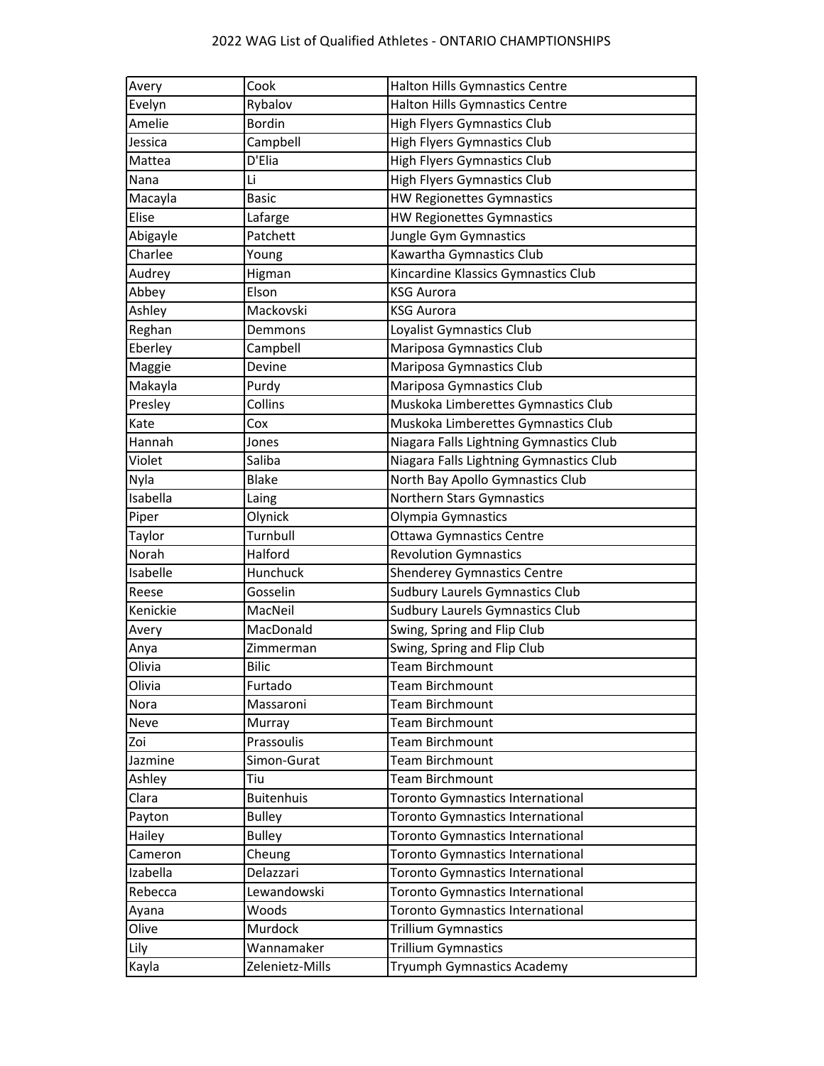| | | |
|---|---|---|
| Avery | Cook | Halton Hills Gymnastics Centre |
| Evelyn | Rybalov | Halton Hills Gymnastics Centre |
| Amelie | Bordin | High Flyers Gymnastics Club |
| Jessica | Campbell | High Flyers Gymnastics Club |
| Mattea | D'Elia | High Flyers Gymnastics Club |
| Nana | Li | High Flyers Gymnastics Club |
| Macayla | Basic | HW Regionettes Gymnastics |
| Elise | Lafarge | HW Regionettes Gymnastics |
| Abigayle | Patchett | Jungle Gym Gymnastics |
| Charlee | Young | Kawartha Gymnastics Club |
| Audrey | Higman | Kincardine Klassics Gymnastics Club |
| Abbey | Elson | KSG Aurora |
| Ashley | Mackovski | KSG Aurora |
| Reghan | Demmons | Loyalist Gymnastics Club |
| Eberley | Campbell | Mariposa Gymnastics Club |
| Maggie | Devine | Mariposa Gymnastics Club |
| Makayla | Purdy | Mariposa Gymnastics Club |
| Presley | Collins | Muskoka Limberettes Gymnastics Club |
| Kate | Cox | Muskoka Limberettes Gymnastics Club |
| Hannah | Jones | Niagara Falls Lightning Gymnastics Club |
| Violet | Saliba | Niagara Falls Lightning Gymnastics Club |
| Nyla | Blake | North Bay Apollo Gymnastics Club |
| Isabella | Laing | Northern Stars Gymnastics |
| Piper | Olynick | Olympia Gymnastics |
| Taylor | Turnbull | Ottawa Gymnastics Centre |
| Norah | Halford | Revolution Gymnastics |
| Isabelle | Hunchuck | Shenderey Gymnastics Centre |
| Reese | Gosselin | Sudbury Laurels Gymnastics Club |
| Kenickie | MacNeil | Sudbury Laurels Gymnastics Club |
| Avery | MacDonald | Swing, Spring and Flip Club |
| Anya | Zimmerman | Swing, Spring and Flip Club |
| Olivia | Bilic | Team Birchmount |
| Olivia | Furtado | Team Birchmount |
| Nora | Massaroni | Team Birchmount |
| Neve | Murray | Team Birchmount |
| Zoi | Prassoulis | Team Birchmount |
| Jazmine | Simon-Gurat | Team Birchmount |
| Ashley | Tiu | Team Birchmount |
| Clara | Buitenhuis | Toronto Gymnastics International |
| Payton | Bulley | Toronto Gymnastics International |
| Hailey | Bulley | Toronto Gymnastics International |
| Cameron | Cheung | Toronto Gymnastics International |
| Izabella | Delazzari | Toronto Gymnastics International |
| Rebecca | Lewandowski | Toronto Gymnastics International |
| Ayana | Woods | Toronto Gymnastics International |
| Olive | Murdock | Trillium Gymnastics |
| Lily | Wannamaker | Trillium Gymnastics |
| Kayla | Zelenietz-Mills | Tryumph Gymnastics Academy |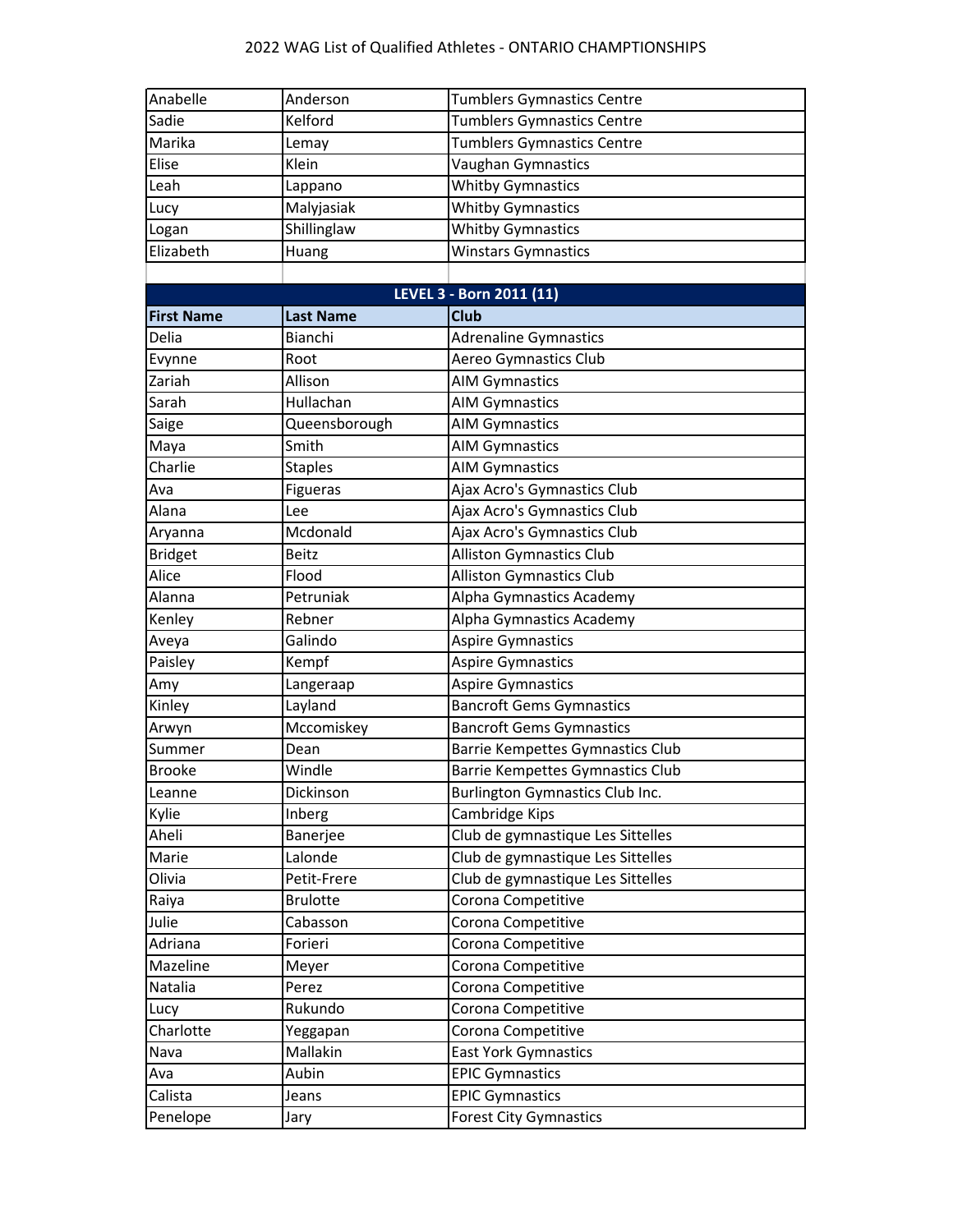| | | |
|---|---|---|
| Anabelle | Anderson | Tumblers Gymnastics Centre |
| Sadie | Kelford | Tumblers Gymnastics Centre |
| Marika | Lemay | Tumblers Gymnastics Centre |
| Elise | Klein | Vaughan Gymnastics |
| Leah | Lappano | Whitby Gymnastics |
| Lucy | Malyjasiak | Whitby Gymnastics |
| Logan | Shillinglaw | Whitby Gymnastics |
| Elizabeth | Huang | Winstars Gymnastics |

**LEVEL 3 - Born 2011 (11)**

| First Name | Last Name | Club |
|---|---|---|
| Delia | Bianchi | Adrenaline Gymnastics |
| Evynne | Root | Aereo Gymnastics Club |
| Zariah | Allison | AIM Gymnastics |
| Sarah | Hullachan | AIM Gymnastics |
| Saige | Queensborough | AIM Gymnastics |
| Maya | Smith | AIM Gymnastics |
| Charlie | Staples | AIM Gymnastics |
| Ava | Figueras | Ajax Acro's Gymnastics Club |
| Alana | Lee | Ajax Acro's Gymnastics Club |
| Aryanna | Mcdonald | Ajax Acro's Gymnastics Club |
| Bridget | Beitz | Alliston Gymnastics Club |
| Alice | Flood | Alliston Gymnastics Club |
| Alanna | Petruniak | Alpha Gymnastics Academy |
| Kenley | Rebner | Alpha Gymnastics Academy |
| Aveya | Galindo | Aspire Gymnastics |
| Paisley | Kempf | Aspire Gymnastics |
| Amy | Langeraap | Aspire Gymnastics |
| Kinley | Layland | Bancroft Gems Gymnastics |
| Arwyn | Mccomiskey | Bancroft Gems Gymnastics |
| Summer | Dean | Barrie Kempettes Gymnastics Club |
| Brooke | Windle | Barrie Kempettes Gymnastics Club |
| Leanne | Dickinson | Burlington Gymnastics Club Inc. |
| Kylie | Inberg | Cambridge Kips |
| Aheli | Banerjee | Club de gymnastique Les Sittelles |
| Marie | Lalonde | Club de gymnastique Les Sittelles |
| Olivia | Petit-Frere | Club de gymnastique Les Sittelles |
| Raiya | Brulotte | Corona Competitive |
| Julie | Cabasson | Corona Competitive |
| Adriana | Forieri | Corona Competitive |
| Mazeline | Meyer | Corona Competitive |
| Natalia | Perez | Corona Competitive |
| Lucy | Rukundo | Corona Competitive |
| Charlotte | Yeggapan | Corona Competitive |
| Nava | Mallakin | East York Gymnastics |
| Ava | Aubin | EPIC Gymnastics |
| Calista | Jeans | EPIC Gymnastics |
| Penelope | Jary | Forest City Gymnastics |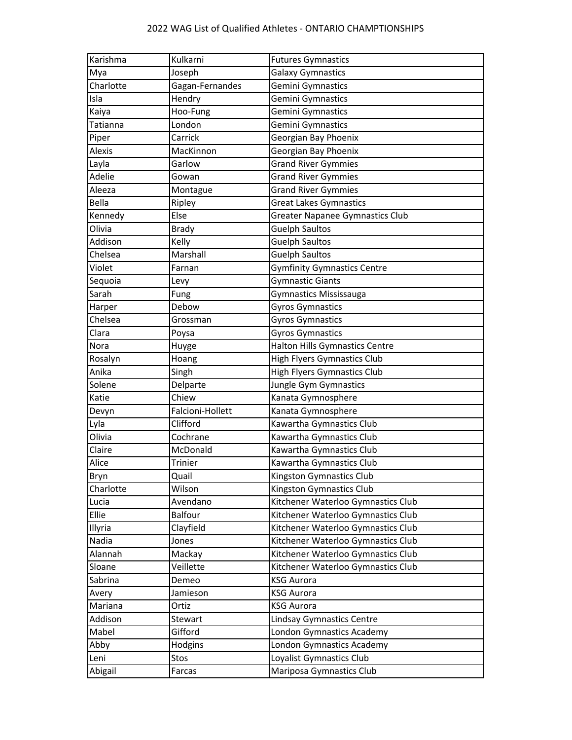| | | |
|---|---|---|
| Karishma | Kulkarni | Futures Gymnastics |
| Mya | Joseph | Galaxy Gymnastics |
| Charlotte | Gagan-Fernandes | Gemini Gymnastics |
| Isla | Hendry | Gemini Gymnastics |
| Kaiya | Hoo-Fung | Gemini Gymnastics |
| Tatianna | London | Gemini Gymnastics |
| Piper | Carrick | Georgian Bay Phoenix |
| Alexis | MacKinnon | Georgian Bay Phoenix |
| Layla | Garlow | Grand River Gymmies |
| Adelie | Gowan | Grand River Gymmies |
| Aleeza | Montague | Grand River Gymmies |
| Bella | Ripley | Great Lakes Gymnastics |
| Kennedy | Else | Greater Napanee Gymnastics Club |
| Olivia | Brady | Guelph Saultos |
| Addison | Kelly | Guelph Saultos |
| Chelsea | Marshall | Guelph Saultos |
| Violet | Farnan | Gymfinity Gymnastics Centre |
| Sequoia | Levy | Gymnastic Giants |
| Sarah | Fung | Gymnastics Mississauga |
| Harper | Debow | Gyros Gymnastics |
| Chelsea | Grossman | Gyros Gymnastics |
| Clara | Poysa | Gyros Gymnastics |
| Nora | Huyge | Halton Hills Gymnastics Centre |
| Rosalyn | Hoang | High Flyers Gymnastics Club |
| Anika | Singh | High Flyers Gymnastics Club |
| Solene | Delparte | Jungle Gym Gymnastics |
| Katie | Chiew | Kanata Gymnosphere |
| Devyn | Falcioni-Hollett | Kanata Gymnosphere |
| Lyla | Clifford | Kawartha Gymnastics Club |
| Olivia | Cochrane | Kawartha Gymnastics Club |
| Claire | McDonald | Kawartha Gymnastics Club |
| Alice | Trinier | Kawartha Gymnastics Club |
| Bryn | Quail | Kingston Gymnastics Club |
| Charlotte | Wilson | Kingston Gymnastics Club |
| Lucia | Avendano | Kitchener Waterloo Gymnastics Club |
| Ellie | Balfour | Kitchener Waterloo Gymnastics Club |
| Illyria | Clayfield | Kitchener Waterloo Gymnastics Club |
| Nadia | Jones | Kitchener Waterloo Gymnastics Club |
| Alannah | Mackay | Kitchener Waterloo Gymnastics Club |
| Sloane | Veillette | Kitchener Waterloo Gymnastics Club |
| Sabrina | Demeo | KSG Aurora |
| Avery | Jamieson | KSG Aurora |
| Mariana | Ortiz | KSG Aurora |
| Addison | Stewart | Lindsay Gymnastics Centre |
| Mabel | Gifford | London Gymnastics Academy |
| Abby | Hodgins | London Gymnastics Academy |
| Leni | Stos | Loyalist Gymnastics Club |
| Abigail | Farcas | Mariposa Gymnastics Club |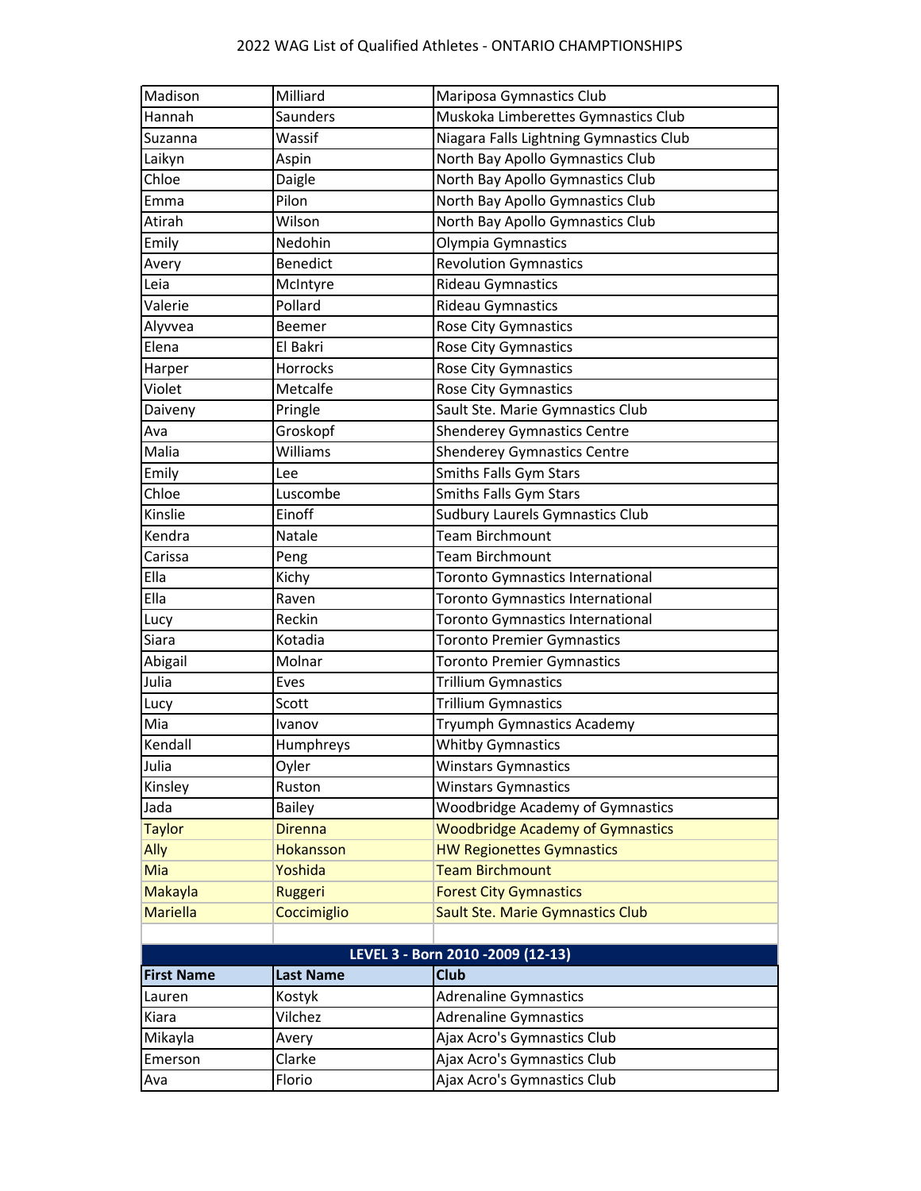| | | |
|---|---|---|
| Madison | Milliard | Mariposa Gymnastics Club |
| Hannah | Saunders | Muskoka Limberettes Gymnastics Club |
| Suzanna | Wassif | Niagara Falls Lightning Gymnastics Club |
| Laikyn | Aspin | North Bay Apollo Gymnastics Club |
| Chloe | Daigle | North Bay Apollo Gymnastics Club |
| Emma | Pilon | North Bay Apollo Gymnastics Club |
| Atirah | Wilson | North Bay Apollo Gymnastics Club |
| Emily | Nedohin | Olympia Gymnastics |
| Avery | Benedict | Revolution Gymnastics |
| Leia | McIntyre | Rideau Gymnastics |
| Valerie | Pollard | Rideau Gymnastics |
| Alyvvea | Beemer | Rose City Gymnastics |
| Elena | El Bakri | Rose City Gymnastics |
| Harper | Horrocks | Rose City Gymnastics |
| Violet | Metcalfe | Rose City Gymnastics |
| Daiveny | Pringle | Sault Ste. Marie Gymnastics Club |
| Ava | Groskopf | Shenderey Gymnastics Centre |
| Malia | Williams | Shenderey Gymnastics Centre |
| Emily | Lee | Smiths Falls Gym Stars |
| Chloe | Luscombe | Smiths Falls Gym Stars |
| Kinslie | Einoff | Sudbury Laurels Gymnastics Club |
| Kendra | Natale | Team Birchmount |
| Carissa | Peng | Team Birchmount |
| Ella | Kichy | Toronto Gymnastics International |
| Ella | Raven | Toronto Gymnastics International |
| Lucy | Reckin | Toronto Gymnastics International |
| Siara | Kotadia | Toronto Premier Gymnastics |
| Abigail | Molnar | Toronto Premier Gymnastics |
| Julia | Eves | Trillium Gymnastics |
| Lucy | Scott | Trillium Gymnastics |
| Mia | Ivanov | Tryumph Gymnastics Academy |
| Kendall | Humphreys | Whitby Gymnastics |
| Julia | Oyler | Winstars Gymnastics |
| Kinsley | Ruston | Winstars Gymnastics |
| Jada | Bailey | Woodbridge Academy of Gymnastics |
| Taylor | Direnna | Woodbridge Academy of Gymnastics |
| Ally | Hokansson | HW Regionettes Gymnastics |
| Mia | Yoshida | Team Birchmount |
| Makayla | Ruggeri | Forest City Gymnastics |
| Mariella | Coccimiglio | Sault Ste. Marie Gymnastics Club |

**LEVEL 3 - Born 2010 -2009 (12-13)**

| First Name | Last Name | Club |
|---|---|---|
| Lauren | Kostyk | Adrenaline Gymnastics |
| Kiara | Vilchez | Adrenaline Gymnastics |
| Mikayla | Avery | Ajax Acro's Gymnastics Club |
| Emerson | Clarke | Ajax Acro's Gymnastics Club |
| Ava | Florio | Ajax Acro's Gymnastics Club |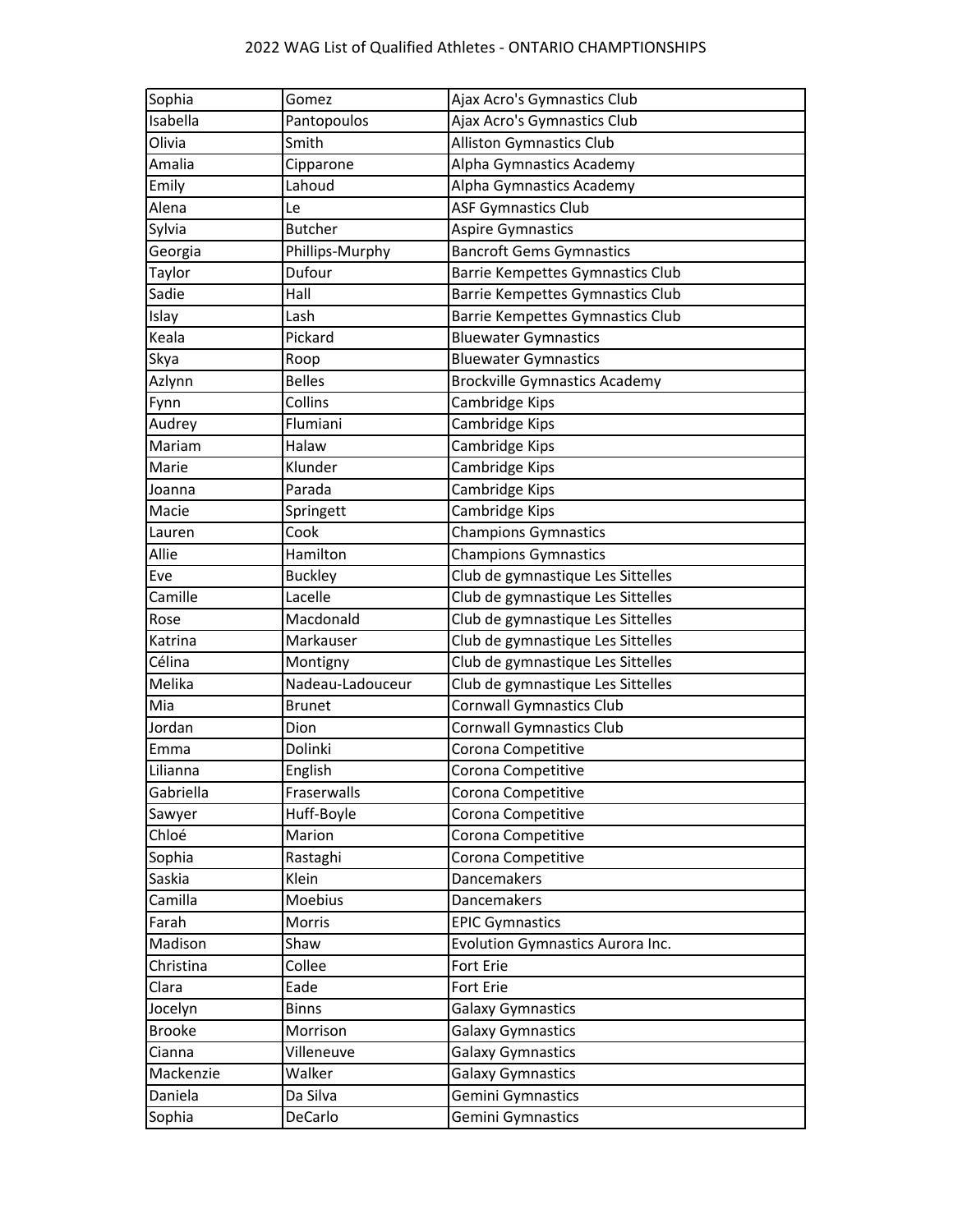2022 WAG List of Qualified Athletes - ONTARIO CHAMPTIONSHIPS

| | | |
|---|---|---|
| Sophia | Gomez | Ajax Acro's Gymnastics Club |
| Isabella | Pantopoulos | Ajax Acro's Gymnastics Club |
| Olivia | Smith | Alliston Gymnastics Club |
| Amalia | Cipparone | Alpha Gymnastics Academy |
| Emily | Lahoud | Alpha Gymnastics Academy |
| Alena | Le | ASF Gymnastics Club |
| Sylvia | Butcher | Aspire Gymnastics |
| Georgia | Phillips-Murphy | Bancroft Gems Gymnastics |
| Taylor | Dufour | Barrie Kempettes Gymnastics Club |
| Sadie | Hall | Barrie Kempettes Gymnastics Club |
| Islay | Lash | Barrie Kempettes Gymnastics Club |
| Keala | Pickard | Bluewater Gymnastics |
| Skya | Roop | Bluewater Gymnastics |
| Azlynn | Belles | Brockville Gymnastics Academy |
| Fynn | Collins | Cambridge Kips |
| Audrey | Flumiani | Cambridge Kips |
| Mariam | Halaw | Cambridge Kips |
| Marie | Klunder | Cambridge Kips |
| Joanna | Parada | Cambridge Kips |
| Macie | Springett | Cambridge Kips |
| Lauren | Cook | Champions Gymnastics |
| Allie | Hamilton | Champions Gymnastics |
| Eve | Buckley | Club de gymnastique Les Sittelles |
| Camille | Lacelle | Club de gymnastique Les Sittelles |
| Rose | Macdonald | Club de gymnastique Les Sittelles |
| Katrina | Markauser | Club de gymnastique Les Sittelles |
| Célina | Montigny | Club de gymnastique Les Sittelles |
| Melika | Nadeau-Ladouceur | Club de gymnastique Les Sittelles |
| Mia | Brunet | Cornwall Gymnastics Club |
| Jordan | Dion | Cornwall Gymnastics Club |
| Emma | Dolinki | Corona Competitive |
| Lilianna | English | Corona Competitive |
| Gabriella | Fraserwalls | Corona Competitive |
| Sawyer | Huff-Boyle | Corona Competitive |
| Chloé | Marion | Corona Competitive |
| Sophia | Rastaghi | Corona Competitive |
| Saskia | Klein | Dancemakers |
| Camilla | Moebius | Dancemakers |
| Farah | Morris | EPIC Gymnastics |
| Madison | Shaw | Evolution Gymnastics Aurora Inc. |
| Christina | Collee | Fort Erie |
| Clara | Eade | Fort Erie |
| Jocelyn | Binns | Galaxy Gymnastics |
| Brooke | Morrison | Galaxy Gymnastics |
| Cianna | Villeneuve | Galaxy Gymnastics |
| Mackenzie | Walker | Galaxy Gymnastics |
| Daniela | Da Silva | Gemini Gymnastics |
| Sophia | DeCarlo | Gemini Gymnastics |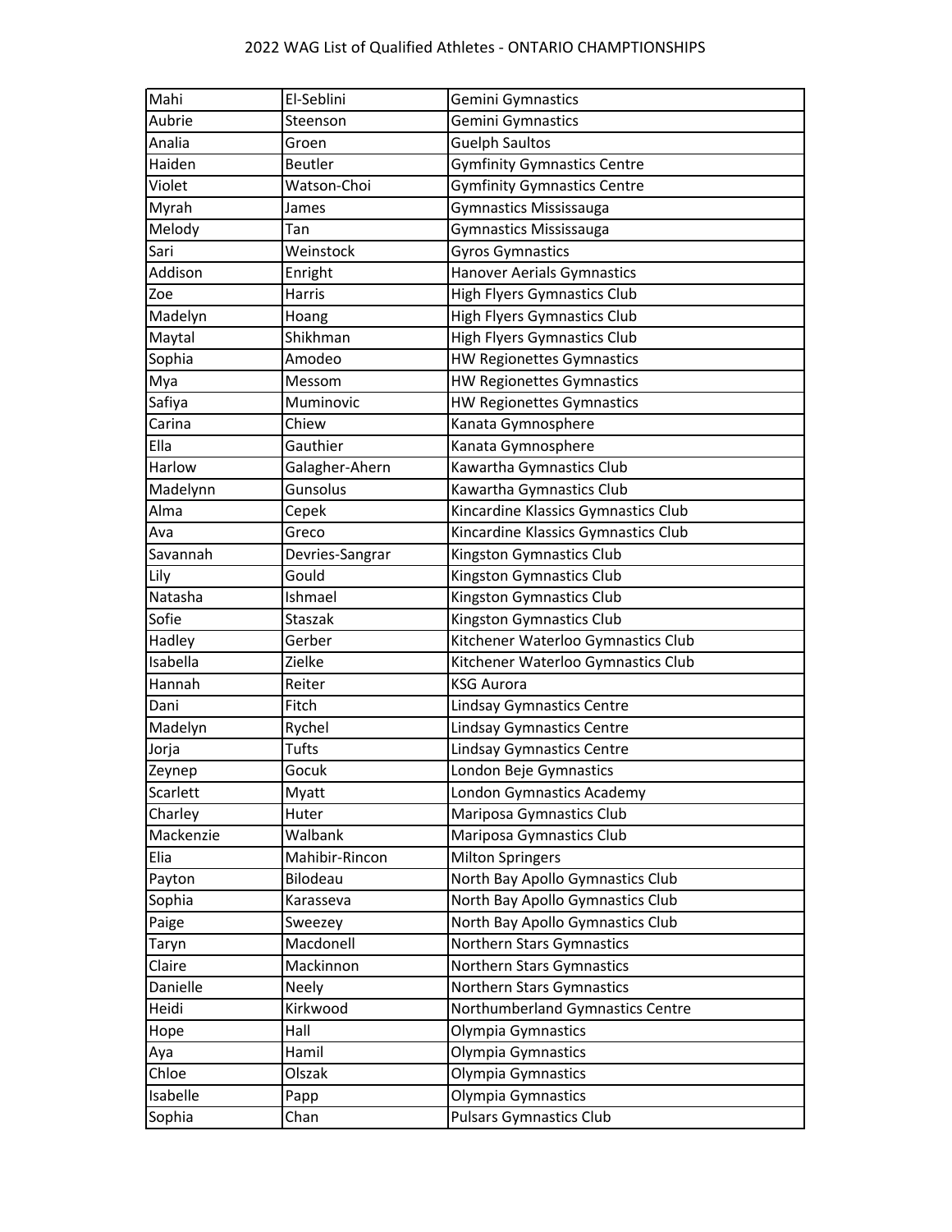| | | |
|---|---|---|
| Mahi | El-Seblini | Gemini Gymnastics |
| Aubrie | Steenson | Gemini Gymnastics |
| Analia | Groen | Guelph Saultos |
| Haiden | Beutler | Gymfinity Gymnastics Centre |
| Violet | Watson-Choi | Gymfinity Gymnastics Centre |
| Myrah | James | Gymnastics Mississauga |
| Melody | Tan | Gymnastics Mississauga |
| Sari | Weinstock | Gyros Gymnastics |
| Addison | Enright | Hanover Aerials Gymnastics |
| Zoe | Harris | High Flyers Gymnastics Club |
| Madelyn | Hoang | High Flyers Gymnastics Club |
| Maytal | Shikhman | High Flyers Gymnastics Club |
| Sophia | Amodeo | HW Regionettes Gymnastics |
| Mya | Messom | HW Regionettes Gymnastics |
| Safiya | Muminovic | HW Regionettes Gymnastics |
| Carina | Chiew | Kanata Gymnosphere |
| Ella | Gauthier | Kanata Gymnosphere |
| Harlow | Galagher-Ahern | Kawartha Gymnastics Club |
| Madelynn | Gunsolus | Kawartha Gymnastics Club |
| Alma | Cepek | Kincardine Klassics Gymnastics Club |
| Ava | Greco | Kincardine Klassics Gymnastics Club |
| Savannah | Devries-Sangrar | Kingston Gymnastics Club |
| Lily | Gould | Kingston Gymnastics Club |
| Natasha | Ishmael | Kingston Gymnastics Club |
| Sofie | Staszak | Kingston Gymnastics Club |
| Hadley | Gerber | Kitchener Waterloo Gymnastics Club |
| Isabella | Zielke | Kitchener Waterloo Gymnastics Club |
| Hannah | Reiter | KSG Aurora |
| Dani | Fitch | Lindsay Gymnastics Centre |
| Madelyn | Rychel | Lindsay Gymnastics Centre |
| Jorja | Tufts | Lindsay Gymnastics Centre |
| Zeynep | Gocuk | London Beje Gymnastics |
| Scarlett | Myatt | London Gymnastics Academy |
| Charley | Huter | Mariposa Gymnastics Club |
| Mackenzie | Walbank | Mariposa Gymnastics Club |
| Elia | Mahibir-Rincon | Milton Springers |
| Payton | Bilodeau | North Bay Apollo Gymnastics Club |
| Sophia | Karasseva | North Bay Apollo Gymnastics Club |
| Paige | Sweezey | North Bay Apollo Gymnastics Club |
| Taryn | Macdonell | Northern Stars Gymnastics |
| Claire | Mackinnon | Northern Stars Gymnastics |
| Danielle | Neely | Northern Stars Gymnastics |
| Heidi | Kirkwood | Northumberland Gymnastics Centre |
| Hope | Hall | Olympia Gymnastics |
| Aya | Hamil | Olympia Gymnastics |
| Chloe | Olszak | Olympia Gymnastics |
| Isabelle | Papp | Olympia Gymnastics |
| Sophia | Chan | Pulsars Gymnastics Club |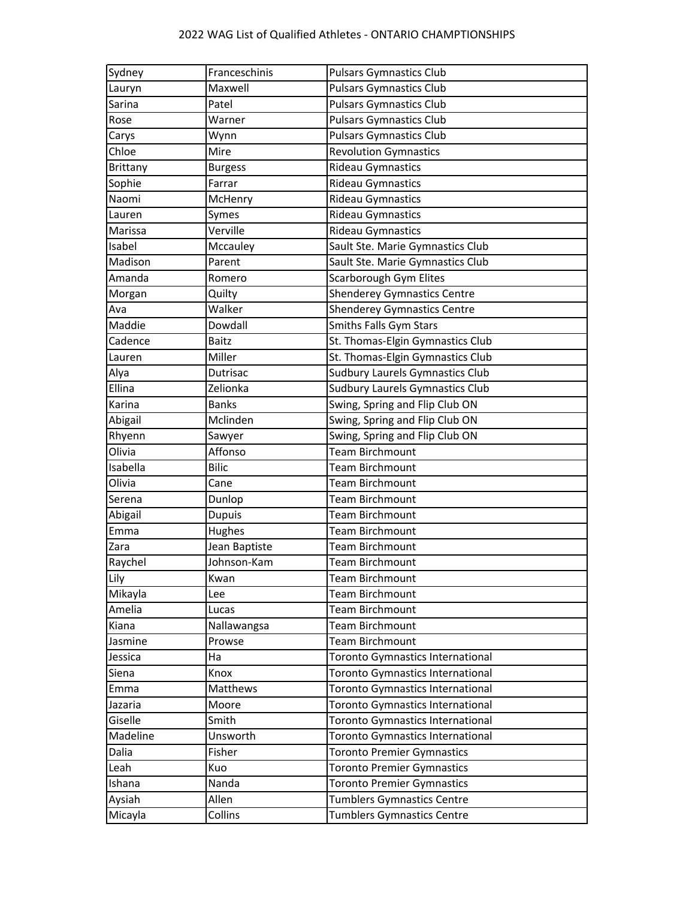| | | |
|---|---|---|
| Sydney | Franceschinis | Pulsars Gymnastics Club |
| Lauryn | Maxwell | Pulsars Gymnastics Club |
| Sarina | Patel | Pulsars Gymnastics Club |
| Rose | Warner | Pulsars Gymnastics Club |
| Carys | Wynn | Pulsars Gymnastics Club |
| Chloe | Mire | Revolution Gymnastics |
| Brittany | Burgess | Rideau Gymnastics |
| Sophie | Farrar | Rideau Gymnastics |
| Naomi | McHenry | Rideau Gymnastics |
| Lauren | Symes | Rideau Gymnastics |
| Marissa | Verville | Rideau Gymnastics |
| Isabel | Mccauley | Sault Ste. Marie Gymnastics Club |
| Madison | Parent | Sault Ste. Marie Gymnastics Club |
| Amanda | Romero | Scarborough Gym Elites |
| Morgan | Quilty | Shenderey Gymnastics Centre |
| Ava | Walker | Shenderey Gymnastics Centre |
| Maddie | Dowdall | Smiths Falls Gym Stars |
| Cadence | Baitz | St. Thomas-Elgin Gymnastics Club |
| Lauren | Miller | St. Thomas-Elgin Gymnastics Club |
| Alya | Dutrisac | Sudbury Laurels Gymnastics Club |
| Ellina | Zelionka | Sudbury Laurels Gymnastics Club |
| Karina | Banks | Swing, Spring and Flip Club ON |
| Abigail | Mclinden | Swing, Spring and Flip Club ON |
| Rhyenn | Sawyer | Swing, Spring and Flip Club ON |
| Olivia | Affonso | Team Birchmount |
| Isabella | Bilic | Team Birchmount |
| Olivia | Cane | Team Birchmount |
| Serena | Dunlop | Team Birchmount |
| Abigail | Dupuis | Team Birchmount |
| Emma | Hughes | Team Birchmount |
| Zara | Jean Baptiste | Team Birchmount |
| Raychel | Johnson-Kam | Team Birchmount |
| Lily | Kwan | Team Birchmount |
| Mikayla | Lee | Team Birchmount |
| Amelia | Lucas | Team Birchmount |
| Kiana | Nallawangsa | Team Birchmount |
| Jasmine | Prowse | Team Birchmount |
| Jessica | Ha | Toronto Gymnastics International |
| Siena | Knox | Toronto Gymnastics International |
| Emma | Matthews | Toronto Gymnastics International |
| Jazaria | Moore | Toronto Gymnastics International |
| Giselle | Smith | Toronto Gymnastics International |
| Madeline | Unsworth | Toronto Gymnastics International |
| Dalia | Fisher | Toronto Premier Gymnastics |
| Leah | Kuo | Toronto Premier Gymnastics |
| Ishana | Nanda | Toronto Premier Gymnastics |
| Aysiah | Allen | Tumblers Gymnastics Centre |
| Micayla | Collins | Tumblers Gymnastics Centre |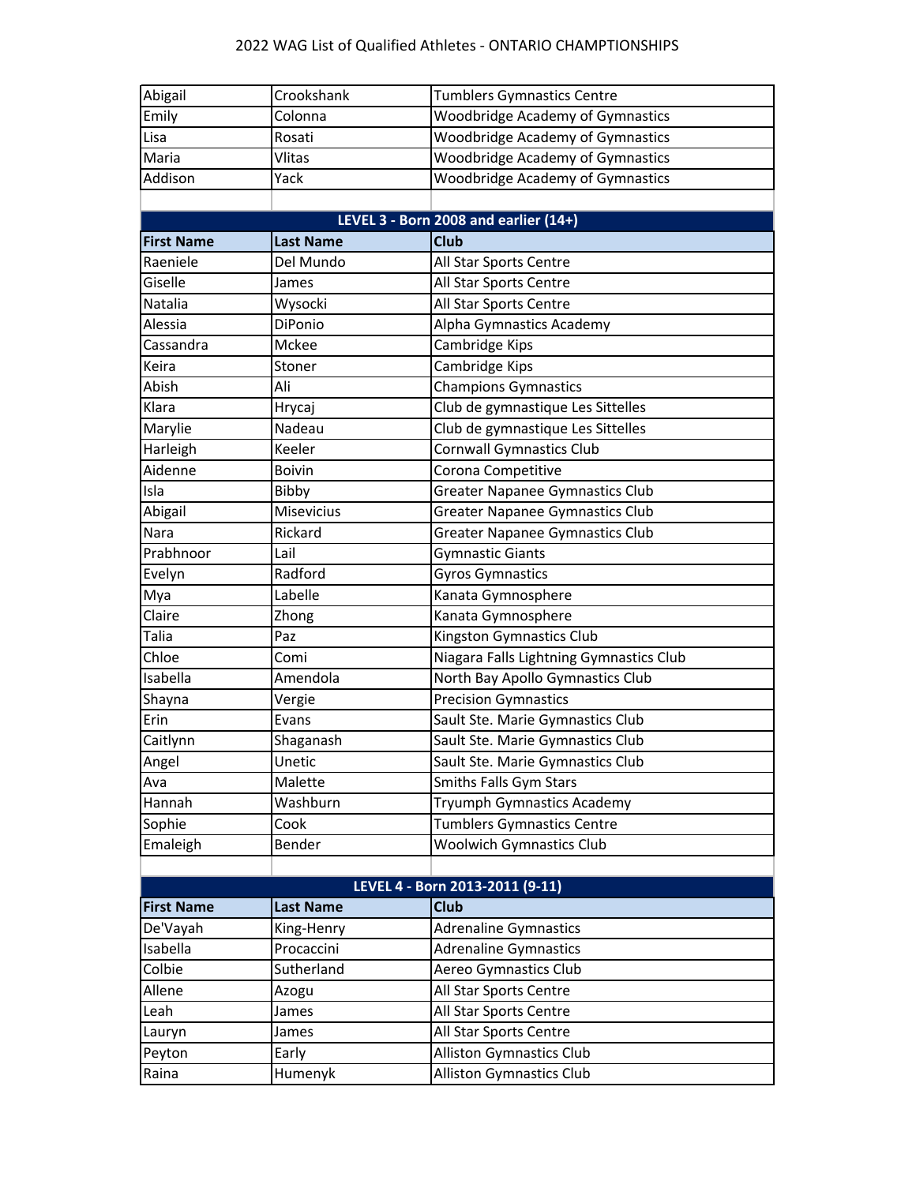| | | |
|---|---|---|
| Abigail | Crookshank | Tumblers Gymnastics Centre |
| Emily | Colonna | Woodbridge Academy of Gymnastics |
| Lisa | Rosati | Woodbridge Academy of Gymnastics |
| Maria | Vlitas | Woodbridge Academy of Gymnastics |
| Addison | Yack | Woodbridge Academy of Gymnastics |

**LEVEL 3 - Born 2008 and earlier (14+)**

| First Name | Last Name | Club |
|---|---|---|
| Raeniele | Del Mundo | All Star Sports Centre |
| Giselle | James | All Star Sports Centre |
| Natalia | Wysocki | All Star Sports Centre |
| Alessia | DiPonio | Alpha Gymnastics Academy |
| Cassandra | Mckee | Cambridge Kips |
| Keira | Stoner | Cambridge Kips |
| Abish | Ali | Champions Gymnastics |
| Klara | Hrycaj | Club de gymnastique Les Sittelles |
| Marylie | Nadeau | Club de gymnastique Les Sittelles |
| Harleigh | Keeler | Cornwall Gymnastics Club |
| Aidenne | Boivin | Corona Competitive |
| Isla | Bibby | Greater Napanee Gymnastics Club |
| Abigail | Misevicius | Greater Napanee Gymnastics Club |
| Nara | Rickard | Greater Napanee Gymnastics Club |
| Prabhnoor | Lail | Gymnastic Giants |
| Evelyn | Radford | Gyros Gymnastics |
| Mya | Labelle | Kanata Gymnosphere |
| Claire | Zhong | Kanata Gymnosphere |
| Talia | Paz | Kingston Gymnastics Club |
| Chloe | Comi | Niagara Falls Lightning Gymnastics Club |
| Isabella | Amendola | North Bay Apollo Gymnastics Club |
| Shayna | Vergie | Precision Gymnastics |
| Erin | Evans | Sault Ste. Marie Gymnastics Club |
| Caitlynn | Shaganash | Sault Ste. Marie Gymnastics Club |
| Angel | Unetic | Sault Ste. Marie Gymnastics Club |
| Ava | Malette | Smiths Falls Gym Stars |
| Hannah | Washburn | Tryumph Gymnastics Academy |
| Sophie | Cook | Tumblers Gymnastics Centre |
| Emaleigh | Bender | Woolwich Gymnastics Club |

**LEVEL 4 - Born 2013-2011 (9-11)**

| First Name | Last Name | Club |
|---|---|---|
| De'Vayah | King-Henry | Adrenaline Gymnastics |
| Isabella | Procaccini | Adrenaline Gymnastics |
| Colbie | Sutherland | Aereo Gymnastics Club |
| Allene | Azogu | All Star Sports Centre |
| Leah | James | All Star Sports Centre |
| Lauryn | James | All Star Sports Centre |
| Peyton | Early | Alliston Gymnastics Club |
| Raina | Humenyk | Alliston Gymnastics Club |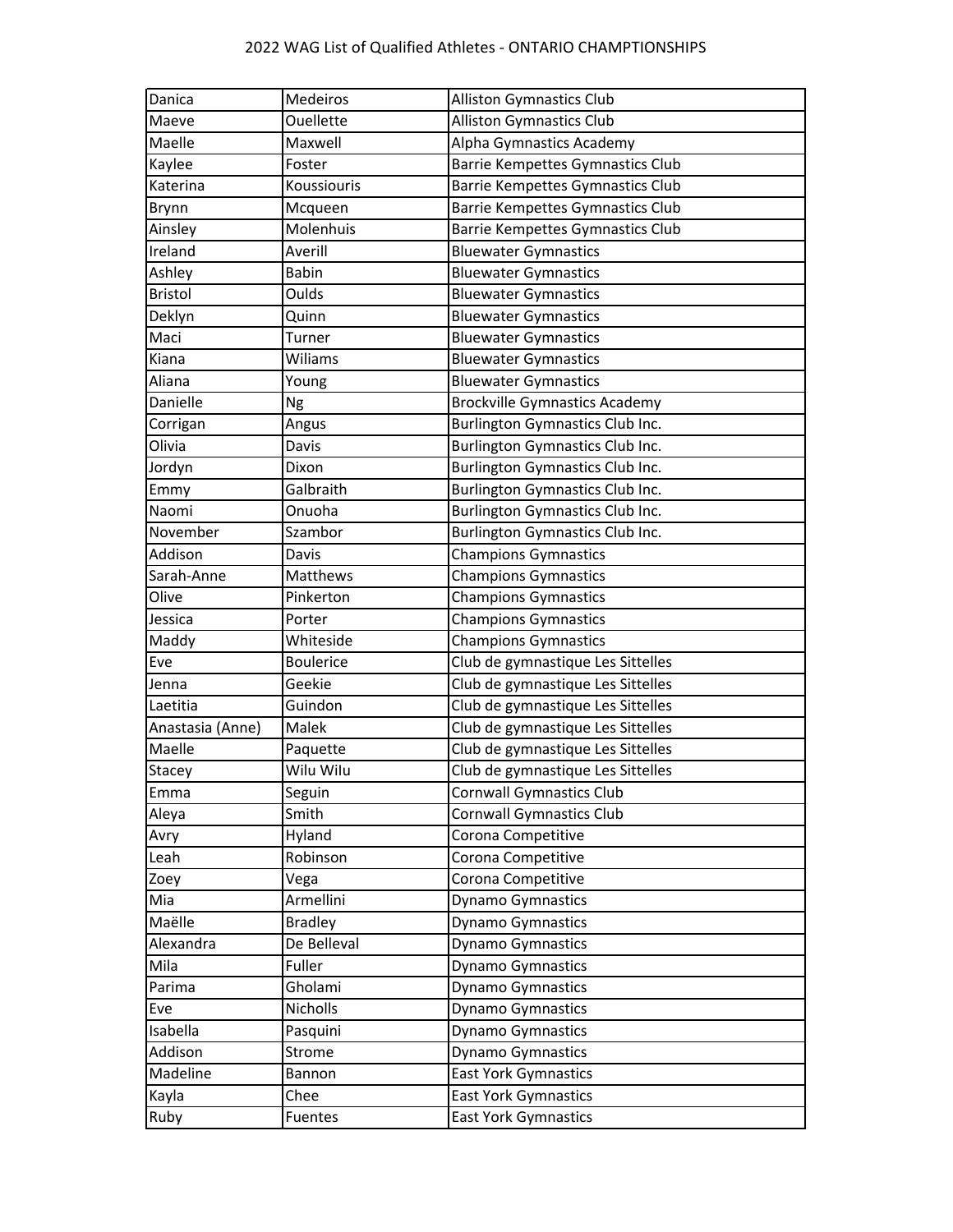# 2022 WAG List of Qualified Athletes - ONTARIO CHAMPTIONSHIPS

| | | |
|---|---|---|
| Danica | Medeiros | Alliston Gymnastics Club |
| Maeve | Ouellette | Alliston Gymnastics Club |
| Maelle | Maxwell | Alpha Gymnastics Academy |
| Kaylee | Foster | Barrie Kempettes Gymnastics Club |
| Katerina | Koussiouris | Barrie Kempettes Gymnastics Club |
| Brynn | Mcqueen | Barrie Kempettes Gymnastics Club |
| Ainsley | Molenhuis | Barrie Kempettes Gymnastics Club |
| Ireland | Averill | Bluewater Gymnastics |
| Ashley | Babin | Bluewater Gymnastics |
| Bristol | Oulds | Bluewater Gymnastics |
| Deklyn | Quinn | Bluewater Gymnastics |
| Maci | Turner | Bluewater Gymnastics |
| Kiana | Wiliams | Bluewater Gymnastics |
| Aliana | Young | Bluewater Gymnastics |
| Danielle | Ng | Brockville Gymnastics Academy |
| Corrigan | Angus | Burlington Gymnastics Club Inc. |
| Olivia | Davis | Burlington Gymnastics Club Inc. |
| Jordyn | Dixon | Burlington Gymnastics Club Inc. |
| Emmy | Galbraith | Burlington Gymnastics Club Inc. |
| Naomi | Onuoha | Burlington Gymnastics Club Inc. |
| November | Szambor | Burlington Gymnastics Club Inc. |
| Addison | Davis | Champions Gymnastics |
| Sarah-Anne | Matthews | Champions Gymnastics |
| Olive | Pinkerton | Champions Gymnastics |
| Jessica | Porter | Champions Gymnastics |
| Maddy | Whiteside | Champions Gymnastics |
| Eve | Boulerice | Club de gymnastique Les Sittelles |
| Jenna | Geekie | Club de gymnastique Les Sittelles |
| Laetitia | Guindon | Club de gymnastique Les Sittelles |
| Anastasia (Anne) | Malek | Club de gymnastique Les Sittelles |
| Maelle | Paquette | Club de gymnastique Les Sittelles |
| Stacey | Wilu Wilu | Club de gymnastique Les Sittelles |
| Emma | Seguin | Cornwall Gymnastics Club |
| Aleya | Smith | Cornwall Gymnastics Club |
| Avry | Hyland | Corona Competitive |
| Leah | Robinson | Corona Competitive |
| Zoey | Vega | Corona Competitive |
| Mia | Armellini | Dynamo Gymnastics |
| Maëlle | Bradley | Dynamo Gymnastics |
| Alexandra | De Belleval | Dynamo Gymnastics |
| Mila | Fuller | Dynamo Gymnastics |
| Parima | Gholami | Dynamo Gymnastics |
| Eve | Nicholls | Dynamo Gymnastics |
| Isabella | Pasquini | Dynamo Gymnastics |
| Addison | Strome | Dynamo Gymnastics |
| Madeline | Bannon | East York Gymnastics |
| Kayla | Chee | East York Gymnastics |
| Ruby | Fuentes | East York Gymnastics |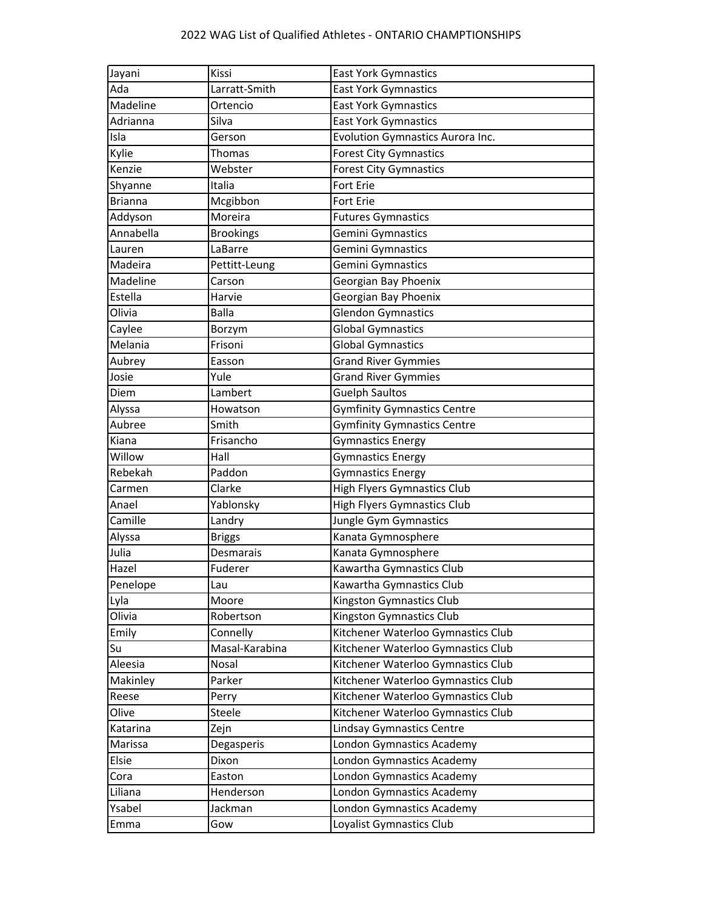# 2022 WAG List of Qualified Athletes - ONTARIO CHAMPTIONSHIPS

| | | |
|---|---|---|
| Jayani | Kissi | East York Gymnastics |
| Ada | Larratt-Smith | East York Gymnastics |
| Madeline | Ortencio | East York Gymnastics |
| Adrianna | Silva | East York Gymnastics |
| Isla | Gerson | Evolution Gymnastics Aurora Inc. |
| Kylie | Thomas | Forest City Gymnastics |
| Kenzie | Webster | Forest City Gymnastics |
| Shyanne | Italia | Fort Erie |
| Brianna | Mcgibbon | Fort Erie |
| Addyson | Moreira | Futures Gymnastics |
| Annabella | Brookings | Gemini Gymnastics |
| Lauren | LaBarre | Gemini Gymnastics |
| Madeira | Pettitt-Leung | Gemini Gymnastics |
| Madeline | Carson | Georgian Bay Phoenix |
| Estella | Harvie | Georgian Bay Phoenix |
| Olivia | Balla | Glendon Gymnastics |
| Caylee | Borzym | Global Gymnastics |
| Melania | Frisoni | Global Gymnastics |
| Aubrey | Easson | Grand River Gymmies |
| Josie | Yule | Grand River Gymmies |
| Diem | Lambert | Guelph Saultos |
| Alyssa | Howatson | Gymfinity Gymnastics Centre |
| Aubree | Smith | Gymfinity Gymnastics Centre |
| Kiana | Frisancho | Gymnastics Energy |
| Willow | Hall | Gymnastics Energy |
| Rebekah | Paddon | Gymnastics Energy |
| Carmen | Clarke | High Flyers Gymnastics Club |
| Anael | Yablonsky | High Flyers Gymnastics Club |
| Camille | Landry | Jungle Gym Gymnastics |
| Alyssa | Briggs | Kanata Gymnosphere |
| Julia | Desmarais | Kanata Gymnosphere |
| Hazel | Fuderer | Kawartha Gymnastics Club |
| Penelope | Lau | Kawartha Gymnastics Club |
| Lyla | Moore | Kingston Gymnastics Club |
| Olivia | Robertson | Kingston Gymnastics Club |
| Emily | Connelly | Kitchener Waterloo Gymnastics Club |
| Su | Masal-Karabina | Kitchener Waterloo Gymnastics Club |
| Aleesia | Nosal | Kitchener Waterloo Gymnastics Club |
| Makinley | Parker | Kitchener Waterloo Gymnastics Club |
| Reese | Perry | Kitchener Waterloo Gymnastics Club |
| Olive | Steele | Kitchener Waterloo Gymnastics Club |
| Katarina | Zejn | Lindsay Gymnastics Centre |
| Marissa | Degasperis | London Gymnastics Academy |
| Elsie | Dixon | London Gymnastics Academy |
| Cora | Easton | London Gymnastics Academy |
| Liliana | Henderson | London Gymnastics Academy |
| Ysabel | Jackman | London Gymnastics Academy |
| Emma | Gow | Loyalist Gymnastics Club |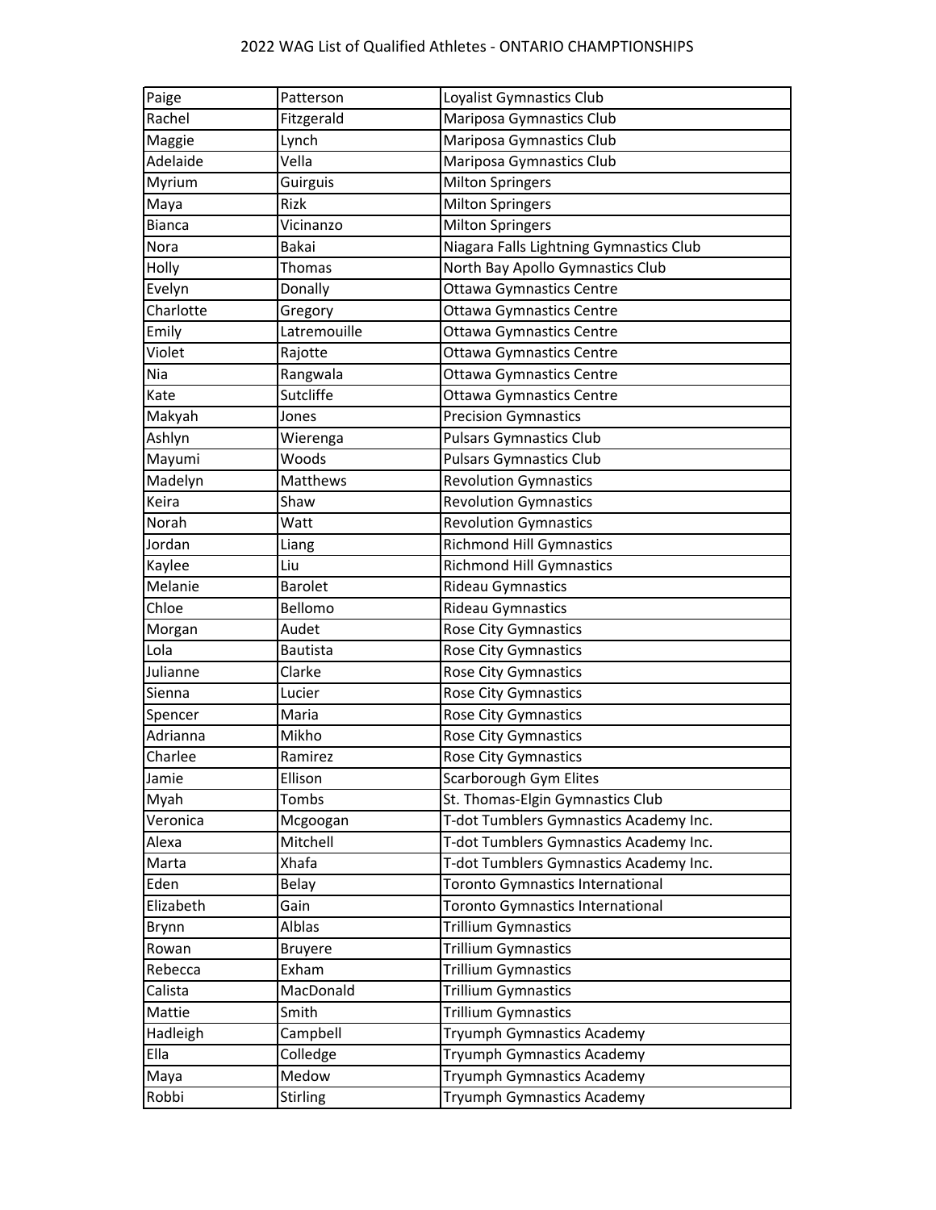| | | |
|---|---|---|
| Paige | Patterson | Loyalist Gymnastics Club |
| Rachel | Fitzgerald | Mariposa Gymnastics Club |
| Maggie | Lynch | Mariposa Gymnastics Club |
| Adelaide | Vella | Mariposa Gymnastics Club |
| Myrium | Guirguis | Milton Springers |
| Maya | Rizk | Milton Springers |
| Bianca | Vicinanzo | Milton Springers |
| Nora | Bakai | Niagara Falls Lightning Gymnastics Club |
| Holly | Thomas | North Bay Apollo Gymnastics Club |
| Evelyn | Donally | Ottawa Gymnastics Centre |
| Charlotte | Gregory | Ottawa Gymnastics Centre |
| Emily | Latremouille | Ottawa Gymnastics Centre |
| Violet | Rajotte | Ottawa Gymnastics Centre |
| Nia | Rangwala | Ottawa Gymnastics Centre |
| Kate | Sutcliffe | Ottawa Gymnastics Centre |
| Makyah | Jones | Precision Gymnastics |
| Ashlyn | Wierenga | Pulsars Gymnastics Club |
| Mayumi | Woods | Pulsars Gymnastics Club |
| Madelyn | Matthews | Revolution Gymnastics |
| Keira | Shaw | Revolution Gymnastics |
| Norah | Watt | Revolution Gymnastics |
| Jordan | Liang | Richmond Hill Gymnastics |
| Kaylee | Liu | Richmond Hill Gymnastics |
| Melanie | Barolet | Rideau Gymnastics |
| Chloe | Bellomo | Rideau Gymnastics |
| Morgan | Audet | Rose City Gymnastics |
| Lola | Bautista | Rose City Gymnastics |
| Julianne | Clarke | Rose City Gymnastics |
| Sienna | Lucier | Rose City Gymnastics |
| Spencer | Maria | Rose City Gymnastics |
| Adrianna | Mikho | Rose City Gymnastics |
| Charlee | Ramirez | Rose City Gymnastics |
| Jamie | Ellison | Scarborough Gym Elites |
| Myah | Tombs | St. Thomas-Elgin Gymnastics Club |
| Veronica | Mcgoogan | T-dot Tumblers Gymnastics Academy Inc. |
| Alexa | Mitchell | T-dot Tumblers Gymnastics Academy Inc. |
| Marta | Xhafa | T-dot Tumblers Gymnastics Academy Inc. |
| Eden | Belay | Toronto Gymnastics International |
| Elizabeth | Gain | Toronto Gymnastics International |
| Brynn | Alblas | Trillium Gymnastics |
| Rowan | Bruyere | Trillium Gymnastics |
| Rebecca | Exham | Trillium Gymnastics |
| Calista | MacDonald | Trillium Gymnastics |
| Mattie | Smith | Trillium Gymnastics |
| Hadleigh | Campbell | Tryumph Gymnastics Academy |
| Ella | Colledge | Tryumph Gymnastics Academy |
| Maya | Medow | Tryumph Gymnastics Academy |
| Robbi | Stirling | Tryumph Gymnastics Academy |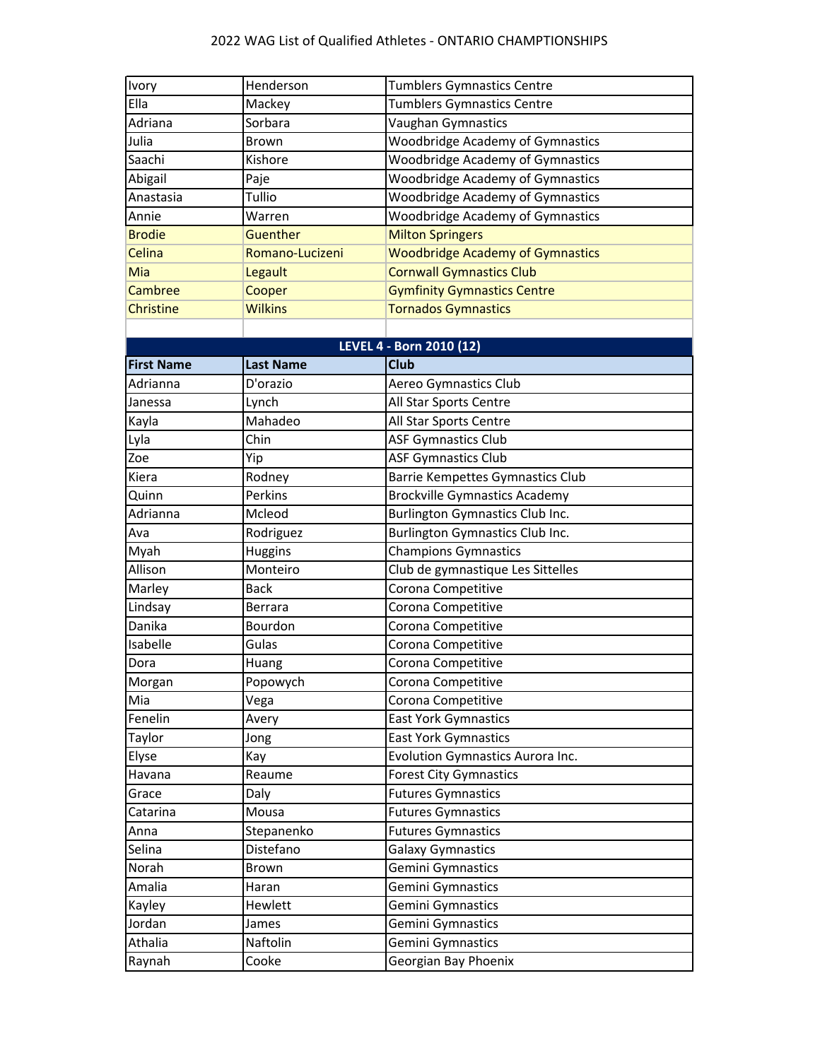| | | |
|---|---|---|
| Ivory | Henderson | Tumblers Gymnastics Centre |
| Ella | Mackey | Tumblers Gymnastics Centre |
| Adriana | Sorbara | Vaughan Gymnastics |
| Julia | Brown | Woodbridge Academy of Gymnastics |
| Saachi | Kishore | Woodbridge Academy of Gymnastics |
| Abigail | Paje | Woodbridge Academy of Gymnastics |
| Anastasia | Tullio | Woodbridge Academy of Gymnastics |
| Annie | Warren | Woodbridge Academy of Gymnastics |
| Brodie | Guenther | Milton Springers |
| Celina | Romano-Lucizeni | Woodbridge Academy of Gymnastics |
| Mia | Legault | Cornwall Gymnastics Club |
| Cambree | Cooper | Gymfinity Gymnastics Centre |
| Christine | Wilkins | Tornados Gymnastics |

| LEVEL 4 - Born 2010 (12) | | |
|---|---|---|
| **First Name** | **Last Name** | **Club** |
| Adrianna | D'orazio | Aereo Gymnastics Club |
| Janessa | Lynch | All Star Sports Centre |
| Kayla | Mahadeo | All Star Sports Centre |
| Lyla | Chin | ASF Gymnastics Club |
| Zoe | Yip | ASF Gymnastics Club |
| Kiera | Rodney | Barrie Kempettes Gymnastics Club |
| Quinn | Perkins | Brockville Gymnastics Academy |
| Adrianna | Mcleod | Burlington Gymnastics Club Inc. |
| Ava | Rodriguez | Burlington Gymnastics Club Inc. |
| Myah | Huggins | Champions Gymnastics |
| Allison | Monteiro | Club de gymnastique Les Sittelles |
| Marley | Back | Corona Competitive |
| Lindsay | Berrara | Corona Competitive |
| Danika | Bourdon | Corona Competitive |
| Isabelle | Gulas | Corona Competitive |
| Dora | Huang | Corona Competitive |
| Morgan | Popowych | Corona Competitive |
| Mia | Vega | Corona Competitive |
| Fenelin | Avery | East York Gymnastics |
| Taylor | Jong | East York Gymnastics |
| Elyse | Kay | Evolution Gymnastics Aurora Inc. |
| Havana | Reaume | Forest City Gymnastics |
| Grace | Daly | Futures Gymnastics |
| Catarina | Mousa | Futures Gymnastics |
| Anna | Stepanenko | Futures Gymnastics |
| Selina | Distefano | Galaxy Gymnastics |
| Norah | Brown | Gemini Gymnastics |
| Amalia | Haran | Gemini Gymnastics |
| Kayley | Hewlett | Gemini Gymnastics |
| Jordan | James | Gemini Gymnastics |
| Athalia | Naftolin | Gemini Gymnastics |
| Raynah | Cooke | Georgian Bay Phoenix |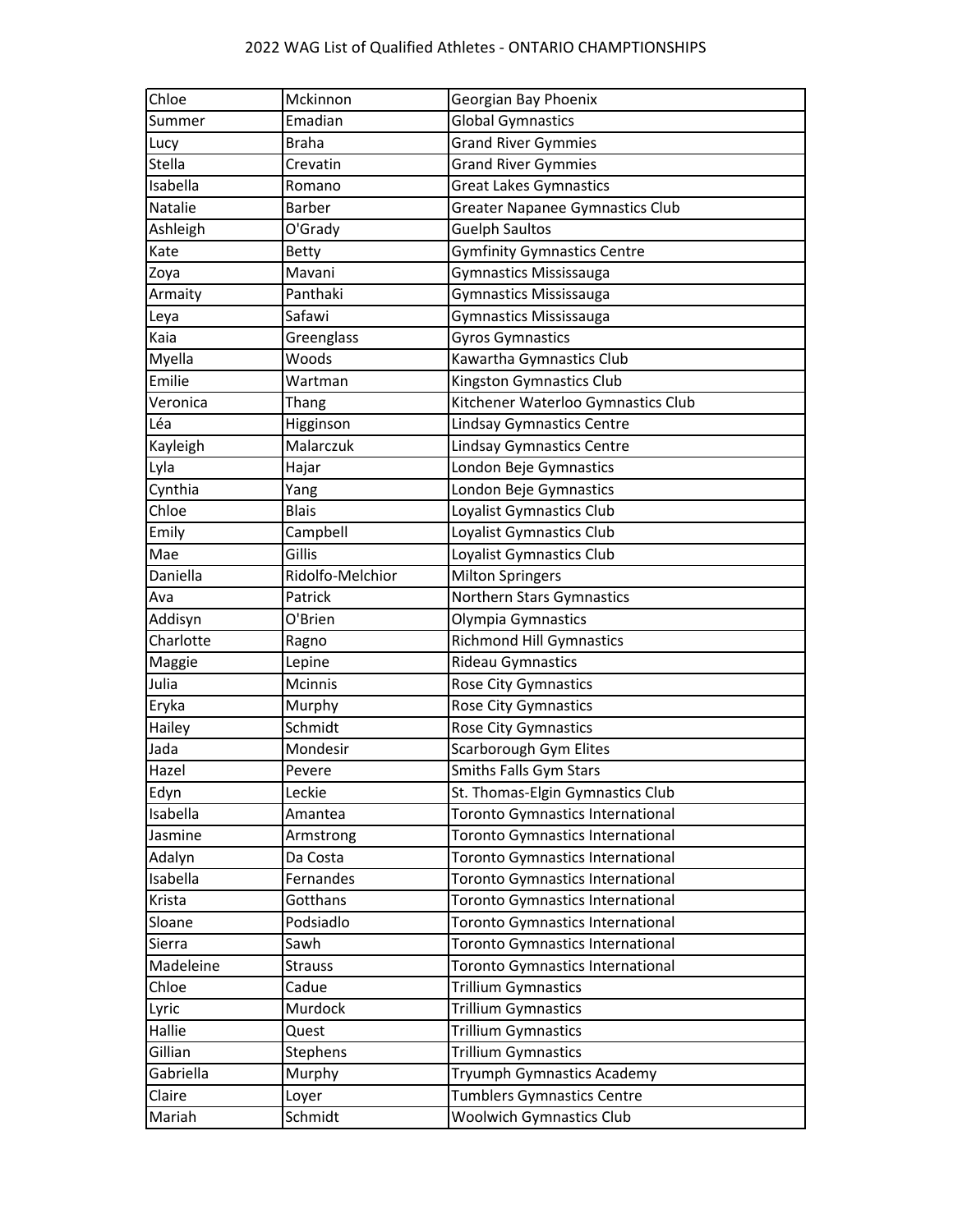| | | |
| --- | --- | --- |
| Chloe | Mckinnon | Georgian Bay Phoenix |
| Summer | Emadian | Global Gymnastics |
| Lucy | Braha | Grand River Gymmies |
| Stella | Crevatin | Grand River Gymmies |
| Isabella | Romano | Great Lakes Gymnastics |
| Natalie | Barber | Greater Napanee Gymnastics Club |
| Ashleigh | O'Grady | Guelph Saultos |
| Kate | Betty | Gymfinity Gymnastics Centre |
| Zoya | Mavani | Gymnastics Mississauga |
| Armaity | Panthaki | Gymnastics Mississauga |
| Leya | Safawi | Gymnastics Mississauga |
| Kaia | Greenglass | Gyros Gymnastics |
| Myella | Woods | Kawartha Gymnastics Club |
| Emilie | Wartman | Kingston Gymnastics Club |
| Veronica | Thang | Kitchener Waterloo Gymnastics Club |
| Léa | Higginson | Lindsay Gymnastics Centre |
| Kayleigh | Malarczuk | Lindsay Gymnastics Centre |
| Lyla | Hajar | London Beje Gymnastics |
| Cynthia | Yang | London Beje Gymnastics |
| Chloe | Blais | Loyalist Gymnastics Club |
| Emily | Campbell | Loyalist Gymnastics Club |
| Mae | Gillis | Loyalist Gymnastics Club |
| Daniella | Ridolfo-Melchior | Milton Springers |
| Ava | Patrick | Northern Stars Gymnastics |
| Addisyn | O'Brien | Olympia Gymnastics |
| Charlotte | Ragno | Richmond Hill Gymnastics |
| Maggie | Lepine | Rideau Gymnastics |
| Julia | Mcinnis | Rose City Gymnastics |
| Eryka | Murphy | Rose City Gymnastics |
| Hailey | Schmidt | Rose City Gymnastics |
| Jada | Mondesir | Scarborough Gym Elites |
| Hazel | Pevere | Smiths Falls Gym Stars |
| Edyn | Leckie | St. Thomas-Elgin Gymnastics Club |
| Isabella | Amantea | Toronto Gymnastics International |
| Jasmine | Armstrong | Toronto Gymnastics International |
| Adalyn | Da Costa | Toronto Gymnastics International |
| Isabella | Fernandes | Toronto Gymnastics International |
| Krista | Gotthans | Toronto Gymnastics International |
| Sloane | Podsiadlo | Toronto Gymnastics International |
| Sierra | Sawh | Toronto Gymnastics International |
| Madeleine | Strauss | Toronto Gymnastics International |
| Chloe | Cadue | Trillium Gymnastics |
| Lyric | Murdock | Trillium Gymnastics |
| Hallie | Quest | Trillium Gymnastics |
| Gillian | Stephens | Trillium Gymnastics |
| Gabriella | Murphy | Tryumph Gymnastics Academy |
| Claire | Loyer | Tumblers Gymnastics Centre |
| Mariah | Schmidt | Woolwich Gymnastics Club |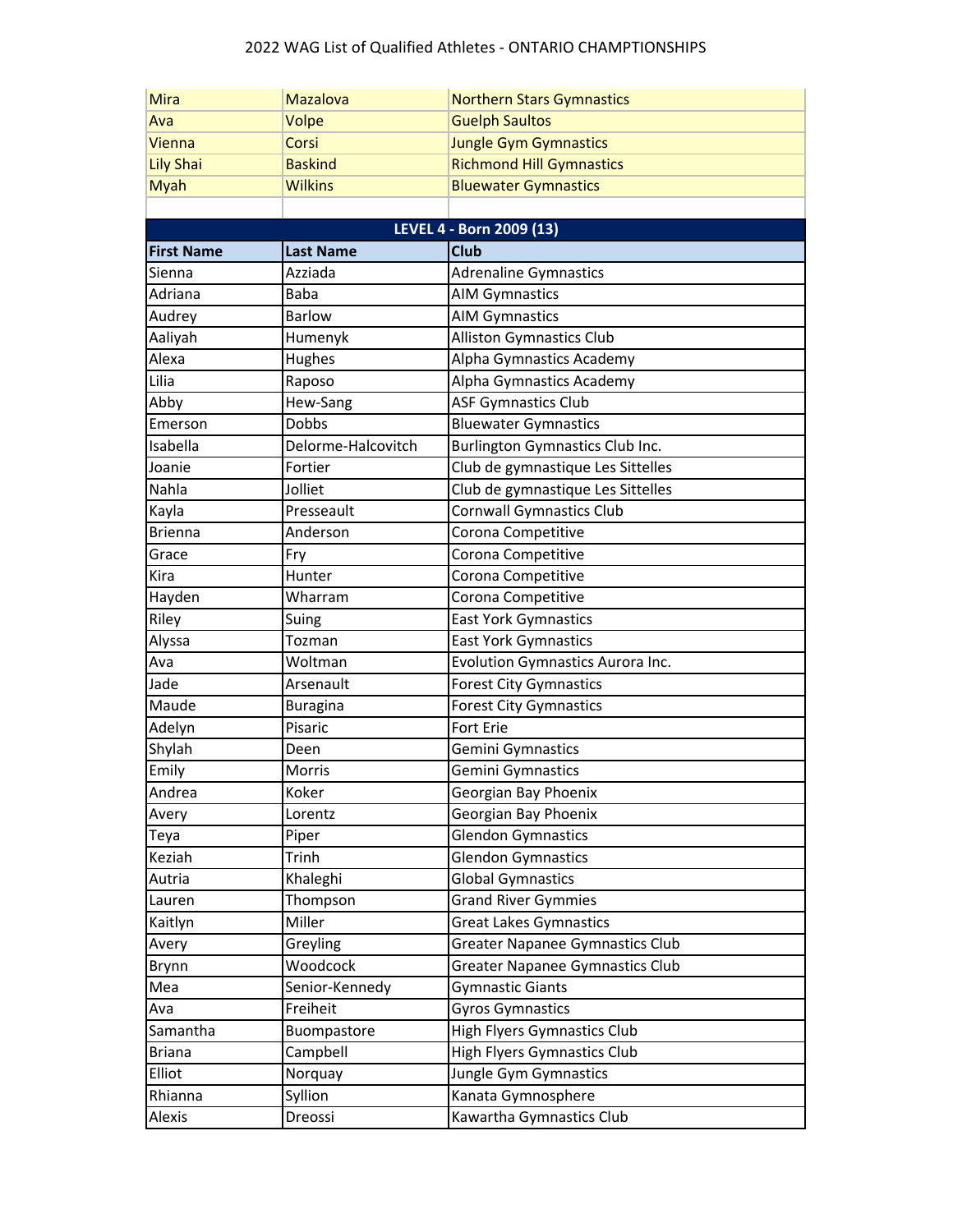| | | |
|---|---|---|
| Mira | Mazalova | Northern Stars Gymnastics |
| Ava | Volpe | Guelph Saultos |
| Vienna | Corsi | Jungle Gym Gymnastics |
| Lily Shai | Baskind | Richmond Hill Gymnastics |
| Myah | Wilkins | Bluewater Gymnastics |

| LEVEL 4 - Born 2009 (13) | | |
|---|---|---|
| **First Name** | **Last Name** | **Club** |
| Sienna | Azziada | Adrenaline Gymnastics |
| Adriana | Baba | AIM Gymnastics |
| Audrey | Barlow | AIM Gymnastics |
| Aaliyah | Humenyk | Alliston Gymnastics Club |
| Alexa | Hughes | Alpha Gymnastics Academy |
| Lilia | Raposo | Alpha Gymnastics Academy |
| Abby | Hew-Sang | ASF Gymnastics Club |
| Emerson | Dobbs | Bluewater Gymnastics |
| Isabella | Delorme-Halcovitch | Burlington Gymnastics Club Inc. |
| Joanie | Fortier | Club de gymnastique Les Sittelles |
| Nahla | Jolliet | Club de gymnastique Les Sittelles |
| Kayla | Presseault | Cornwall Gymnastics Club |
| Brienna | Anderson | Corona Competitive |
| Grace | Fry | Corona Competitive |
| Kira | Hunter | Corona Competitive |
| Hayden | Wharram | Corona Competitive |
| Riley | Suing | East York Gymnastics |
| Alyssa | Tozman | East York Gymnastics |
| Ava | Woltman | Evolution Gymnastics Aurora Inc. |
| Jade | Arsenault | Forest City Gymnastics |
| Maude | Buragina | Forest City Gymnastics |
| Adelyn | Pisaric | Fort Erie |
| Shylah | Deen | Gemini Gymnastics |
| Emily | Morris | Gemini Gymnastics |
| Andrea | Koker | Georgian Bay Phoenix |
| Avery | Lorentz | Georgian Bay Phoenix |
| Teya | Piper | Glendon Gymnastics |
| Keziah | Trinh | Glendon Gymnastics |
| Autria | Khaleghi | Global Gymnastics |
| Lauren | Thompson | Grand River Gymmies |
| Kaitlyn | Miller | Great Lakes Gymnastics |
| Avery | Greyling | Greater Napanee Gymnastics Club |
| Brynn | Woodcock | Greater Napanee Gymnastics Club |
| Mea | Senior-Kennedy | Gymnastic Giants |
| Ava | Freiheit | Gyros Gymnastics |
| Samantha | Buompastore | High Flyers Gymnastics Club |
| Briana | Campbell | High Flyers Gymnastics Club |
| Elliot | Norquay | Jungle Gym Gymnastics |
| Rhianna | Syllion | Kanata Gymnosphere |
| Alexis | Dreossi | Kawartha Gymnastics Club |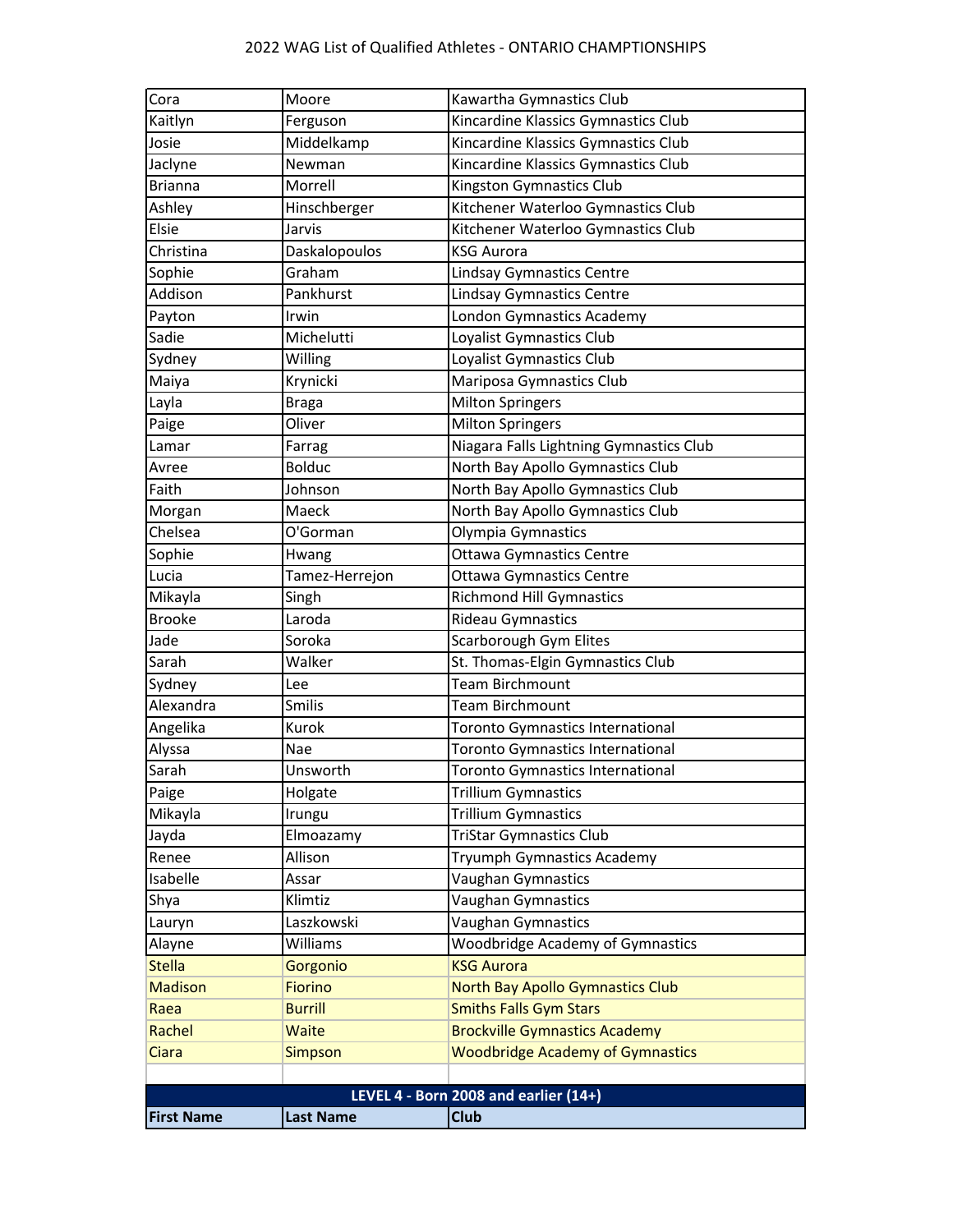| | | |
|---|---|---|
| Cora | Moore | Kawartha Gymnastics Club |
| Kaitlyn | Ferguson | Kincardine Klassics Gymnastics Club |
| Josie | Middelkamp | Kincardine Klassics Gymnastics Club |
| Jaclyne | Newman | Kincardine Klassics Gymnastics Club |
| Brianna | Morrell | Kingston Gymnastics Club |
| Ashley | Hinschberger | Kitchener Waterloo Gymnastics Club |
| Elsie | Jarvis | Kitchener Waterloo Gymnastics Club |
| Christina | Daskalopoulos | KSG Aurora |
| Sophie | Graham | Lindsay Gymnastics Centre |
| Addison | Pankhurst | Lindsay Gymnastics Centre |
| Payton | Irwin | London Gymnastics Academy |
| Sadie | Michelutti | Loyalist Gymnastics Club |
| Sydney | Willing | Loyalist Gymnastics Club |
| Maiya | Krynicki | Mariposa Gymnastics Club |
| Layla | Braga | Milton Springers |
| Paige | Oliver | Milton Springers |
| Lamar | Farrag | Niagara Falls Lightning Gymnastics Club |
| Avree | Bolduc | North Bay Apollo Gymnastics Club |
| Faith | Johnson | North Bay Apollo Gymnastics Club |
| Morgan | Maeck | North Bay Apollo Gymnastics Club |
| Chelsea | O'Gorman | Olympia Gymnastics |
| Sophie | Hwang | Ottawa Gymnastics Centre |
| Lucia | Tamez-Herrejon | Ottawa Gymnastics Centre |
| Mikayla | Singh | Richmond Hill Gymnastics |
| Brooke | Laroda | Rideau Gymnastics |
| Jade | Soroka | Scarborough Gym Elites |
| Sarah | Walker | St. Thomas-Elgin Gymnastics Club |
| Sydney | Lee | Team Birchmount |
| Alexandra | Smilis | Team Birchmount |
| Angelika | Kurok | Toronto Gymnastics International |
| Alyssa | Nae | Toronto Gymnastics International |
| Sarah | Unsworth | Toronto Gymnastics International |
| Paige | Holgate | Trillium Gymnastics |
| Mikayla | Irungu | Trillium Gymnastics |
| Jayda | Elmoazamy | TriStar Gymnastics Club |
| Renee | Allison | Tryumph Gymnastics Academy |
| Isabelle | Assar | Vaughan Gymnastics |
| Shya | Klimtiz | Vaughan Gymnastics |
| Lauryn | Laszkowski | Vaughan Gymnastics |
| Alayne | Williams | Woodbridge Academy of Gymnastics |
| Stella | Gorgonio | KSG Aurora |
| Madison | Fiorino | North Bay Apollo Gymnastics Club |
| Raea | Burrill | Smiths Falls Gym Stars |
| Rachel | Waite | Brockville Gymnastics Academy |
| Ciara | Simpson | Woodbridge Academy of Gymnastics |

**LEVEL 4 - Born 2008 and earlier (14+)**

| First Name | Last Name | Club |
|---|---|---|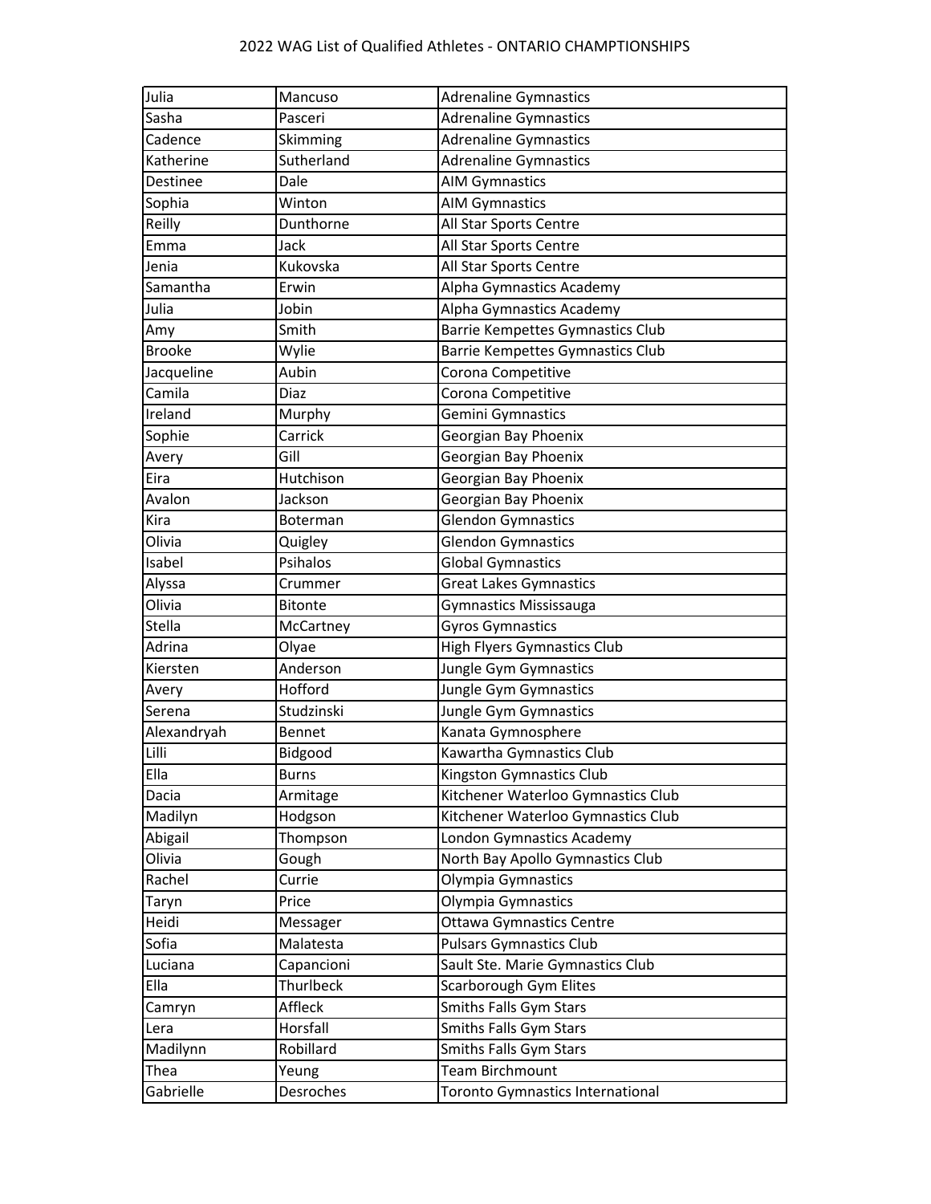# 2022 WAG List of Qualified Athletes - ONTARIO CHAMPTIONSHIPS

| | | |
|---|---|---|
| Julia | Mancuso | Adrenaline Gymnastics |
| Sasha | Pasceri | Adrenaline Gymnastics |
| Cadence | Skimming | Adrenaline Gymnastics |
| Katherine | Sutherland | Adrenaline Gymnastics |
| Destinee | Dale | AIM Gymnastics |
| Sophia | Winton | AIM Gymnastics |
| Reilly | Dunthorne | All Star Sports Centre |
| Emma | Jack | All Star Sports Centre |
| Jenia | Kukovska | All Star Sports Centre |
| Samantha | Erwin | Alpha Gymnastics Academy |
| Julia | Jobin | Alpha Gymnastics Academy |
| Amy | Smith | Barrie Kempettes Gymnastics Club |
| Brooke | Wylie | Barrie Kempettes Gymnastics Club |
| Jacqueline | Aubin | Corona Competitive |
| Camila | Diaz | Corona Competitive |
| Ireland | Murphy | Gemini Gymnastics |
| Sophie | Carrick | Georgian Bay Phoenix |
| Avery | Gill | Georgian Bay Phoenix |
| Eira | Hutchison | Georgian Bay Phoenix |
| Avalon | Jackson | Georgian Bay Phoenix |
| Kira | Boterman | Glendon Gymnastics |
| Olivia | Quigley | Glendon Gymnastics |
| Isabel | Psihalos | Global Gymnastics |
| Alyssa | Crummer | Great Lakes Gymnastics |
| Olivia | Bitonte | Gymnastics Mississauga |
| Stella | McCartney | Gyros Gymnastics |
| Adrina | Olyae | High Flyers Gymnastics Club |
| Kiersten | Anderson | Jungle Gym Gymnastics |
| Avery | Hofford | Jungle Gym Gymnastics |
| Serena | Studzinski | Jungle Gym Gymnastics |
| Alexandryah | Bennet | Kanata Gymnosphere |
| Lilli | Bidgood | Kawartha Gymnastics Club |
| Ella | Burns | Kingston Gymnastics Club |
| Dacia | Armitage | Kitchener Waterloo Gymnastics Club |
| Madilyn | Hodgson | Kitchener Waterloo Gymnastics Club |
| Abigail | Thompson | London Gymnastics Academy |
| Olivia | Gough | North Bay Apollo Gymnastics Club |
| Rachel | Currie | Olympia Gymnastics |
| Taryn | Price | Olympia Gymnastics |
| Heidi | Messager | Ottawa Gymnastics Centre |
| Sofia | Malatesta | Pulsars Gymnastics Club |
| Luciana | Capancioni | Sault Ste. Marie Gymnastics Club |
| Ella | Thurlbeck | Scarborough Gym Elites |
| Camryn | Affleck | Smiths Falls Gym Stars |
| Lera | Horsfall | Smiths Falls Gym Stars |
| Madilynn | Robillard | Smiths Falls Gym Stars |
| Thea | Yeung | Team Birchmount |
| Gabrielle | Desroches | Toronto Gymnastics International |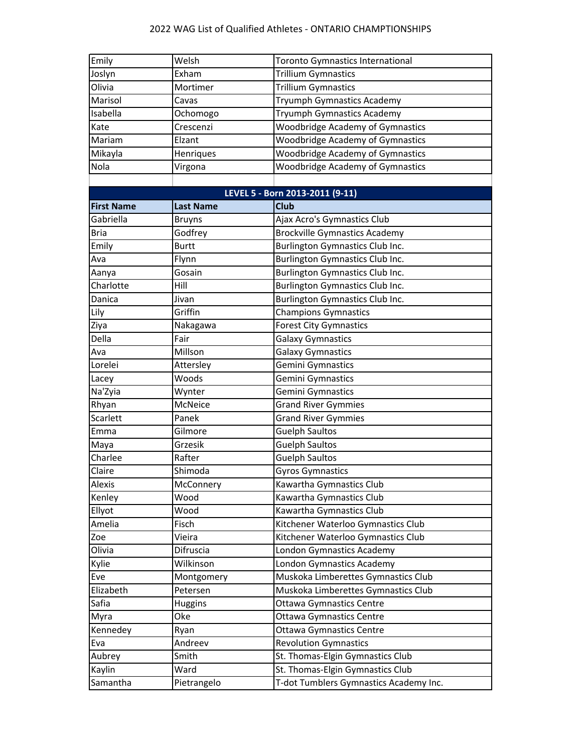| | | |
|---|---|---|
| Emily | Welsh | Toronto Gymnastics International |
| Joslyn | Exham | Trillium Gymnastics |
| Olivia | Mortimer | Trillium Gymnastics |
| Marisol | Cavas | Tryumph Gymnastics Academy |
| Isabella | Ochomogo | Tryumph Gymnastics Academy |
| Kate | Crescenzi | Woodbridge Academy of Gymnastics |
| Mariam | Elzant | Woodbridge Academy of Gymnastics |
| Mikayla | Henriques | Woodbridge Academy of Gymnastics |
| Nola | Virgona | Woodbridge Academy of Gymnastics |

**LEVEL 5 - Born 2013-2011 (9-11)**

| First Name | Last Name | Club |
|---|---|---|
| Gabriella | Bruyns | Ajax Acro's Gymnastics Club |
| Bria | Godfrey | Brockville Gymnastics Academy |
| Emily | Burtt | Burlington Gymnastics Club Inc. |
| Ava | Flynn | Burlington Gymnastics Club Inc. |
| Aanya | Gosain | Burlington Gymnastics Club Inc. |
| Charlotte | Hill | Burlington Gymnastics Club Inc. |
| Danica | Jivan | Burlington Gymnastics Club Inc. |
| Lily | Griffin | Champions Gymnastics |
| Ziya | Nakagawa | Forest City Gymnastics |
| Della | Fair | Galaxy Gymnastics |
| Ava | Millson | Galaxy Gymnastics |
| Lorelei | Attersley | Gemini Gymnastics |
| Lacey | Woods | Gemini Gymnastics |
| Na'Zyia | Wynter | Gemini Gymnastics |
| Rhyan | McNeice | Grand River Gymmies |
| Scarlett | Panek | Grand River Gymmies |
| Emma | Gilmore | Guelph Saultos |
| Maya | Grzesik | Guelph Saultos |
| Charlee | Rafter | Guelph Saultos |
| Claire | Shimoda | Gyros Gymnastics |
| Alexis | McConnery | Kawartha Gymnastics Club |
| Kenley | Wood | Kawartha Gymnastics Club |
| Ellyot | Wood | Kawartha Gymnastics Club |
| Amelia | Fisch | Kitchener Waterloo Gymnastics Club |
| Zoe | Vieira | Kitchener Waterloo Gymnastics Club |
| Olivia | Difruscia | London Gymnastics Academy |
| Kylie | Wilkinson | London Gymnastics Academy |
| Eve | Montgomery | Muskoka Limberettes Gymnastics Club |
| Elizabeth | Petersen | Muskoka Limberettes Gymnastics Club |
| Safia | Huggins | Ottawa Gymnastics Centre |
| Myra | Oke | Ottawa Gymnastics Centre |
| Kennedey | Ryan | Ottawa Gymnastics Centre |
| Eva | Andreev | Revolution Gymnastics |
| Aubrey | Smith | St. Thomas-Elgin Gymnastics Club |
| Kaylin | Ward | St. Thomas-Elgin Gymnastics Club |
| Samantha | Pietrangelo | T-dot Tumblers Gymnastics Academy Inc. |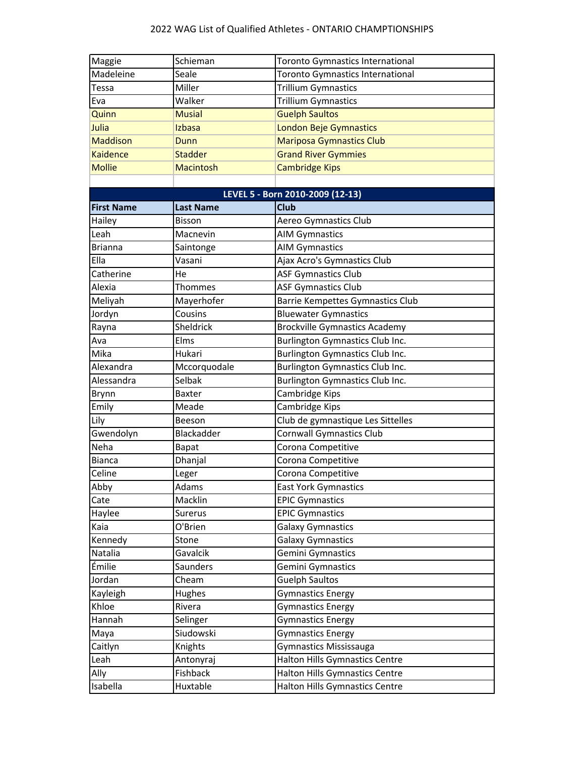| | | |
|---|---|---|
| Maggie | Schieman | Toronto Gymnastics International |
| Madeleine | Seale | Toronto Gymnastics International |
| Tessa | Miller | Trillium Gymnastics |
| Eva | Walker | Trillium Gymnastics |
| Quinn | Musial | Guelph Saultos |
| Julia | Izbasa | London Beje Gymnastics |
| Maddison | Dunn | Mariposa Gymnastics Club |
| Kaidence | Stadder | Grand River Gymmies |
| Mollie | Macintosh | Cambridge Kips |

**LEVEL 5 - Born 2010-2009 (12-13)**

| First Name | Last Name | Club |
|---|---|---|
| Hailey | Bisson | Aereo Gymnastics Club |
| Leah | Macnevin | AIM Gymnastics |
| Brianna | Saintonge | AIM Gymnastics |
| Ella | Vasani | Ajax Acro's Gymnastics Club |
| Catherine | He | ASF Gymnastics Club |
| Alexia | Thommes | ASF Gymnastics Club |
| Meliyah | Mayerhofer | Barrie Kempettes Gymnastics Club |
| Jordyn | Cousins | Bluewater Gymnastics |
| Rayna | Sheldrick | Brockville Gymnastics Academy |
| Ava | Elms | Burlington Gymnastics Club Inc. |
| Mika | Hukari | Burlington Gymnastics Club Inc. |
| Alexandra | Mccorquodale | Burlington Gymnastics Club Inc. |
| Alessandra | Selbak | Burlington Gymnastics Club Inc. |
| Brynn | Baxter | Cambridge Kips |
| Emily | Meade | Cambridge Kips |
| Lily | Beeson | Club de gymnastique Les Sittelles |
| Gwendolyn | Blackadder | Cornwall Gymnastics Club |
| Neha | Bapat | Corona Competitive |
| Bianca | Dhanjal | Corona Competitive |
| Celine | Leger | Corona Competitive |
| Abby | Adams | East York Gymnastics |
| Cate | Macklin | EPIC Gymnastics |
| Haylee | Surerus | EPIC Gymnastics |
| Kaia | O'Brien | Galaxy Gymnastics |
| Kennedy | Stone | Galaxy Gymnastics |
| Natalia | Gavalcik | Gemini Gymnastics |
| Émilie | Saunders | Gemini Gymnastics |
| Jordan | Cheam | Guelph Saultos |
| Kayleigh | Hughes | Gymnastics Energy |
| Khloe | Rivera | Gymnastics Energy |
| Hannah | Selinger | Gymnastics Energy |
| Maya | Siudowski | Gymnastics Energy |
| Caitlyn | Knights | Gymnastics Mississauga |
| Leah | Antonyraj | Halton Hills Gymnastics Centre |
| Ally | Fishback | Halton Hills Gymnastics Centre |
| Isabella | Huxtable | Halton Hills Gymnastics Centre |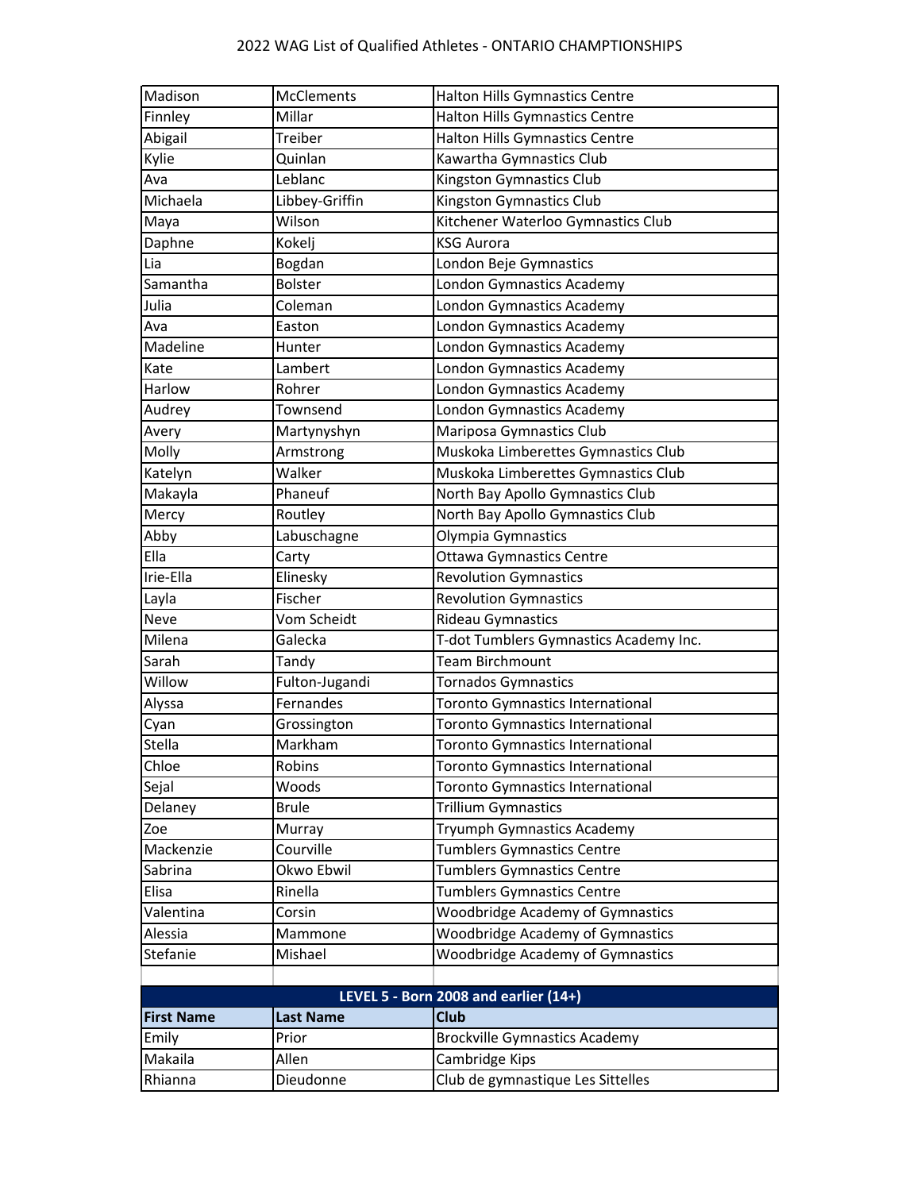| | | |
|---|---|---|
| Madison | McClements | Halton Hills Gymnastics Centre |
| Finnley | Millar | Halton Hills Gymnastics Centre |
| Abigail | Treiber | Halton Hills Gymnastics Centre |
| Kylie | Quinlan | Kawartha Gymnastics Club |
| Ava | Leblanc | Kingston Gymnastics Club |
| Michaela | Libbey-Griffin | Kingston Gymnastics Club |
| Maya | Wilson | Kitchener Waterloo Gymnastics Club |
| Daphne | Kokelj | KSG Aurora |
| Lia | Bogdan | London Beje Gymnastics |
| Samantha | Bolster | London Gymnastics Academy |
| Julia | Coleman | London Gymnastics Academy |
| Ava | Easton | London Gymnastics Academy |
| Madeline | Hunter | London Gymnastics Academy |
| Kate | Lambert | London Gymnastics Academy |
| Harlow | Rohrer | London Gymnastics Academy |
| Audrey | Townsend | London Gymnastics Academy |
| Avery | Martynyshyn | Mariposa Gymnastics Club |
| Molly | Armstrong | Muskoka Limberettes Gymnastics Club |
| Katelyn | Walker | Muskoka Limberettes Gymnastics Club |
| Makayla | Phaneuf | North Bay Apollo Gymnastics Club |
| Mercy | Routley | North Bay Apollo Gymnastics Club |
| Abby | Labuschagne | Olympia Gymnastics |
| Ella | Carty | Ottawa Gymnastics Centre |
| Irie-Ella | Elinesky | Revolution Gymnastics |
| Layla | Fischer | Revolution Gymnastics |
| Neve | Vom Scheidt | Rideau Gymnastics |
| Milena | Galecka | T-dot Tumblers Gymnastics Academy Inc. |
| Sarah | Tandy | Team Birchmount |
| Willow | Fulton-Jugandi | Tornados Gymnastics |
| Alyssa | Fernandes | Toronto Gymnastics International |
| Cyan | Grossington | Toronto Gymnastics International |
| Stella | Markham | Toronto Gymnastics International |
| Chloe | Robins | Toronto Gymnastics International |
| Sejal | Woods | Toronto Gymnastics International |
| Delaney | Brule | Trillium Gymnastics |
| Zoe | Murray | Tryumph Gymnastics Academy |
| Mackenzie | Courville | Tumblers Gymnastics Centre |
| Sabrina | Okwo Ebwil | Tumblers Gymnastics Centre |
| Elisa | Rinella | Tumblers Gymnastics Centre |
| Valentina | Corsin | Woodbridge Academy of Gymnastics |
| Alessia | Mammone | Woodbridge Academy of Gymnastics |
| Stefanie | Mishael | Woodbridge Academy of Gymnastics |

**LEVEL 5 - Born 2008 and earlier (14+)**

| First Name | Last Name | Club |
|---|---|---|
| Emily | Prior | Brockville Gymnastics Academy |
| Makaila | Allen | Cambridge Kips |
| Rhianna | Dieudonne | Club de gymnastique Les Sittelles |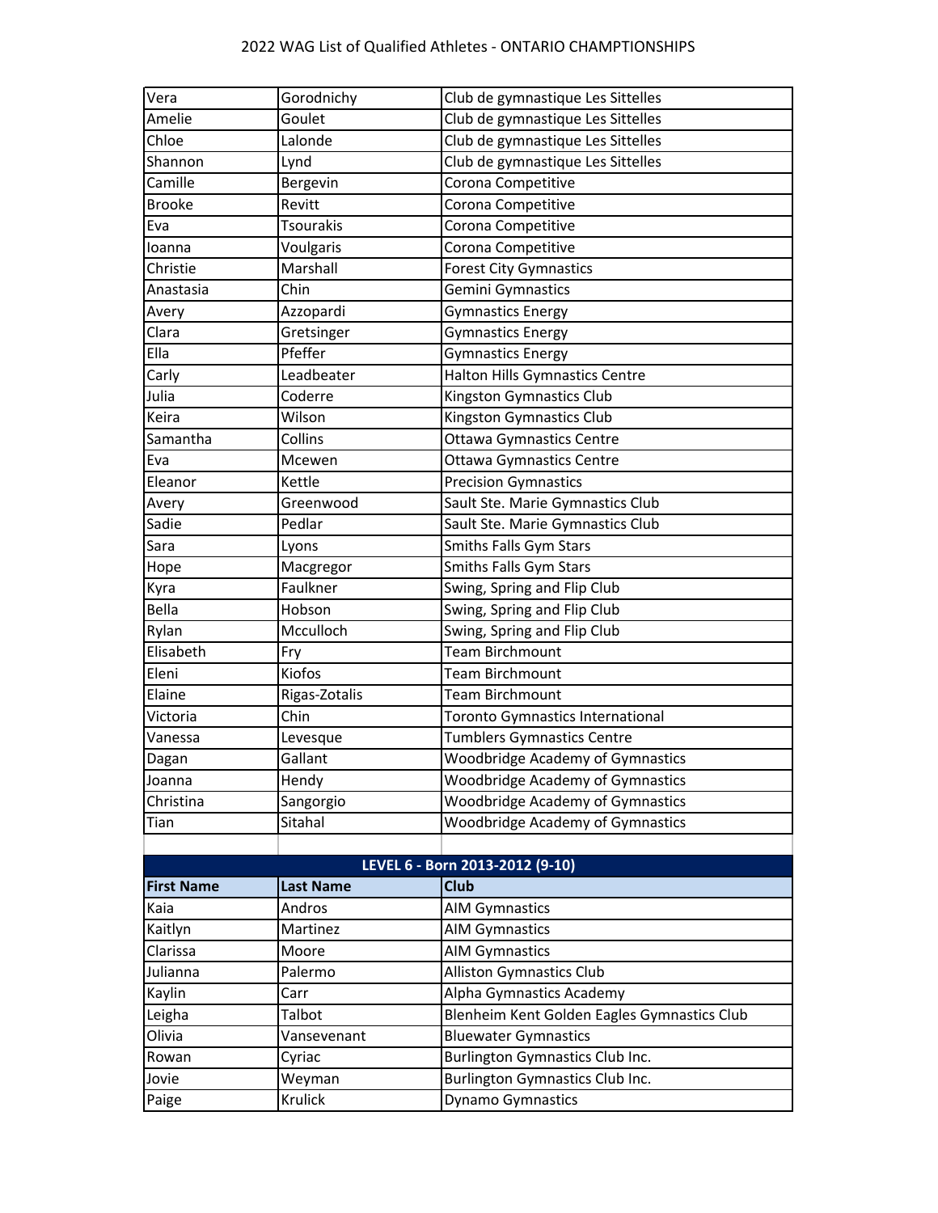| | | |
|---|---|---|
| Vera | Gorodnichy | Club de gymnastique Les Sittelles |
| Amelie | Goulet | Club de gymnastique Les Sittelles |
| Chloe | Lalonde | Club de gymnastique Les Sittelles |
| Shannon | Lynd | Club de gymnastique Les Sittelles |
| Camille | Bergevin | Corona Competitive |
| Brooke | Revitt | Corona Competitive |
| Eva | Tsourakis | Corona Competitive |
| Ioanna | Voulgaris | Corona Competitive |
| Christie | Marshall | Forest City Gymnastics |
| Anastasia | Chin | Gemini Gymnastics |
| Avery | Azzopardi | Gymnastics Energy |
| Clara | Gretsinger | Gymnastics Energy |
| Ella | Pfeffer | Gymnastics Energy |
| Carly | Leadbeater | Halton Hills Gymnastics Centre |
| Julia | Coderre | Kingston Gymnastics Club |
| Keira | Wilson | Kingston Gymnastics Club |
| Samantha | Collins | Ottawa Gymnastics Centre |
| Eva | Mcewen | Ottawa Gymnastics Centre |
| Eleanor | Kettle | Precision Gymnastics |
| Avery | Greenwood | Sault Ste. Marie Gymnastics Club |
| Sadie | Pedlar | Sault Ste. Marie Gymnastics Club |
| Sara | Lyons | Smiths Falls Gym Stars |
| Hope | Macgregor | Smiths Falls Gym Stars |
| Kyra | Faulkner | Swing, Spring and Flip Club |
| Bella | Hobson | Swing, Spring and Flip Club |
| Rylan | Mcculloch | Swing, Spring and Flip Club |
| Elisabeth | Fry | Team Birchmount |
| Eleni | Kiofos | Team Birchmount |
| Elaine | Rigas-Zotalis | Team Birchmount |
| Victoria | Chin | Toronto Gymnastics International |
| Vanessa | Levesque | Tumblers Gymnastics Centre |
| Dagan | Gallant | Woodbridge Academy of Gymnastics |
| Joanna | Hendy | Woodbridge Academy of Gymnastics |
| Christina | Sangorgio | Woodbridge Academy of Gymnastics |
| Tian | Sitahal | Woodbridge Academy of Gymnastics |

## LEVEL 6 - Born 2013-2012 (9-10)

| First Name | Last Name | Club |
|---|---|---|
| Kaia | Andros | AIM Gymnastics |
| Kaitlyn | Martinez | AIM Gymnastics |
| Clarissa | Moore | AIM Gymnastics |
| Julianna | Palermo | Alliston Gymnastics Club |
| Kaylin | Carr | Alpha Gymnastics Academy |
| Leigha | Talbot | Blenheim Kent Golden Eagles Gymnastics Club |
| Olivia | Vansevenant | Bluewater Gymnastics |
| Rowan | Cyriac | Burlington Gymnastics Club Inc. |
| Jovie | Weyman | Burlington Gymnastics Club Inc. |
| Paige | Krulick | Dynamo Gymnastics |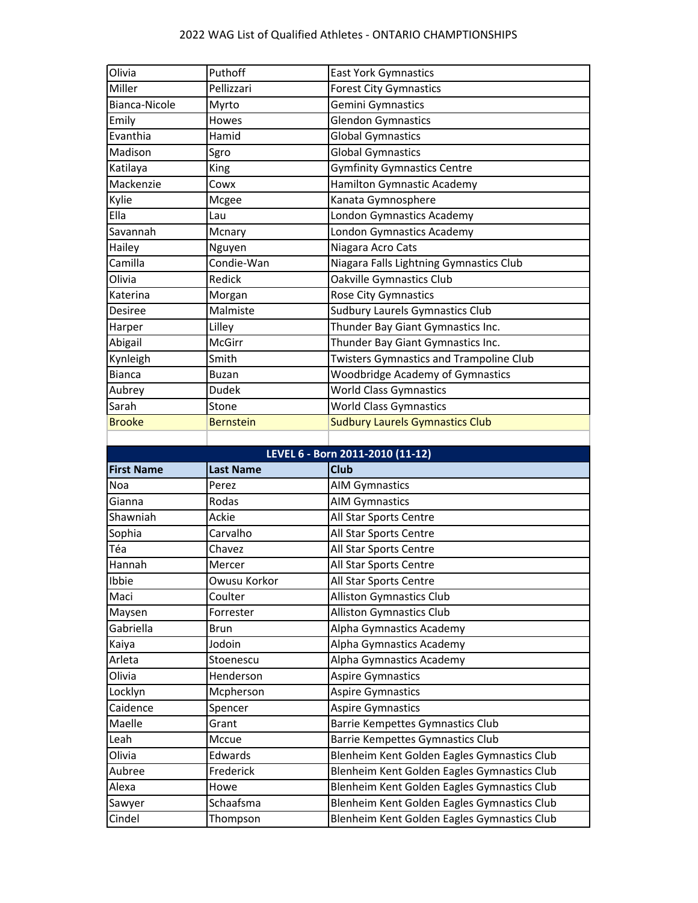| | | |
|---|---|---|
| Olivia | Puthoff | East York Gymnastics |
| Miller | Pellizzari | Forest City Gymnastics |
| Bianca-Nicole | Myrto | Gemini Gymnastics |
| Emily | Howes | Glendon Gymnastics |
| Evanthia | Hamid | Global Gymnastics |
| Madison | Sgro | Global Gymnastics |
| Katilaya | King | Gymfinity Gymnastics Centre |
| Mackenzie | Cowx | Hamilton Gymnastic Academy |
| Kylie | Mcgee | Kanata Gymnosphere |
| Ella | Lau | London Gymnastics Academy |
| Savannah | Mcnary | London Gymnastics Academy |
| Hailey | Nguyen | Niagara Acro Cats |
| Camilla | Condie-Wan | Niagara Falls Lightning Gymnastics Club |
| Olivia | Redick | Oakville Gymnastics Club |
| Katerina | Morgan | Rose City Gymnastics |
| Desiree | Malmiste | Sudbury Laurels Gymnastics Club |
| Harper | Lilley | Thunder Bay Giant Gymnastics Inc. |
| Abigail | McGirr | Thunder Bay Giant Gymnastics Inc. |
| Kynleigh | Smith | Twisters Gymnastics and Trampoline Club |
| Bianca | Buzan | Woodbridge Academy of Gymnastics |
| Aubrey | Dudek | World Class Gymnastics |
| Sarah | Stone | World Class Gymnastics |
| Brooke | Bernstein | Sudbury Laurels Gymnastics Club |

## LEVEL 6 - Born 2011-2010 (11-12)

| First Name | Last Name | Club |
|---|---|---|
| Noa | Perez | AIM Gymnastics |
| Gianna | Rodas | AIM Gymnastics |
| Shawniah | Ackie | All Star Sports Centre |
| Sophia | Carvalho | All Star Sports Centre |
| Téa | Chavez | All Star Sports Centre |
| Hannah | Mercer | All Star Sports Centre |
| Ibbie | Owusu Korkor | All Star Sports Centre |
| Maci | Coulter | Alliston Gymnastics Club |
| Maysen | Forrester | Alliston Gymnastics Club |
| Gabriella | Brun | Alpha Gymnastics Academy |
| Kaiya | Jodoin | Alpha Gymnastics Academy |
| Arleta | Stoenescu | Alpha Gymnastics Academy |
| Olivia | Henderson | Aspire Gymnastics |
| Locklyn | Mcpherson | Aspire Gymnastics |
| Caidence | Spencer | Aspire Gymnastics |
| Maelle | Grant | Barrie Kempettes Gymnastics Club |
| Leah | Mccue | Barrie Kempettes Gymnastics Club |
| Olivia | Edwards | Blenheim Kent Golden Eagles Gymnastics Club |
| Aubree | Frederick | Blenheim Kent Golden Eagles Gymnastics Club |
| Alexa | Howe | Blenheim Kent Golden Eagles Gymnastics Club |
| Sawyer | Schaafsma | Blenheim Kent Golden Eagles Gymnastics Club |
| Cindel | Thompson | Blenheim Kent Golden Eagles Gymnastics Club |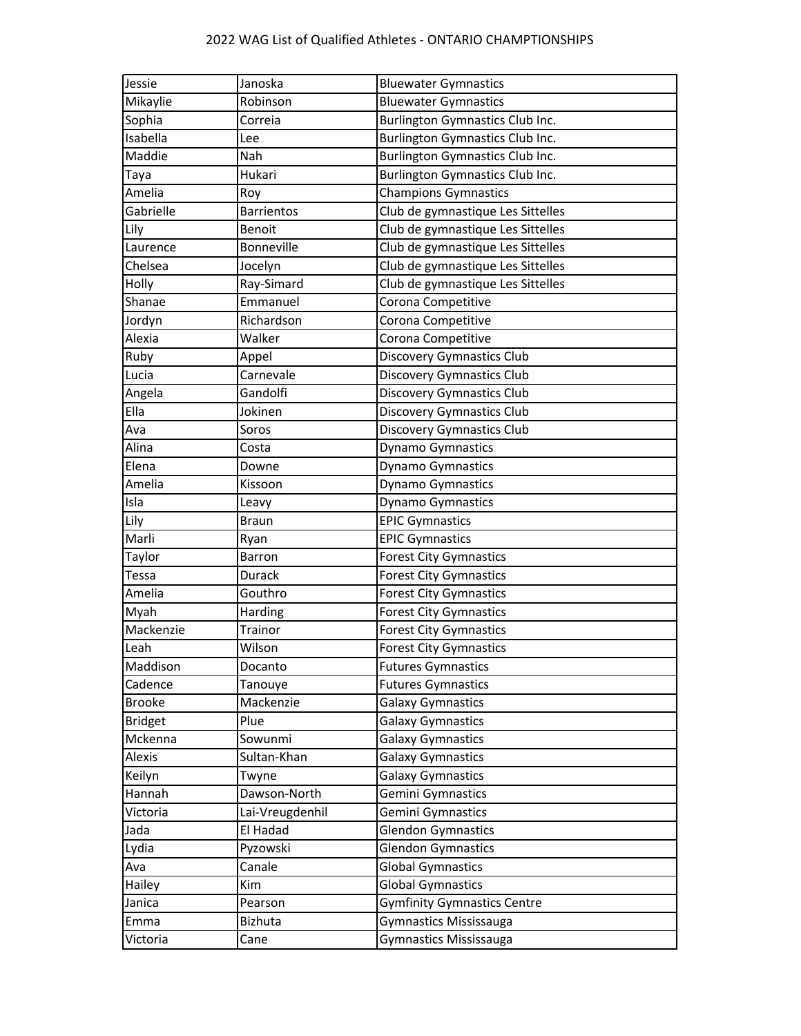# 2022 WAG List of Qualified Athletes - ONTARIO CHAMPTIONSHIPS

| | | |
|---|---|---|
| Jessie | Janoska | Bluewater Gymnastics |
| Mikaylie | Robinson | Bluewater Gymnastics |
| Sophia | Correia | Burlington Gymnastics Club Inc. |
| Isabella | Lee | Burlington Gymnastics Club Inc. |
| Maddie | Nah | Burlington Gymnastics Club Inc. |
| Taya | Hukari | Burlington Gymnastics Club Inc. |
| Amelia | Roy | Champions Gymnastics |
| Gabrielle | Barrientos | Club de gymnastique Les Sittelles |
| Lily | Benoit | Club de gymnastique Les Sittelles |
| Laurence | Bonneville | Club de gymnastique Les Sittelles |
| Chelsea | Jocelyn | Club de gymnastique Les Sittelles |
| Holly | Ray-Simard | Club de gymnastique Les Sittelles |
| Shanae | Emmanuel | Corona Competitive |
| Jordyn | Richardson | Corona Competitive |
| Alexia | Walker | Corona Competitive |
| Ruby | Appel | Discovery Gymnastics Club |
| Lucia | Carnevale | Discovery Gymnastics Club |
| Angela | Gandolfi | Discovery Gymnastics Club |
| Ella | Jokinen | Discovery Gymnastics Club |
| Ava | Soros | Discovery Gymnastics Club |
| Alina | Costa | Dynamo Gymnastics |
| Elena | Downe | Dynamo Gymnastics |
| Amelia | Kissoon | Dynamo Gymnastics |
| Isla | Leavy | Dynamo Gymnastics |
| Lily | Braun | EPIC Gymnastics |
| Marli | Ryan | EPIC Gymnastics |
| Taylor | Barron | Forest City Gymnastics |
| Tessa | Durack | Forest City Gymnastics |
| Amelia | Gouthro | Forest City Gymnastics |
| Myah | Harding | Forest City Gymnastics |
| Mackenzie | Trainor | Forest City Gymnastics |
| Leah | Wilson | Forest City Gymnastics |
| Maddison | Docanto | Futures Gymnastics |
| Cadence | Tanouye | Futures Gymnastics |
| Brooke | Mackenzie | Galaxy Gymnastics |
| Bridget | Plue | Galaxy Gymnastics |
| Mckenna | Sowunmi | Galaxy Gymnastics |
| Alexis | Sultan-Khan | Galaxy Gymnastics |
| Keilyn | Twyne | Galaxy Gymnastics |
| Hannah | Dawson-North | Gemini Gymnastics |
| Victoria | Lai-Vreugdenhil | Gemini Gymnastics |
| Jada | El Hadad | Glendon Gymnastics |
| Lydia | Pyzowski | Glendon Gymnastics |
| Ava | Canale | Global Gymnastics |
| Hailey | Kim | Global Gymnastics |
| Janica | Pearson | Gymfinity Gymnastics Centre |
| Emma | Bizhuta | Gymnastics Mississauga |
| Victoria | Cane | Gymnastics Mississauga |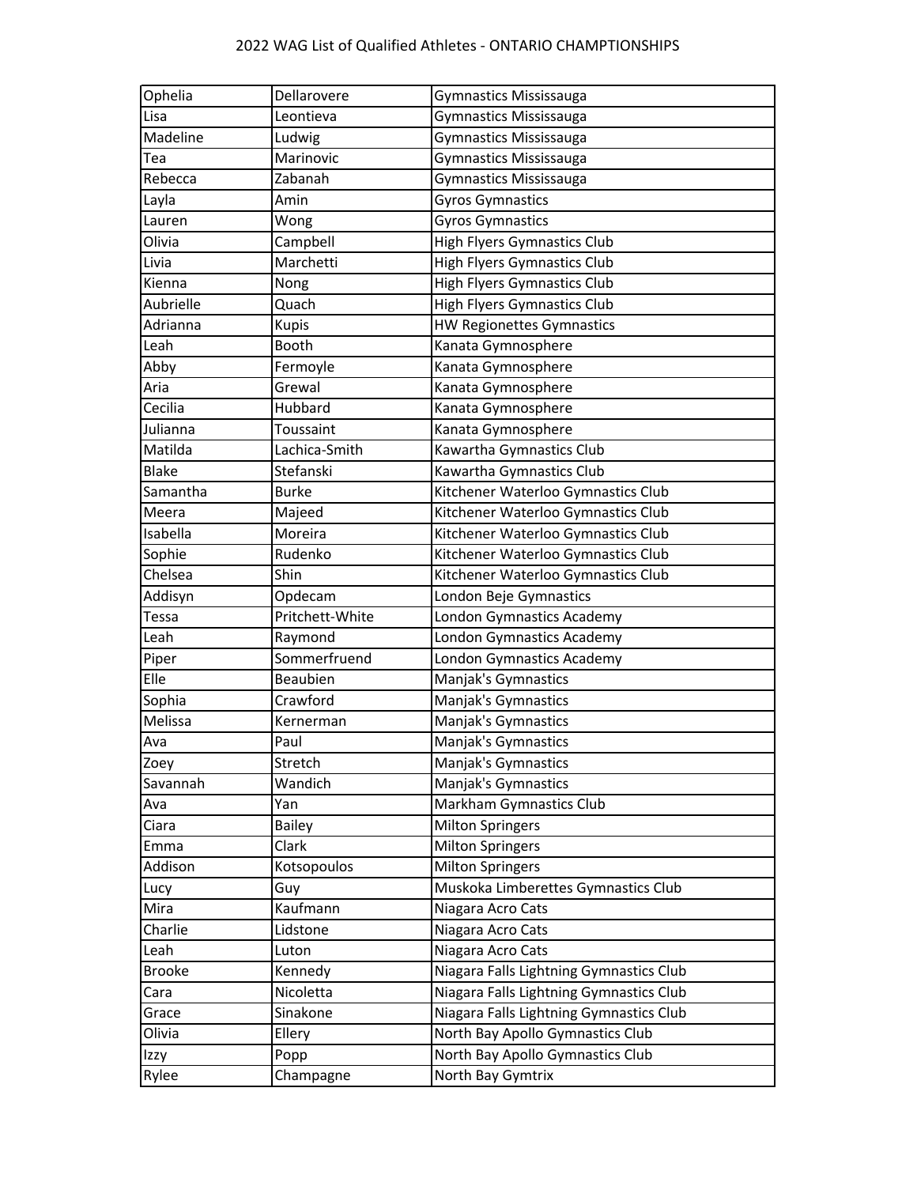2022 WAG List of Qualified Athletes - ONTARIO CHAMPTIONSHIPS

| | | |
|---|---|---|
| Ophelia | Dellarovere | Gymnastics Mississauga |
| Lisa | Leontieva | Gymnastics Mississauga |
| Madeline | Ludwig | Gymnastics Mississauga |
| Tea | Marinovic | Gymnastics Mississauga |
| Rebecca | Zabanah | Gymnastics Mississauga |
| Layla | Amin | Gyros Gymnastics |
| Lauren | Wong | Gyros Gymnastics |
| Olivia | Campbell | High Flyers Gymnastics Club |
| Livia | Marchetti | High Flyers Gymnastics Club |
| Kienna | Nong | High Flyers Gymnastics Club |
| Aubrielle | Quach | High Flyers Gymnastics Club |
| Adrianna | Kupis | HW Regionettes Gymnastics |
| Leah | Booth | Kanata Gymnosphere |
| Abby | Fermoyle | Kanata Gymnosphere |
| Aria | Grewal | Kanata Gymnosphere |
| Cecilia | Hubbard | Kanata Gymnosphere |
| Julianna | Toussaint | Kanata Gymnosphere |
| Matilda | Lachica-Smith | Kawartha Gymnastics Club |
| Blake | Stefanski | Kawartha Gymnastics Club |
| Samantha | Burke | Kitchener Waterloo Gymnastics Club |
| Meera | Majeed | Kitchener Waterloo Gymnastics Club |
| Isabella | Moreira | Kitchener Waterloo Gymnastics Club |
| Sophie | Rudenko | Kitchener Waterloo Gymnastics Club |
| Chelsea | Shin | Kitchener Waterloo Gymnastics Club |
| Addisyn | Opdecam | London Beje Gymnastics |
| Tessa | Pritchett-White | London Gymnastics Academy |
| Leah | Raymond | London Gymnastics Academy |
| Piper | Sommerfruend | London Gymnastics Academy |
| Elle | Beaubien | Manjak's Gymnastics |
| Sophia | Crawford | Manjak's Gymnastics |
| Melissa | Kernerman | Manjak's Gymnastics |
| Ava | Paul | Manjak's Gymnastics |
| Zoey | Stretch | Manjak's Gymnastics |
| Savannah | Wandich | Manjak's Gymnastics |
| Ava | Yan | Markham Gymnastics Club |
| Ciara | Bailey | Milton Springers |
| Emma | Clark | Milton Springers |
| Addison | Kotsopoulos | Milton Springers |
| Lucy | Guy | Muskoka Limberettes Gymnastics Club |
| Mira | Kaufmann | Niagara Acro Cats |
| Charlie | Lidstone | Niagara Acro Cats |
| Leah | Luton | Niagara Acro Cats |
| Brooke | Kennedy | Niagara Falls Lightning Gymnastics Club |
| Cara | Nicoletta | Niagara Falls Lightning Gymnastics Club |
| Grace | Sinakone | Niagara Falls Lightning Gymnastics Club |
| Olivia | Ellery | North Bay Apollo Gymnastics Club |
| Izzy | Popp | North Bay Apollo Gymnastics Club |
| Rylee | Champagne | North Bay Gymtrix |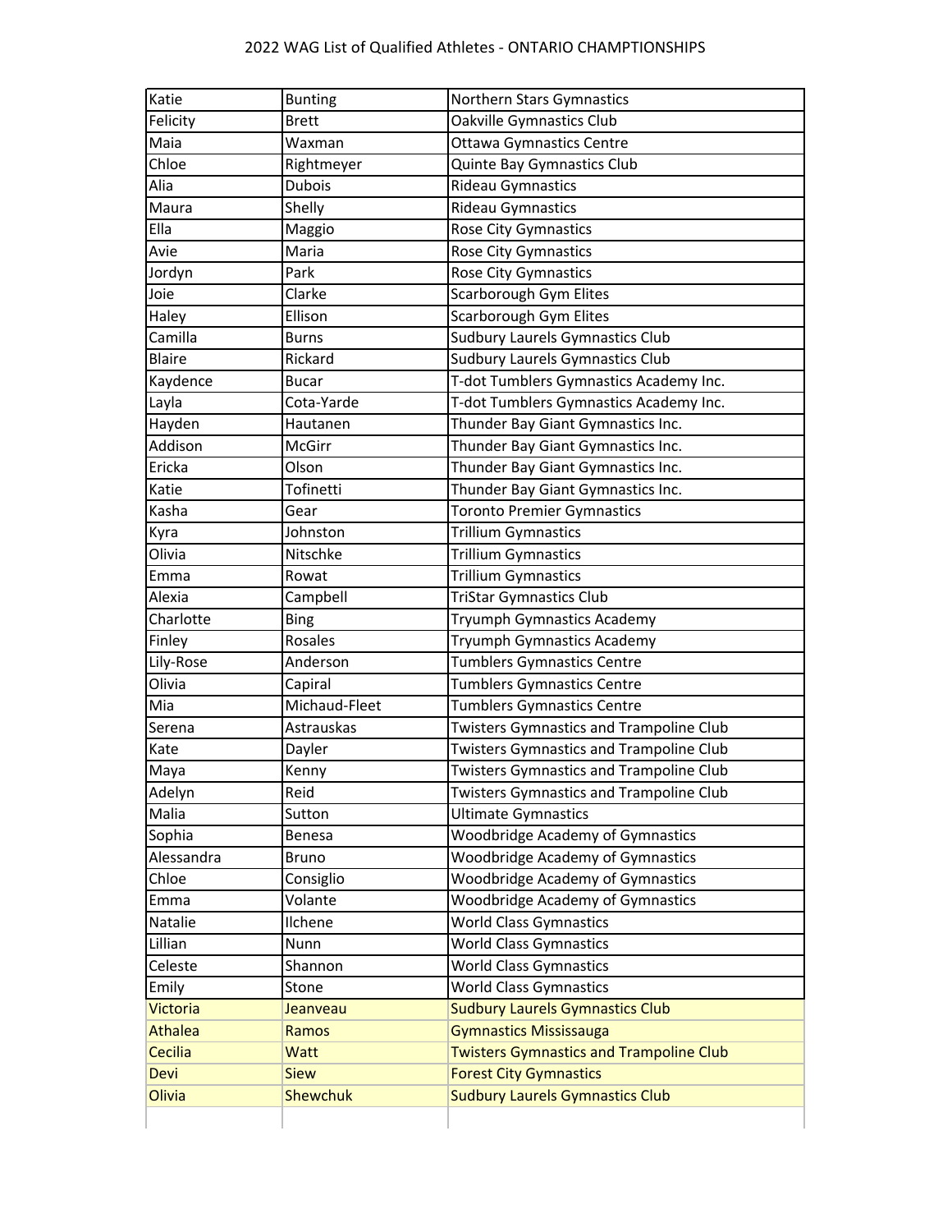# 2022 WAG List of Qualified Athletes - ONTARIO CHAMPTIONSHIPS

| | | |
|---|---|---|
| Katie | Bunting | Northern Stars Gymnastics |
| Felicity | Brett | Oakville Gymnastics Club |
| Maia | Waxman | Ottawa Gymnastics Centre |
| Chloe | Rightmeyer | Quinte Bay Gymnastics Club |
| Alia | Dubois | Rideau Gymnastics |
| Maura | Shelly | Rideau Gymnastics |
| Ella | Maggio | Rose City Gymnastics |
| Avie | Maria | Rose City Gymnastics |
| Jordyn | Park | Rose City Gymnastics |
| Joie | Clarke | Scarborough Gym Elites |
| Haley | Ellison | Scarborough Gym Elites |
| Camilla | Burns | Sudbury Laurels Gymnastics Club |
| Blaire | Rickard | Sudbury Laurels Gymnastics Club |
| Kaydence | Bucar | T-dot Tumblers Gymnastics Academy Inc. |
| Layla | Cota-Yarde | T-dot Tumblers Gymnastics Academy Inc. |
| Hayden | Hautanen | Thunder Bay Giant Gymnastics Inc. |
| Addison | McGirr | Thunder Bay Giant Gymnastics Inc. |
| Ericka | Olson | Thunder Bay Giant Gymnastics Inc. |
| Katie | Tofinetti | Thunder Bay Giant Gymnastics Inc. |
| Kasha | Gear | Toronto Premier Gymnastics |
| Kyra | Johnston | Trillium Gymnastics |
| Olivia | Nitschke | Trillium Gymnastics |
| Emma | Rowat | Trillium Gymnastics |
| Alexia | Campbell | TriStar Gymnastics Club |
| Charlotte | Bing | Tryumph Gymnastics Academy |
| Finley | Rosales | Tryumph Gymnastics Academy |
| Lily-Rose | Anderson | Tumblers Gymnastics Centre |
| Olivia | Capiral | Tumblers Gymnastics Centre |
| Mia | Michaud-Fleet | Tumblers Gymnastics Centre |
| Serena | Astrauskas | Twisters Gymnastics and Trampoline Club |
| Kate | Dayler | Twisters Gymnastics and Trampoline Club |
| Maya | Kenny | Twisters Gymnastics and Trampoline Club |
| Adelyn | Reid | Twisters Gymnastics and Trampoline Club |
| Malia | Sutton | Ultimate Gymnastics |
| Sophia | Benesa | Woodbridge Academy of Gymnastics |
| Alessandra | Bruno | Woodbridge Academy of Gymnastics |
| Chloe | Consiglio | Woodbridge Academy of Gymnastics |
| Emma | Volante | Woodbridge Academy of Gymnastics |
| Natalie | Ilchene | World Class Gymnastics |
| Lillian | Nunn | World Class Gymnastics |
| Celeste | Shannon | World Class Gymnastics |
| Emily | Stone | World Class Gymnastics |
| Victoria | Jeanveau | Sudbury Laurels Gymnastics Club |
| Athalea | Ramos | Gymnastics Mississauga |
| Cecilia | Watt | Twisters Gymnastics and Trampoline Club |
| Devi | Siew | Forest City Gymnastics |
| Olivia | Shewchuk | Sudbury Laurels Gymnastics Club |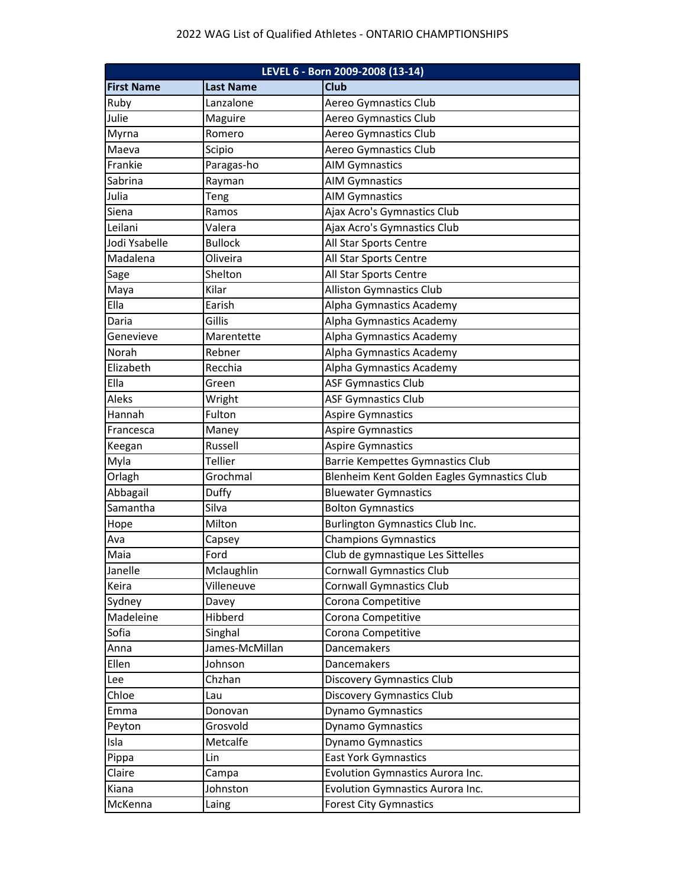2022 WAG List of Qualified Athletes - ONTARIO CHAMPTIONSHIPS

| LEVEL 6 - Born 2009-2008 (13-14) | | |
|---|---|---|
| **First Name** | **Last Name** | **Club** |
| Ruby | Lanzalone | Aereo Gymnastics Club |
| Julie | Maguire | Aereo Gymnastics Club |
| Myrna | Romero | Aereo Gymnastics Club |
| Maeva | Scipio | Aereo Gymnastics Club |
| Frankie | Paragas-ho | AIM Gymnastics |
| Sabrina | Rayman | AIM Gymnastics |
| Julia | Teng | AIM Gymnastics |
| Siena | Ramos | Ajax Acro's Gymnastics Club |
| Leilani | Valera | Ajax Acro's Gymnastics Club |
| Jodi Ysabelle | Bullock | All Star Sports Centre |
| Madalena | Oliveira | All Star Sports Centre |
| Sage | Shelton | All Star Sports Centre |
| Maya | Kilar | Alliston Gymnastics Club |
| Ella | Earish | Alpha Gymnastics Academy |
| Daria | Gillis | Alpha Gymnastics Academy |
| Genevieve | Marentette | Alpha Gymnastics Academy |
| Norah | Rebner | Alpha Gymnastics Academy |
| Elizabeth | Recchia | Alpha Gymnastics Academy |
| Ella | Green | ASF Gymnastics Club |
| Aleks | Wright | ASF Gymnastics Club |
| Hannah | Fulton | Aspire Gymnastics |
| Francesca | Maney | Aspire Gymnastics |
| Keegan | Russell | Aspire Gymnastics |
| Myla | Tellier | Barrie Kempettes Gymnastics Club |
| Orlagh | Grochmal | Blenheim Kent Golden Eagles Gymnastics Club |
| Abbagail | Duffy | Bluewater Gymnastics |
| Samantha | Silva | Bolton Gymnastics |
| Hope | Milton | Burlington Gymnastics Club Inc. |
| Ava | Capsey | Champions Gymnastics |
| Maia | Ford | Club de gymnastique Les Sittelles |
| Janelle | Mclaughlin | Cornwall Gymnastics Club |
| Keira | Villeneuve | Cornwall Gymnastics Club |
| Sydney | Davey | Corona Competitive |
| Madeleine | Hibberd | Corona Competitive |
| Sofia | Singhal | Corona Competitive |
| Anna | James-McMillan | Dancemakers |
| Ellen | Johnson | Dancemakers |
| Lee | Chzhan | Discovery Gymnastics Club |
| Chloe | Lau | Discovery Gymnastics Club |
| Emma | Donovan | Dynamo Gymnastics |
| Peyton | Grosvold | Dynamo Gymnastics |
| Isla | Metcalfe | Dynamo Gymnastics |
| Pippa | Lin | East York Gymnastics |
| Claire | Campa | Evolution Gymnastics Aurora Inc. |
| Kiana | Johnston | Evolution Gymnastics Aurora Inc. |
| McKenna | Laing | Forest City Gymnastics |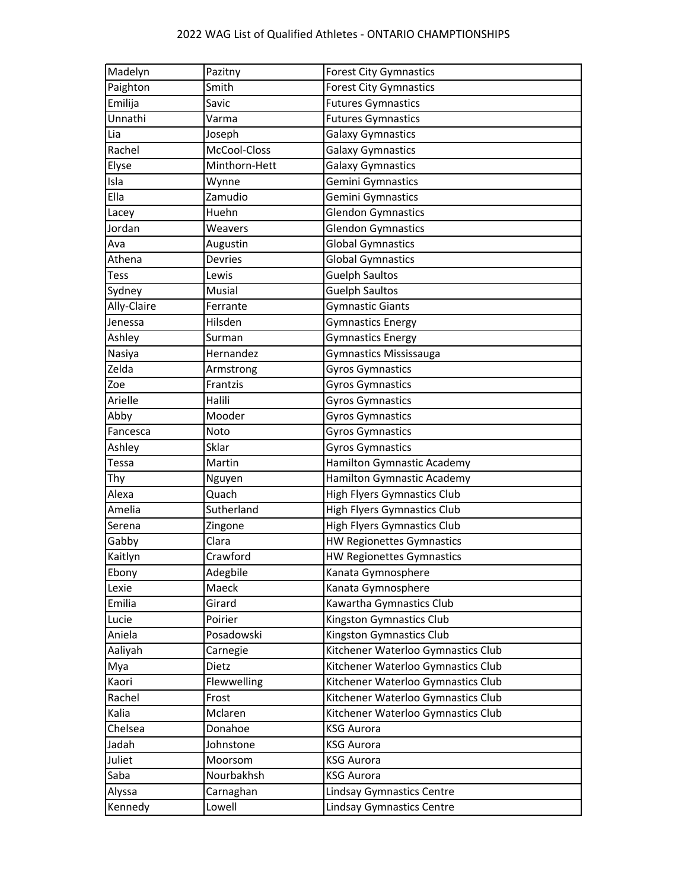# 2022 WAG List of Qualified Athletes - ONTARIO CHAMPTIONSHIPS

| | | |
|---|---|---|
| Madelyn | Pazitny | Forest City Gymnastics |
| Paighton | Smith | Forest City Gymnastics |
| Emilija | Savic | Futures Gymnastics |
| Unnathi | Varma | Futures Gymnastics |
| Lia | Joseph | Galaxy Gymnastics |
| Rachel | McCool-Closs | Galaxy Gymnastics |
| Elyse | Minthorn-Hett | Galaxy Gymnastics |
| Isla | Wynne | Gemini Gymnastics |
| Ella | Zamudio | Gemini Gymnastics |
| Lacey | Huehn | Glendon Gymnastics |
| Jordan | Weavers | Glendon Gymnastics |
| Ava | Augustin | Global Gymnastics |
| Athena | Devries | Global Gymnastics |
| Tess | Lewis | Guelph Saultos |
| Sydney | Musial | Guelph Saultos |
| Ally-Claire | Ferrante | Gymnastic Giants |
| Jenessa | Hilsden | Gymnastics Energy |
| Ashley | Surman | Gymnastics Energy |
| Nasiya | Hernandez | Gymnastics Mississauga |
| Zelda | Armstrong | Gyros Gymnastics |
| Zoe | Frantzis | Gyros Gymnastics |
| Arielle | Halili | Gyros Gymnastics |
| Abby | Mooder | Gyros Gymnastics |
| Fancesca | Noto | Gyros Gymnastics |
| Ashley | Sklar | Gyros Gymnastics |
| Tessa | Martin | Hamilton Gymnastic Academy |
| Thy | Nguyen | Hamilton Gymnastic Academy |
| Alexa | Quach | High Flyers Gymnastics Club |
| Amelia | Sutherland | High Flyers Gymnastics Club |
| Serena | Zingone | High Flyers Gymnastics Club |
| Gabby | Clara | HW Regionettes Gymnastics |
| Kaitlyn | Crawford | HW Regionettes Gymnastics |
| Ebony | Adegbile | Kanata Gymnosphere |
| Lexie | Maeck | Kanata Gymnosphere |
| Emilia | Girard | Kawartha Gymnastics Club |
| Lucie | Poirier | Kingston Gymnastics Club |
| Aniela | Posadowski | Kingston Gymnastics Club |
| Aaliyah | Carnegie | Kitchener Waterloo Gymnastics Club |
| Mya | Dietz | Kitchener Waterloo Gymnastics Club |
| Kaori | Flewwelling | Kitchener Waterloo Gymnastics Club |
| Rachel | Frost | Kitchener Waterloo Gymnastics Club |
| Kalia | Mclaren | Kitchener Waterloo Gymnastics Club |
| Chelsea | Donahoe | KSG Aurora |
| Jadah | Johnstone | KSG Aurora |
| Juliet | Moorsom | KSG Aurora |
| Saba | Nourbakhsh | KSG Aurora |
| Alyssa | Carnaghan | Lindsay Gymnastics Centre |
| Kennedy | Lowell | Lindsay Gymnastics Centre |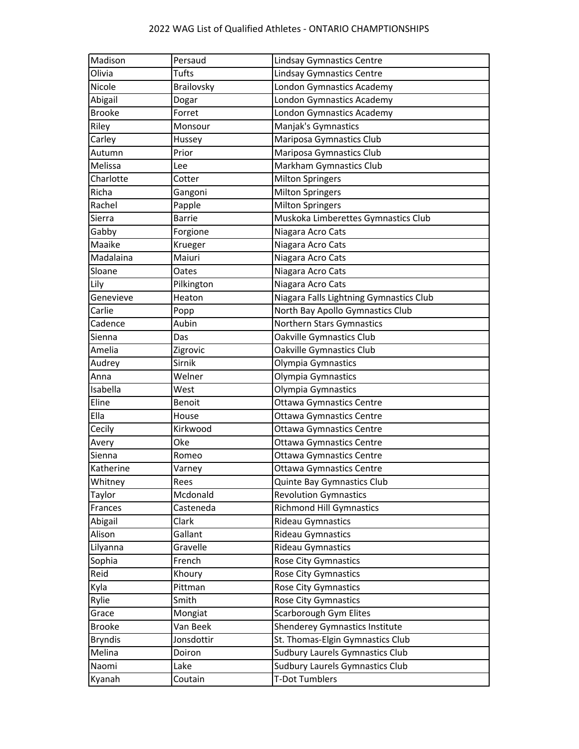| | | |
|---|---|---|
| Madison | Persaud | Lindsay Gymnastics Centre |
| Olivia | Tufts | Lindsay Gymnastics Centre |
| Nicole | Brailovsky | London Gymnastics Academy |
| Abigail | Dogar | London Gymnastics Academy |
| Brooke | Forret | London Gymnastics Academy |
| Riley | Monsour | Manjak's Gymnastics |
| Carley | Hussey | Mariposa Gymnastics Club |
| Autumn | Prior | Mariposa Gymnastics Club |
| Melissa | Lee | Markham Gymnastics Club |
| Charlotte | Cotter | Milton Springers |
| Richa | Gangoni | Milton Springers |
| Rachel | Papple | Milton Springers |
| Sierra | Barrie | Muskoka Limberettes Gymnastics Club |
| Gabby | Forgione | Niagara Acro Cats |
| Maaike | Krueger | Niagara Acro Cats |
| Madalaina | Maiuri | Niagara Acro Cats |
| Sloane | Oates | Niagara Acro Cats |
| Lily | Pilkington | Niagara Acro Cats |
| Genevieve | Heaton | Niagara Falls Lightning Gymnastics Club |
| Carlie | Popp | North Bay Apollo Gymnastics Club |
| Cadence | Aubin | Northern Stars Gymnastics |
| Sienna | Das | Oakville Gymnastics Club |
| Amelia | Zigrovic | Oakville Gymnastics Club |
| Audrey | Sirnik | Olympia Gymnastics |
| Anna | Welner | Olympia Gymnastics |
| Isabella | West | Olympia Gymnastics |
| Eline | Benoit | Ottawa Gymnastics Centre |
| Ella | House | Ottawa Gymnastics Centre |
| Cecily | Kirkwood | Ottawa Gymnastics Centre |
| Avery | Oke | Ottawa Gymnastics Centre |
| Sienna | Romeo | Ottawa Gymnastics Centre |
| Katherine | Varney | Ottawa Gymnastics Centre |
| Whitney | Rees | Quinte Bay Gymnastics Club |
| Taylor | Mcdonald | Revolution Gymnastics |
| Frances | Casteneda | Richmond Hill Gymnastics |
| Abigail | Clark | Rideau Gymnastics |
| Alison | Gallant | Rideau Gymnastics |
| Lilyanna | Gravelle | Rideau Gymnastics |
| Sophia | French | Rose City Gymnastics |
| Reid | Khoury | Rose City Gymnastics |
| Kyla | Pittman | Rose City Gymnastics |
| Rylie | Smith | Rose City Gymnastics |
| Grace | Mongiat | Scarborough Gym Elites |
| Brooke | Van Beek | Shenderey Gymnastics Institute |
| Bryndis | Jonsdottir | St. Thomas-Elgin Gymnastics Club |
| Melina | Doiron | Sudbury Laurels Gymnastics Club |
| Naomi | Lake | Sudbury Laurels Gymnastics Club |
| Kyanah | Coutain | T-Dot Tumblers |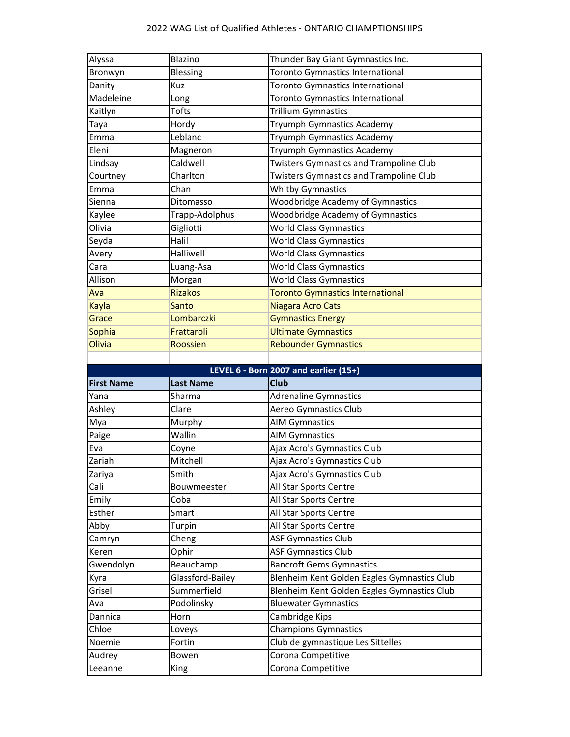# 2022 WAG List of Qualified Athletes - ONTARIO CHAMPTIONSHIPS

| | | |
|---|---|---|
| Alyssa | Blazino | Thunder Bay Giant Gymnastics Inc. |
| Bronwyn | Blessing | Toronto Gymnastics International |
| Danity | Kuz | Toronto Gymnastics International |
| Madeleine | Long | Toronto Gymnastics International |
| Kaitlyn | Tofts | Trillium Gymnastics |
| Taya | Hordy | Tryumph Gymnastics Academy |
| Emma | Leblanc | Tryumph Gymnastics Academy |
| Eleni | Magneron | Tryumph Gymnastics Academy |
| Lindsay | Caldwell | Twisters Gymnastics and Trampoline Club |
| Courtney | Charlton | Twisters Gymnastics and Trampoline Club |
| Emma | Chan | Whitby Gymnastics |
| Sienna | Ditomasso | Woodbridge Academy of Gymnastics |
| Kaylee | Trapp-Adolphus | Woodbridge Academy of Gymnastics |
| Olivia | Gigliotti | World Class Gymnastics |
| Seyda | Halil | World Class Gymnastics |
| Avery | Halliwell | World Class Gymnastics |
| Cara | Luang-Asa | World Class Gymnastics |
| Allison | Morgan | World Class Gymnastics |
| Ava | Rizakos | Toronto Gymnastics International |
| Kayla | Santo | Niagara Acro Cats |
| Grace | Lombarczki | Gymnastics Energy |
| Sophia | Frattaroli | Ultimate Gymnastics |
| Olivia | Roossien | Rebounder Gymnastics |

## LEVEL 6 - Born 2007 and earlier (15+)

| First Name | Last Name | Club |
|---|---|---|
| Yana | Sharma | Adrenaline Gymnastics |
| Ashley | Clare | Aereo Gymnastics Club |
| Mya | Murphy | AIM Gymnastics |
| Paige | Wallin | AIM Gymnastics |
| Eva | Coyne | Ajax Acro's Gymnastics Club |
| Zariah | Mitchell | Ajax Acro's Gymnastics Club |
| Zariya | Smith | Ajax Acro's Gymnastics Club |
| Cali | Bouwmeester | All Star Sports Centre |
| Emily | Coba | All Star Sports Centre |
| Esther | Smart | All Star Sports Centre |
| Abby | Turpin | All Star Sports Centre |
| Camryn | Cheng | ASF Gymnastics Club |
| Keren | Ophir | ASF Gymnastics Club |
| Gwendolyn | Beauchamp | Bancroft Gems Gymnastics |
| Kyra | Glassford-Bailey | Blenheim Kent Golden Eagles Gymnastics Club |
| Grisel | Summerfield | Blenheim Kent Golden Eagles Gymnastics Club |
| Ava | Podolinsky | Bluewater Gymnastics |
| Dannica | Horn | Cambridge Kips |
| Chloe | Loveys | Champions Gymnastics |
| Noemie | Fortin | Club de gymnastique Les Sittelles |
| Audrey | Bowen | Corona Competitive |
| Leeanne | King | Corona Competitive |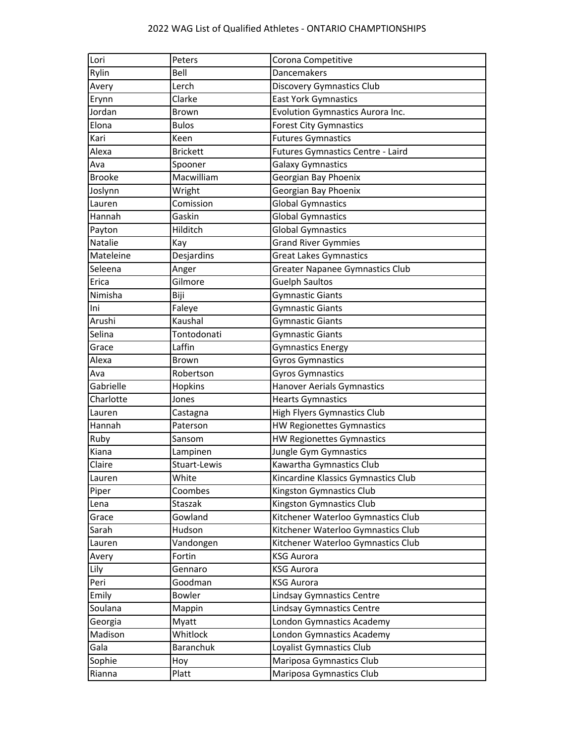2022 WAG List of Qualified Athletes - ONTARIO CHAMPTIONSHIPS

| | | |
|---|---|---|
| Lori | Peters | Corona Competitive |
| Rylin | Bell | Dancemakers |
| Avery | Lerch | Discovery Gymnastics Club |
| Erynn | Clarke | East York Gymnastics |
| Jordan | Brown | Evolution Gymnastics Aurora Inc. |
| Elona | Bulos | Forest City Gymnastics |
| Kari | Keen | Futures Gymnastics |
| Alexa | Brickett | Futures Gymnastics Centre - Laird |
| Ava | Spooner | Galaxy Gymnastics |
| Brooke | Macwilliam | Georgian Bay Phoenix |
| Joslynn | Wright | Georgian Bay Phoenix |
| Lauren | Comission | Global Gymnastics |
| Hannah | Gaskin | Global Gymnastics |
| Payton | Hilditch | Global Gymnastics |
| Natalie | Kay | Grand River Gymmies |
| Mateleine | Desjardins | Great Lakes Gymnastics |
| Seleena | Anger | Greater Napanee Gymnastics Club |
| Erica | Gilmore | Guelph Saultos |
| Nimisha | Biji | Gymnastic Giants |
| Ini | Faleye | Gymnastic Giants |
| Arushi | Kaushal | Gymnastic Giants |
| Selina | Tontodonati | Gymnastic Giants |
| Grace | Laffin | Gymnastics Energy |
| Alexa | Brown | Gyros Gymnastics |
| Ava | Robertson | Gyros Gymnastics |
| Gabrielle | Hopkins | Hanover Aerials Gymnastics |
| Charlotte | Jones | Hearts Gymnastics |
| Lauren | Castagna | High Flyers Gymnastics Club |
| Hannah | Paterson | HW Regionettes Gymnastics |
| Ruby | Sansom | HW Regionettes Gymnastics |
| Kiana | Lampinen | Jungle Gym Gymnastics |
| Claire | Stuart-Lewis | Kawartha Gymnastics Club |
| Lauren | White | Kincardine Klassics Gymnastics Club |
| Piper | Coombes | Kingston Gymnastics Club |
| Lena | Staszak | Kingston Gymnastics Club |
| Grace | Gowland | Kitchener Waterloo Gymnastics Club |
| Sarah | Hudson | Kitchener Waterloo Gymnastics Club |
| Lauren | Vandongen | Kitchener Waterloo Gymnastics Club |
| Avery | Fortin | KSG Aurora |
| Lily | Gennaro | KSG Aurora |
| Peri | Goodman | KSG Aurora |
| Emily | Bowler | Lindsay Gymnastics Centre |
| Soulana | Mappin | Lindsay Gymnastics Centre |
| Georgia | Myatt | London Gymnastics Academy |
| Madison | Whitlock | London Gymnastics Academy |
| Gala | Baranchuk | Loyalist Gymnastics Club |
| Sophie | Hoy | Mariposa Gymnastics Club |
| Rianna | Platt | Mariposa Gymnastics Club |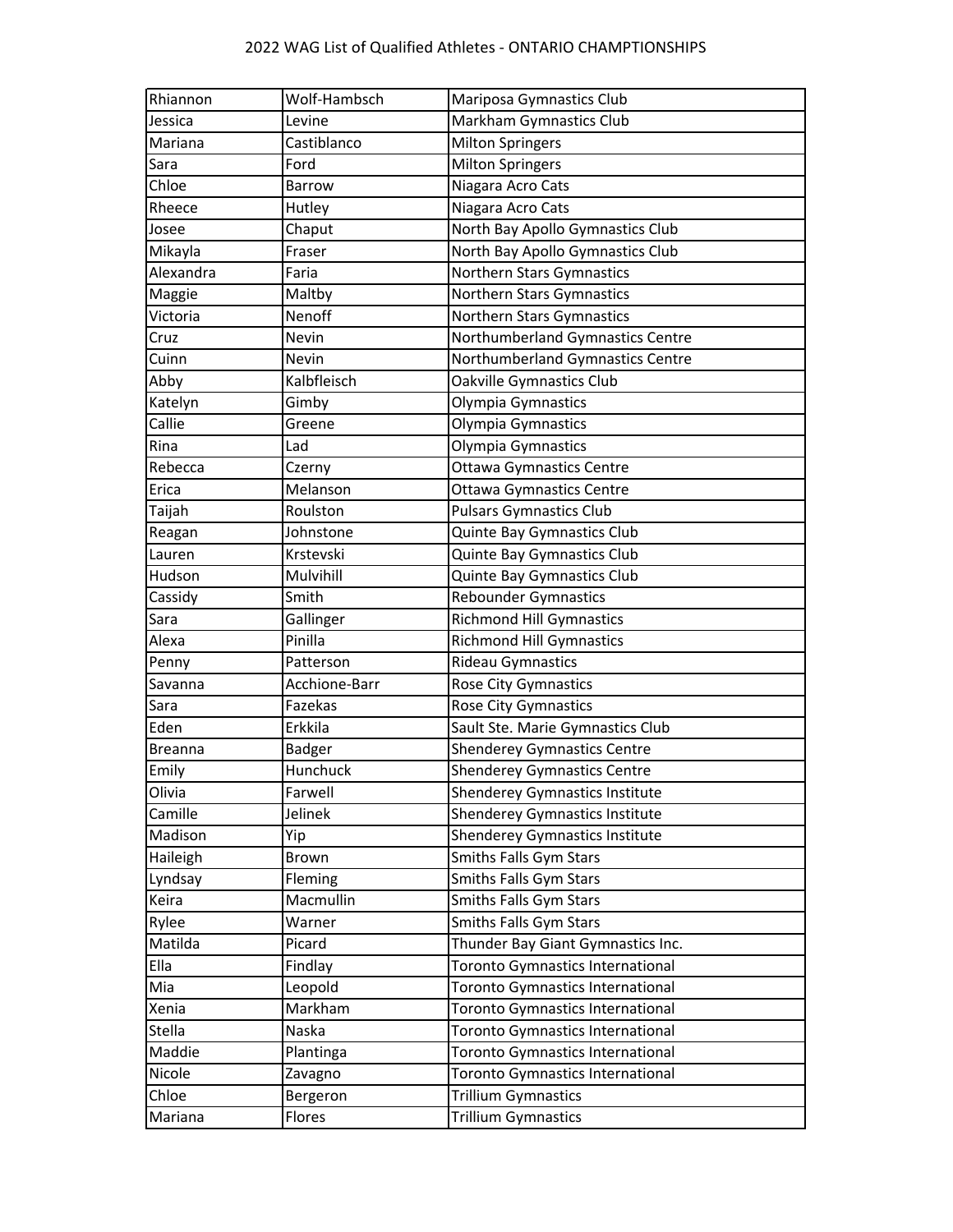| | | |
|---|---|---|
| Rhiannon | Wolf-Hambsch | Mariposa Gymnastics Club |
| Jessica | Levine | Markham Gymnastics Club |
| Mariana | Castiblanco | Milton Springers |
| Sara | Ford | Milton Springers |
| Chloe | Barrow | Niagara Acro Cats |
| Rheece | Hutley | Niagara Acro Cats |
| Josee | Chaput | North Bay Apollo Gymnastics Club |
| Mikayla | Fraser | North Bay Apollo Gymnastics Club |
| Alexandra | Faria | Northern Stars Gymnastics |
| Maggie | Maltby | Northern Stars Gymnastics |
| Victoria | Nenoff | Northern Stars Gymnastics |
| Cruz | Nevin | Northumberland Gymnastics Centre |
| Cuinn | Nevin | Northumberland Gymnastics Centre |
| Abby | Kalbfleisch | Oakville Gymnastics Club |
| Katelyn | Gimby | Olympia Gymnastics |
| Callie | Greene | Olympia Gymnastics |
| Rina | Lad | Olympia Gymnastics |
| Rebecca | Czerny | Ottawa Gymnastics Centre |
| Erica | Melanson | Ottawa Gymnastics Centre |
| Taijah | Roulston | Pulsars Gymnastics Club |
| Reagan | Johnstone | Quinte Bay Gymnastics Club |
| Lauren | Krstevski | Quinte Bay Gymnastics Club |
| Hudson | Mulvihill | Quinte Bay Gymnastics Club |
| Cassidy | Smith | Rebounder Gymnastics |
| Sara | Gallinger | Richmond Hill Gymnastics |
| Alexa | Pinilla | Richmond Hill Gymnastics |
| Penny | Patterson | Rideau Gymnastics |
| Savanna | Acchione-Barr | Rose City Gymnastics |
| Sara | Fazekas | Rose City Gymnastics |
| Eden | Erkkila | Sault Ste. Marie Gymnastics Club |
| Breanna | Badger | Shenderey Gymnastics Centre |
| Emily | Hunchuck | Shenderey Gymnastics Centre |
| Olivia | Farwell | Shenderey Gymnastics Institute |
| Camille | Jelinek | Shenderey Gymnastics Institute |
| Madison | Yip | Shenderey Gymnastics Institute |
| Haileigh | Brown | Smiths Falls Gym Stars |
| Lyndsay | Fleming | Smiths Falls Gym Stars |
| Keira | Macmullin | Smiths Falls Gym Stars |
| Rylee | Warner | Smiths Falls Gym Stars |
| Matilda | Picard | Thunder Bay Giant Gymnastics Inc. |
| Ella | Findlay | Toronto Gymnastics International |
| Mia | Leopold | Toronto Gymnastics International |
| Xenia | Markham | Toronto Gymnastics International |
| Stella | Naska | Toronto Gymnastics International |
| Maddie | Plantinga | Toronto Gymnastics International |
| Nicole | Zavagno | Toronto Gymnastics International |
| Chloe | Bergeron | Trillium Gymnastics |
| Mariana | Flores | Trillium Gymnastics |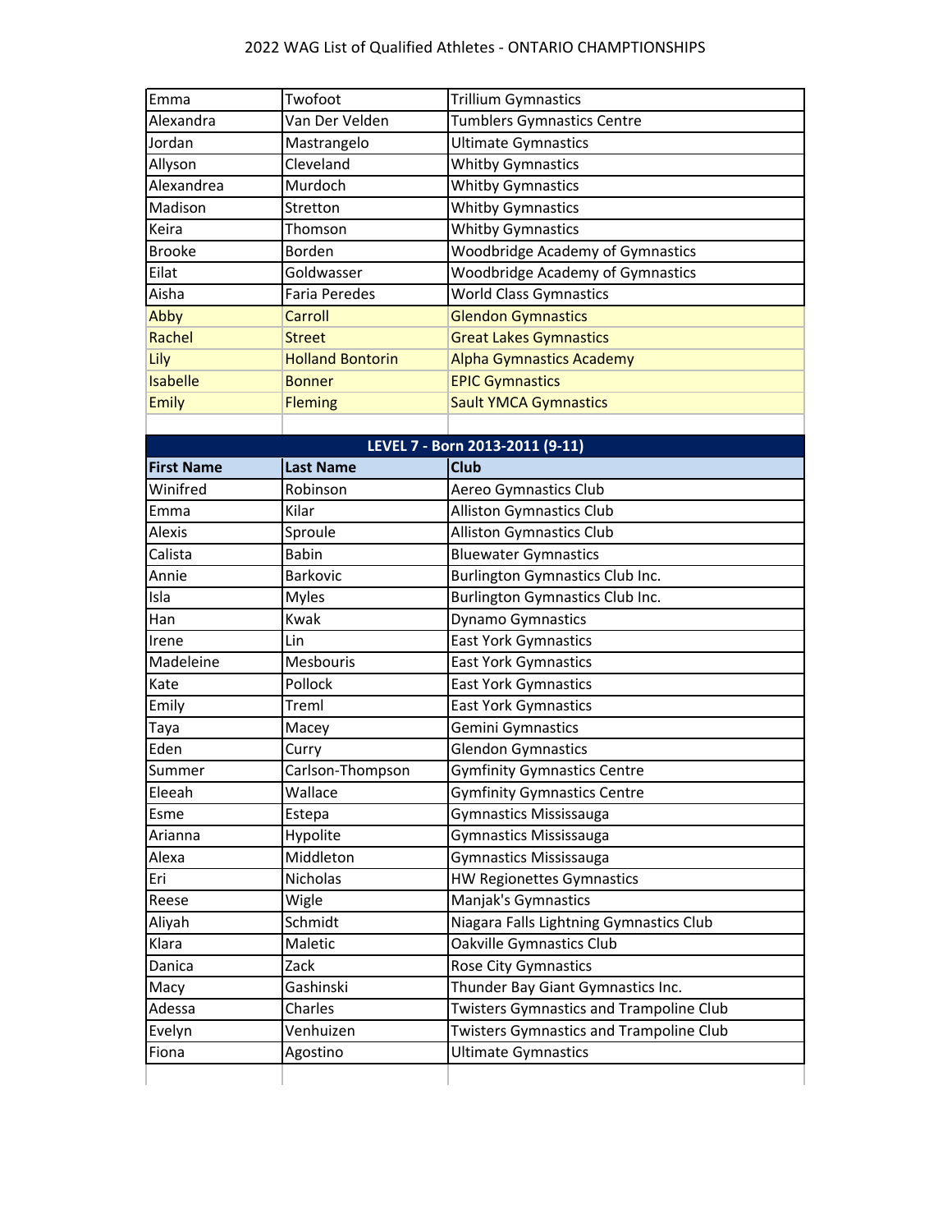| | | |
|---|---|---|
| Emma | Twofoot | Trillium Gymnastics |
| Alexandra | Van Der Velden | Tumblers Gymnastics Centre |
| Jordan | Mastrangelo | Ultimate Gymnastics |
| Allyson | Cleveland | Whitby Gymnastics |
| Alexandrea | Murdoch | Whitby Gymnastics |
| Madison | Stretton | Whitby Gymnastics |
| Keira | Thomson | Whitby Gymnastics |
| Brooke | Borden | Woodbridge Academy of Gymnastics |
| Eilat | Goldwasser | Woodbridge Academy of Gymnastics |
| Aisha | Faria Peredes | World Class Gymnastics |
| Abby | Carroll | Glendon Gymnastics |
| Rachel | Street | Great Lakes Gymnastics |
| Lily | Holland Bontorin | Alpha Gymnastics Academy |
| Isabelle | Bonner | EPIC Gymnastics |
| Emily | Fleming | Sault YMCA Gymnastics |

## LEVEL 7 - Born 2013-2011 (9-11)

| First Name | Last Name | Club |
|---|---|---|
| Winifred | Robinson | Aereo Gymnastics Club |
| Emma | Kilar | Alliston Gymnastics Club |
| Alexis | Sproule | Alliston Gymnastics Club |
| Calista | Babin | Bluewater Gymnastics |
| Annie | Barkovic | Burlington Gymnastics Club Inc. |
| Isla | Myles | Burlington Gymnastics Club Inc. |
| Han | Kwak | Dynamo Gymnastics |
| Irene | Lin | East York Gymnastics |
| Madeleine | Mesbouris | East York Gymnastics |
| Kate | Pollock | East York Gymnastics |
| Emily | Treml | East York Gymnastics |
| Taya | Macey | Gemini Gymnastics |
| Eden | Curry | Glendon Gymnastics |
| Summer | Carlson-Thompson | Gymfinity Gymnastics Centre |
| Eleeah | Wallace | Gymfinity Gymnastics Centre |
| Esme | Estepa | Gymnastics Mississauga |
| Arianna | Hypolite | Gymnastics Mississauga |
| Alexa | Middleton | Gymnastics Mississauga |
| Eri | Nicholas | HW Regionettes Gymnastics |
| Reese | Wigle | Manjak's Gymnastics |
| Aliyah | Schmidt | Niagara Falls Lightning Gymnastics Club |
| Klara | Maletic | Oakville Gymnastics Club |
| Danica | Zack | Rose City Gymnastics |
| Macy | Gashinski | Thunder Bay Giant Gymnastics Inc. |
| Adessa | Charles | Twisters Gymnastics and Trampoline Club |
| Evelyn | Venhuizen | Twisters Gymnastics and Trampoline Club |
| Fiona | Agostino | Ultimate Gymnastics |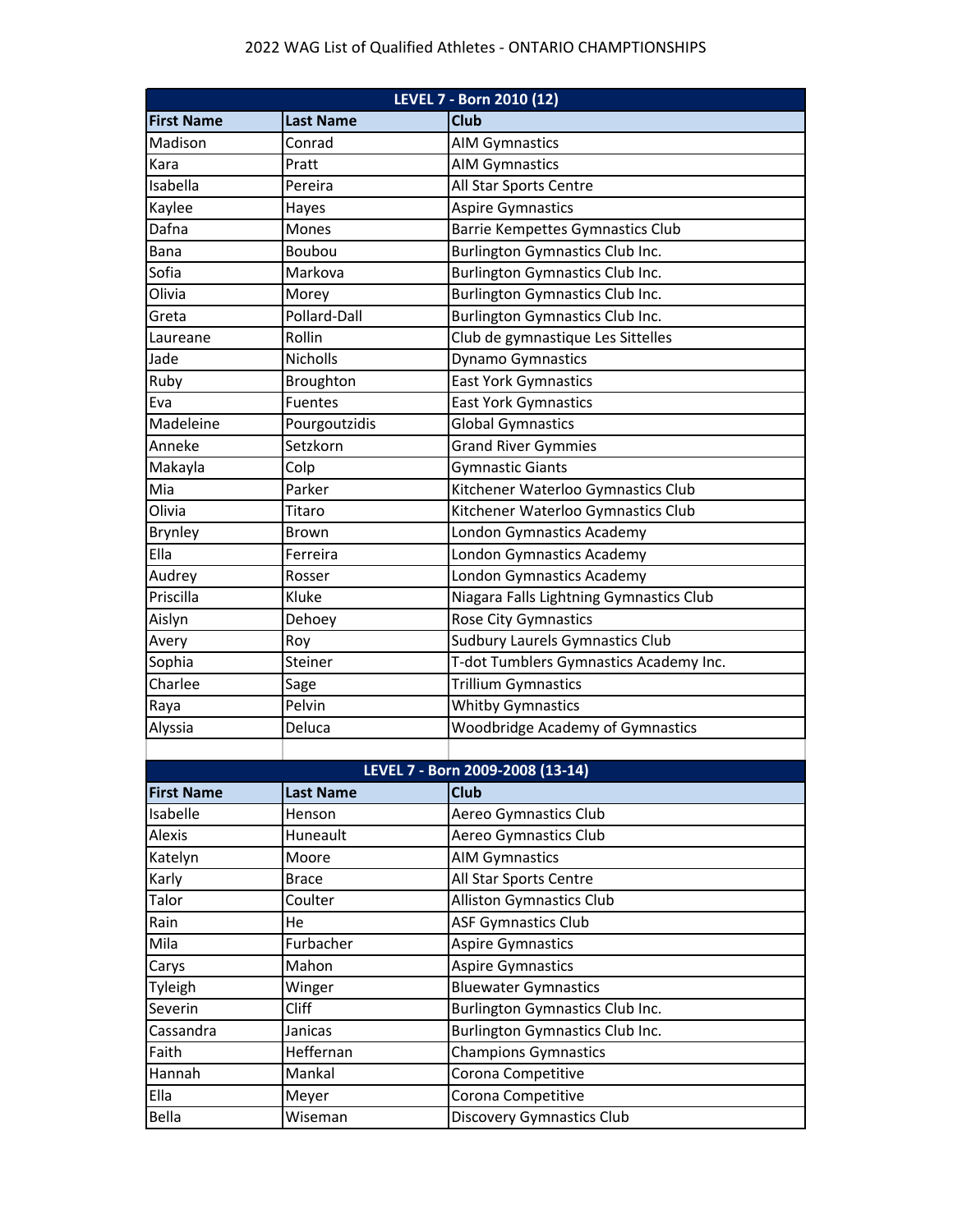2022 WAG List of Qualified Athletes - ONTARIO CHAMPTIONSHIPS

| LEVEL 7 - Born 2010 (12) | | |
|---|---|---|
| **First Name** | **Last Name** | **Club** |
| Madison | Conrad | AIM Gymnastics |
| Kara | Pratt | AIM Gymnastics |
| Isabella | Pereira | All Star Sports Centre |
| Kaylee | Hayes | Aspire Gymnastics |
| Dafna | Mones | Barrie Kempettes Gymnastics Club |
| Bana | Boubou | Burlington Gymnastics Club Inc. |
| Sofia | Markova | Burlington Gymnastics Club Inc. |
| Olivia | Morey | Burlington Gymnastics Club Inc. |
| Greta | Pollard-Dall | Burlington Gymnastics Club Inc. |
| Laureane | Rollin | Club de gymnastique Les Sittelles |
| Jade | Nicholls | Dynamo Gymnastics |
| Ruby | Broughton | East York Gymnastics |
| Eva | Fuentes | East York Gymnastics |
| Madeleine | Pourgoutzidis | Global Gymnastics |
| Anneke | Setzkorn | Grand River Gymmies |
| Makayla | Colp | Gymnastic Giants |
| Mia | Parker | Kitchener Waterloo Gymnastics Club |
| Olivia | Titaro | Kitchener Waterloo Gymnastics Club |
| Brynley | Brown | London Gymnastics Academy |
| Ella | Ferreira | London Gymnastics Academy |
| Audrey | Rosser | London Gymnastics Academy |
| Priscilla | Kluke | Niagara Falls Lightning Gymnastics Club |
| Aislyn | Dehoey | Rose City Gymnastics |
| Avery | Roy | Sudbury Laurels Gymnastics Club |
| Sophia | Steiner | T-dot Tumblers Gymnastics Academy Inc. |
| Charlee | Sage | Trillium Gymnastics |
| Raya | Pelvin | Whitby Gymnastics |
| Alyssia | Deluca | Woodbridge Academy of Gymnastics |

| LEVEL 7 - Born 2009-2008 (13-14) | | |
|---|---|---|
| **First Name** | **Last Name** | **Club** |
| Isabelle | Henson | Aereo Gymnastics Club |
| Alexis | Huneault | Aereo Gymnastics Club |
| Katelyn | Moore | AIM Gymnastics |
| Karly | Brace | All Star Sports Centre |
| Talor | Coulter | Alliston Gymnastics Club |
| Rain | He | ASF Gymnastics Club |
| Mila | Furbacher | Aspire Gymnastics |
| Carys | Mahon | Aspire Gymnastics |
| Tyleigh | Winger | Bluewater Gymnastics |
| Severin | Cliff | Burlington Gymnastics Club Inc. |
| Cassandra | Janicas | Burlington Gymnastics Club Inc. |
| Faith | Heffernan | Champions Gymnastics |
| Hannah | Mankal | Corona Competitive |
| Ella | Meyer | Corona Competitive |
| Bella | Wiseman | Discovery Gymnastics Club |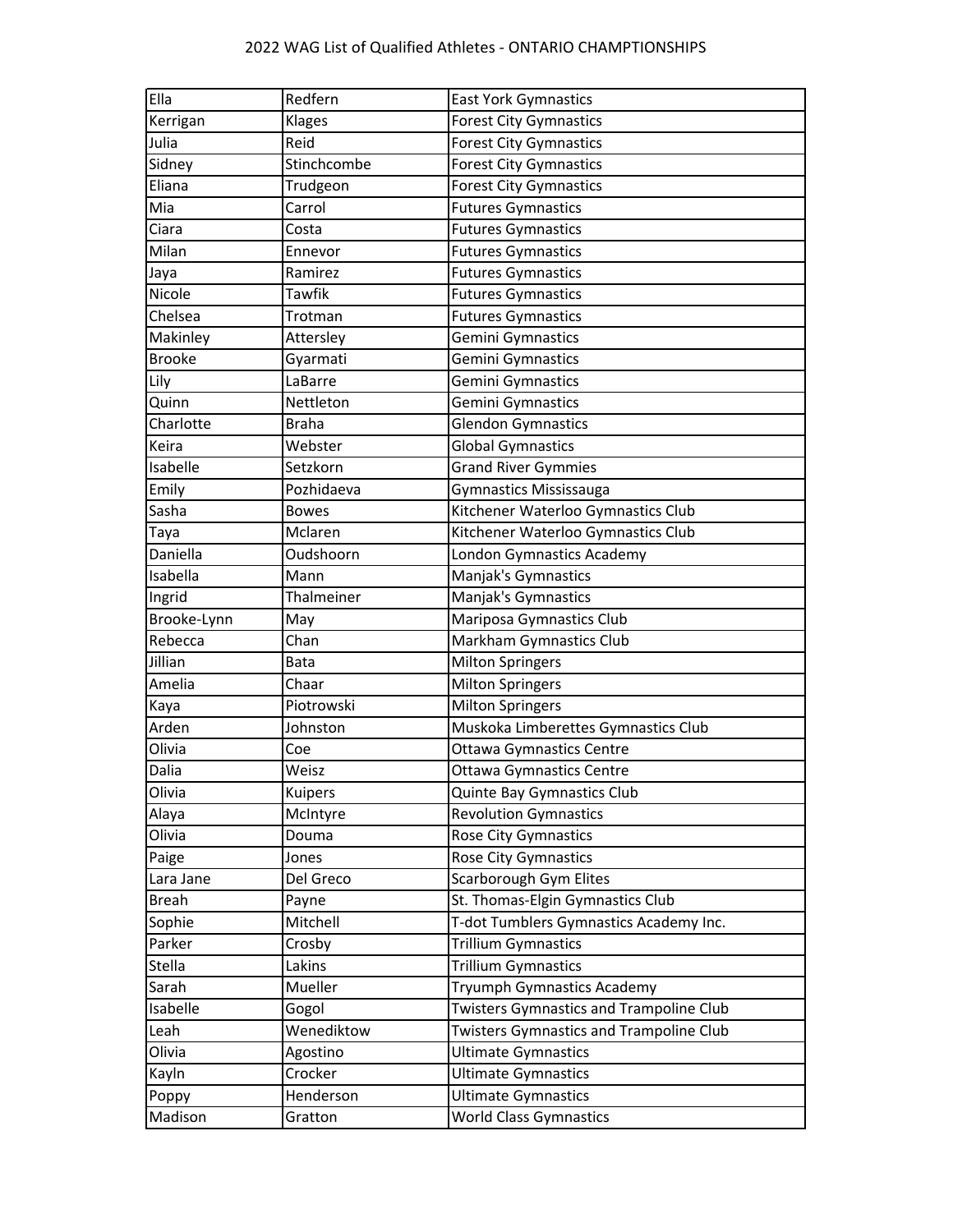| | | |
|---|---|---|
| Ella | Redfern | East York Gymnastics |
| Kerrigan | Klages | Forest City Gymnastics |
| Julia | Reid | Forest City Gymnastics |
| Sidney | Stinchcombe | Forest City Gymnastics |
| Eliana | Trudgeon | Forest City Gymnastics |
| Mia | Carrol | Futures Gymnastics |
| Ciara | Costa | Futures Gymnastics |
| Milan | Ennevor | Futures Gymnastics |
| Jaya | Ramirez | Futures Gymnastics |
| Nicole | Tawfik | Futures Gymnastics |
| Chelsea | Trotman | Futures Gymnastics |
| Makinley | Attersley | Gemini Gymnastics |
| Brooke | Gyarmati | Gemini Gymnastics |
| Lily | LaBarre | Gemini Gymnastics |
| Quinn | Nettleton | Gemini Gymnastics |
| Charlotte | Braha | Glendon Gymnastics |
| Keira | Webster | Global Gymnastics |
| Isabelle | Setzkorn | Grand River Gymmies |
| Emily | Pozhidaeva | Gymnastics Mississauga |
| Sasha | Bowes | Kitchener Waterloo Gymnastics Club |
| Taya | Mclaren | Kitchener Waterloo Gymnastics Club |
| Daniella | Oudshoorn | London Gymnastics Academy |
| Isabella | Mann | Manjak's Gymnastics |
| Ingrid | Thalmeiner | Manjak's Gymnastics |
| Brooke-Lynn | May | Mariposa Gymnastics Club |
| Rebecca | Chan | Markham Gymnastics Club |
| Jillian | Bata | Milton Springers |
| Amelia | Chaar | Milton Springers |
| Kaya | Piotrowski | Milton Springers |
| Arden | Johnston | Muskoka Limberettes Gymnastics Club |
| Olivia | Coe | Ottawa Gymnastics Centre |
| Dalia | Weisz | Ottawa Gymnastics Centre |
| Olivia | Kuipers | Quinte Bay Gymnastics Club |
| Alaya | McIntyre | Revolution Gymnastics |
| Olivia | Douma | Rose City Gymnastics |
| Paige | Jones | Rose City Gymnastics |
| Lara Jane | Del Greco | Scarborough Gym Elites |
| Breah | Payne | St. Thomas-Elgin Gymnastics Club |
| Sophie | Mitchell | T-dot Tumblers Gymnastics Academy Inc. |
| Parker | Crosby | Trillium Gymnastics |
| Stella | Lakins | Trillium Gymnastics |
| Sarah | Mueller | Tryumph Gymnastics Academy |
| Isabelle | Gogol | Twisters Gymnastics and Trampoline Club |
| Leah | Wenediktow | Twisters Gymnastics and Trampoline Club |
| Olivia | Agostino | Ultimate Gymnastics |
| Kayln | Crocker | Ultimate Gymnastics |
| Poppy | Henderson | Ultimate Gymnastics |
| Madison | Gratton | World Class Gymnastics |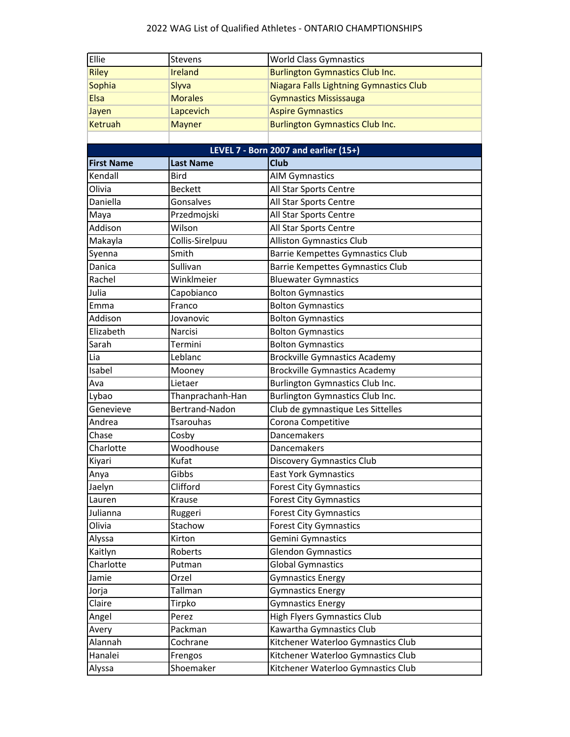| | | |
|---|---|---|
| Ellie | Stevens | World Class Gymnastics |
| Riley | Ireland | Burlington Gymnastics Club Inc. |
| Sophia | Slyva | Niagara Falls Lightning Gymnastics Club |
| Elsa | Morales | Gymnastics Mississauga |
| Jayen | Lapcevich | Aspire Gymnastics |
| Ketruah | Mayner | Burlington Gymnastics Club Inc. |

| LEVEL 7 - Born 2007 and earlier (15+) | | |
|---|---|---|
| **First Name** | **Last Name** | **Club** |
| Kendall | Bird | AIM Gymnastics |
| Olivia | Beckett | All Star Sports Centre |
| Daniella | Gonsalves | All Star Sports Centre |
| Maya | Przedmojski | All Star Sports Centre |
| Addison | Wilson | All Star Sports Centre |
| Makayla | Collis-Sirelpuu | Alliston Gymnastics Club |
| Syenna | Smith | Barrie Kempettes Gymnastics Club |
| Danica | Sullivan | Barrie Kempettes Gymnastics Club |
| Rachel | Winklmeier | Bluewater Gymnastics |
| Julia | Capobianco | Bolton Gymnastics |
| Emma | Franco | Bolton Gymnastics |
| Addison | Jovanovic | Bolton Gymnastics |
| Elizabeth | Narcisi | Bolton Gymnastics |
| Sarah | Termini | Bolton Gymnastics |
| Lia | Leblanc | Brockville Gymnastics Academy |
| Isabel | Mooney | Brockville Gymnastics Academy |
| Ava | Lietaer | Burlington Gymnastics Club Inc. |
| Lybao | Thanprachanh-Han | Burlington Gymnastics Club Inc. |
| Genevieve | Bertrand-Nadon | Club de gymnastique Les Sittelles |
| Andrea | Tsarouhas | Corona Competitive |
| Chase | Cosby | Dancemakers |
| Charlotte | Woodhouse | Dancemakers |
| Kiyari | Kufat | Discovery Gymnastics Club |
| Anya | Gibbs | East York Gymnastics |
| Jaelyn | Clifford | Forest City Gymnastics |
| Lauren | Krause | Forest City Gymnastics |
| Julianna | Ruggeri | Forest City Gymnastics |
| Olivia | Stachow | Forest City Gymnastics |
| Alyssa | Kirton | Gemini Gymnastics |
| Kaitlyn | Roberts | Glendon Gymnastics |
| Charlotte | Putman | Global Gymnastics |
| Jamie | Orzel | Gymnastics Energy |
| Jorja | Tallman | Gymnastics Energy |
| Claire | Tirpko | Gymnastics Energy |
| Angel | Perez | High Flyers Gymnastics Club |
| Avery | Packman | Kawartha Gymnastics Club |
| Alannah | Cochrane | Kitchener Waterloo Gymnastics Club |
| Hanalei | Frengos | Kitchener Waterloo Gymnastics Club |
| Alyssa | Shoemaker | Kitchener Waterloo Gymnastics Club |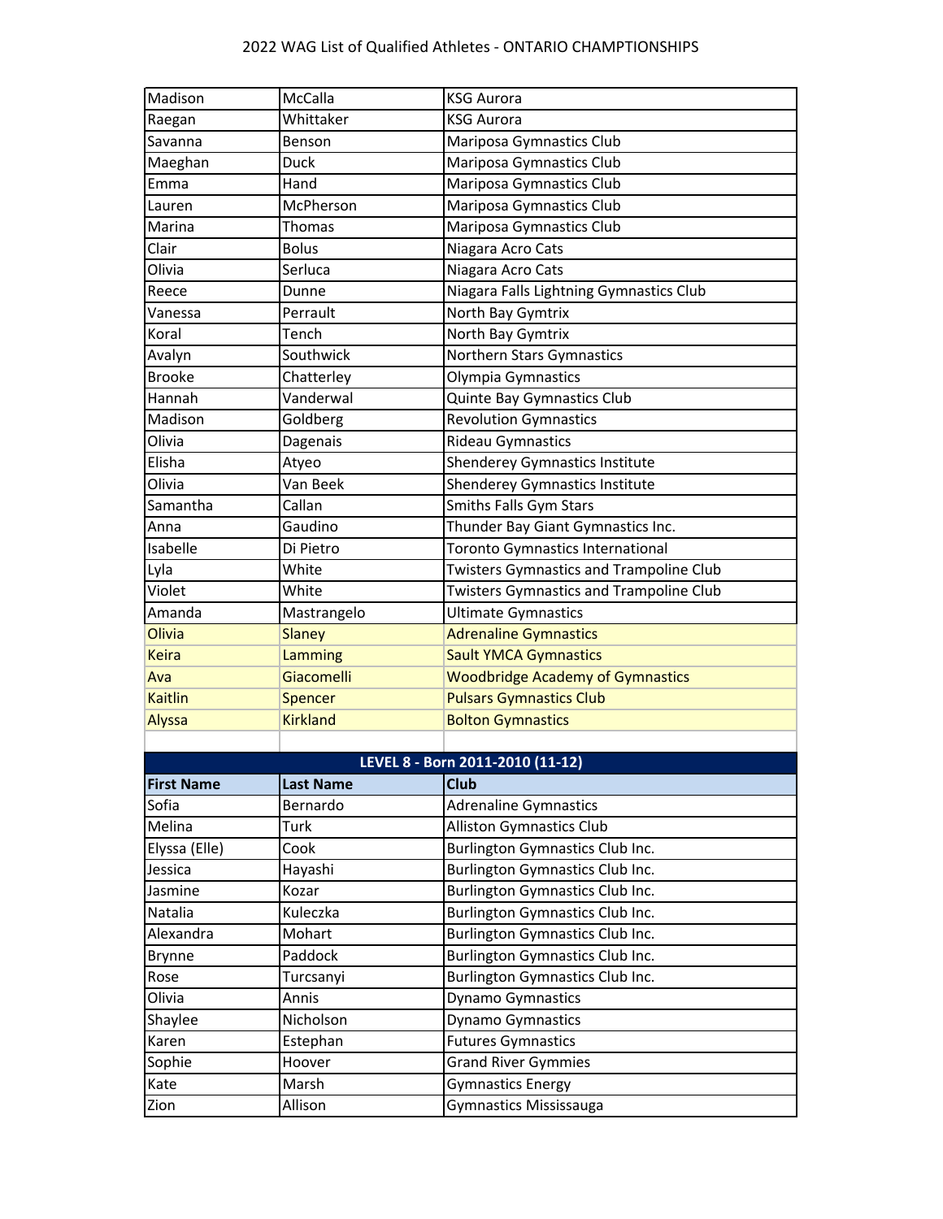| | | |
|---|---|---|
| Madison | McCalla | KSG Aurora |
| Raegan | Whittaker | KSG Aurora |
| Savanna | Benson | Mariposa Gymnastics Club |
| Maeghan | Duck | Mariposa Gymnastics Club |
| Emma | Hand | Mariposa Gymnastics Club |
| Lauren | McPherson | Mariposa Gymnastics Club |
| Marina | Thomas | Mariposa Gymnastics Club |
| Clair | Bolus | Niagara Acro Cats |
| Olivia | Serluca | Niagara Acro Cats |
| Reece | Dunne | Niagara Falls Lightning Gymnastics Club |
| Vanessa | Perrault | North Bay Gymtrix |
| Koral | Tench | North Bay Gymtrix |
| Avalyn | Southwick | Northern Stars Gymnastics |
| Brooke | Chatterley | Olympia Gymnastics |
| Hannah | Vanderwal | Quinte Bay Gymnastics Club |
| Madison | Goldberg | Revolution Gymnastics |
| Olivia | Dagenais | Rideau Gymnastics |
| Elisha | Atyeo | Shenderey Gymnastics Institute |
| Olivia | Van Beek | Shenderey Gymnastics Institute |
| Samantha | Callan | Smiths Falls Gym Stars |
| Anna | Gaudino | Thunder Bay Giant Gymnastics Inc. |
| Isabelle | Di Pietro | Toronto Gymnastics International |
| Lyla | White | Twisters Gymnastics and Trampoline Club |
| Violet | White | Twisters Gymnastics and Trampoline Club |
| Amanda | Mastrangelo | Ultimate Gymnastics |
| Olivia | Slaney | Adrenaline Gymnastics |
| Keira | Lamming | Sault YMCA Gymnastics |
| Ava | Giacomelli | Woodbridge Academy of Gymnastics |
| Kaitlin | Spencer | Pulsars Gymnastics Club |
| Alyssa | Kirkland | Bolton Gymnastics |

**LEVEL 8 - Born 2011-2010 (11-12)**

| First Name | Last Name | Club |
|---|---|---|
| Sofia | Bernardo | Adrenaline Gymnastics |
| Melina | Turk | Alliston Gymnastics Club |
| Elyssa (Elle) | Cook | Burlington Gymnastics Club Inc. |
| Jessica | Hayashi | Burlington Gymnastics Club Inc. |
| Jasmine | Kozar | Burlington Gymnastics Club Inc. |
| Natalia | Kuleczka | Burlington Gymnastics Club Inc. |
| Alexandra | Mohart | Burlington Gymnastics Club Inc. |
| Brynne | Paddock | Burlington Gymnastics Club Inc. |
| Rose | Turcsanyi | Burlington Gymnastics Club Inc. |
| Olivia | Annis | Dynamo Gymnastics |
| Shaylee | Nicholson | Dynamo Gymnastics |
| Karen | Estephan | Futures Gymnastics |
| Sophie | Hoover | Grand River Gymmies |
| Kate | Marsh | Gymnastics Energy |
| Zion | Allison | Gymnastics Mississauga |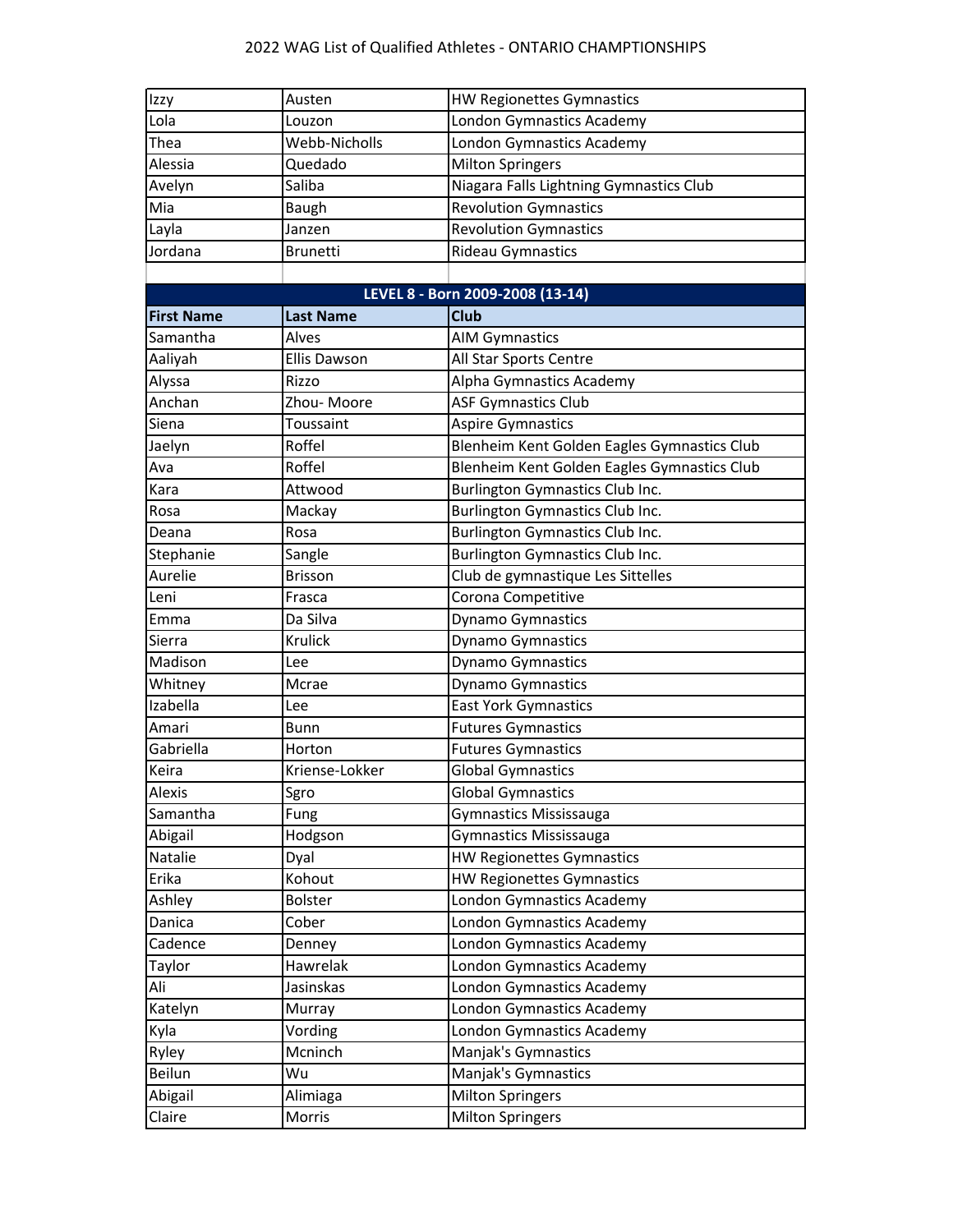| | | |
|---|---|---|
| Izzy | Austen | HW Regionettes Gymnastics |
| Lola | Louzon | London Gymnastics Academy |
| Thea | Webb-Nicholls | London Gymnastics Academy |
| Alessia | Quedado | Milton Springers |
| Avelyn | Saliba | Niagara Falls Lightning Gymnastics Club |
| Mia | Baugh | Revolution Gymnastics |
| Layla | Janzen | Revolution Gymnastics |
| Jordana | Brunetti | Rideau Gymnastics |

**LEVEL 8 - Born 2009-2008 (13-14)**

| First Name | Last Name | Club |
|---|---|---|
| Samantha | Alves | AIM Gymnastics |
| Aaliyah | Ellis Dawson | All Star Sports Centre |
| Alyssa | Rizzo | Alpha Gymnastics Academy |
| Anchan | Zhou- Moore | ASF Gymnastics Club |
| Siena | Toussaint | Aspire Gymnastics |
| Jaelyn | Roffel | Blenheim Kent Golden Eagles Gymnastics Club |
| Ava | Roffel | Blenheim Kent Golden Eagles Gymnastics Club |
| Kara | Attwood | Burlington Gymnastics Club Inc. |
| Rosa | Mackay | Burlington Gymnastics Club Inc. |
| Deana | Rosa | Burlington Gymnastics Club Inc. |
| Stephanie | Sangle | Burlington Gymnastics Club Inc. |
| Aurelie | Brisson | Club de gymnastique Les Sittelles |
| Leni | Frasca | Corona Competitive |
| Emma | Da Silva | Dynamo Gymnastics |
| Sierra | Krulick | Dynamo Gymnastics |
| Madison | Lee | Dynamo Gymnastics |
| Whitney | Mcrae | Dynamo Gymnastics |
| Izabella | Lee | East York Gymnastics |
| Amari | Bunn | Futures Gymnastics |
| Gabriella | Horton | Futures Gymnastics |
| Keira | Kriense-Lokker | Global Gymnastics |
| Alexis | Sgro | Global Gymnastics |
| Samantha | Fung | Gymnastics Mississauga |
| Abigail | Hodgson | Gymnastics Mississauga |
| Natalie | Dyal | HW Regionettes Gymnastics |
| Erika | Kohout | HW Regionettes Gymnastics |
| Ashley | Bolster | London Gymnastics Academy |
| Danica | Cober | London Gymnastics Academy |
| Cadence | Denney | London Gymnastics Academy |
| Taylor | Hawrelak | London Gymnastics Academy |
| Ali | Jasinskas | London Gymnastics Academy |
| Katelyn | Murray | London Gymnastics Academy |
| Kyla | Vording | London Gymnastics Academy |
| Ryley | Mcninch | Manjak's Gymnastics |
| Beilun | Wu | Manjak's Gymnastics |
| Abigail | Alimiaga | Milton Springers |
| Claire | Morris | Milton Springers |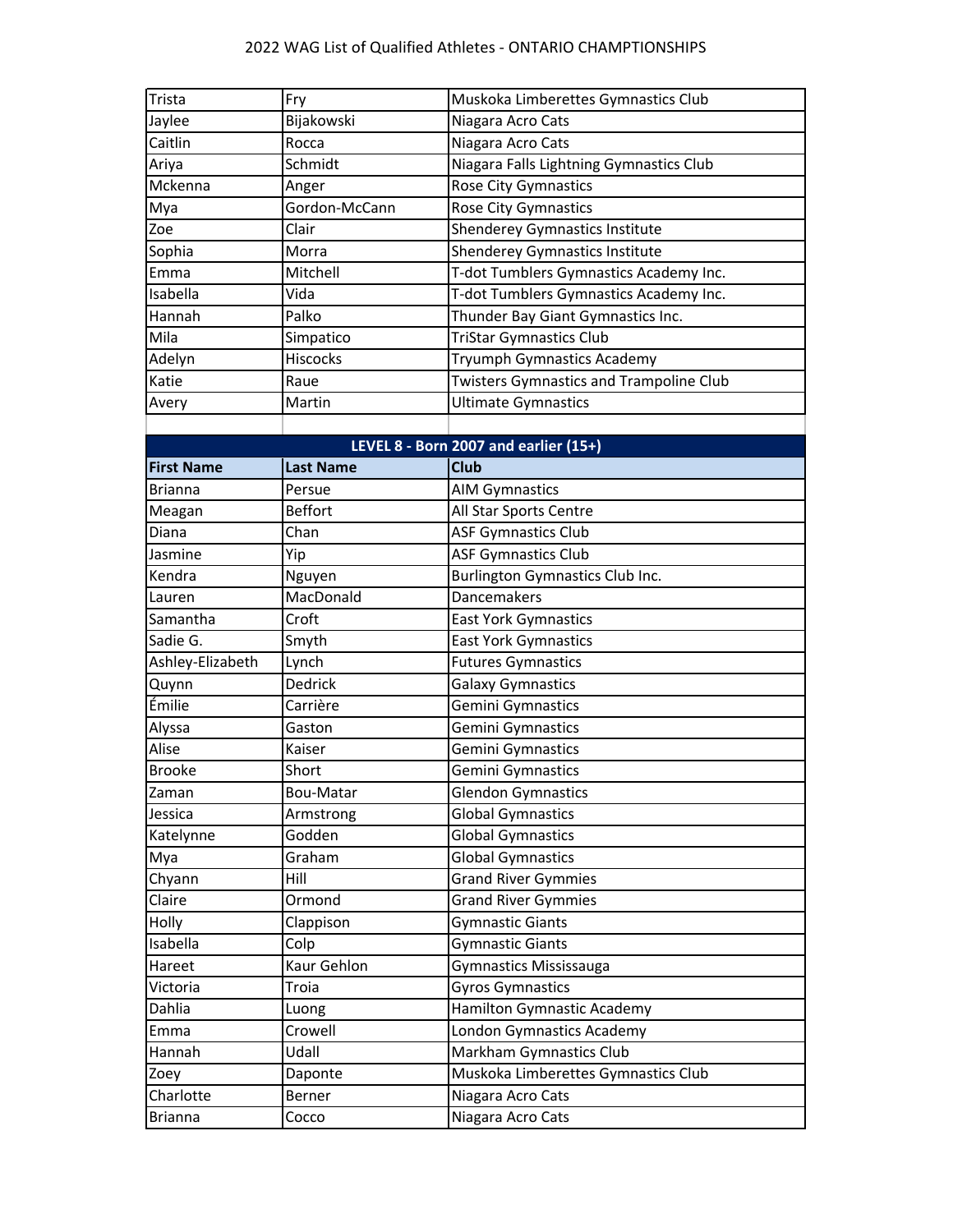| | | |
|---|---|---|
| Trista | Fry | Muskoka Limberettes Gymnastics Club |
| Jaylee | Bijakowski | Niagara Acro Cats |
| Caitlin | Rocca | Niagara Acro Cats |
| Ariya | Schmidt | Niagara Falls Lightning Gymnastics Club |
| Mckenna | Anger | Rose City Gymnastics |
| Mya | Gordon-McCann | Rose City Gymnastics |
| Zoe | Clair | Shenderey Gymnastics Institute |
| Sophia | Morra | Shenderey Gymnastics Institute |
| Emma | Mitchell | T-dot Tumblers Gymnastics Academy Inc. |
| Isabella | Vida | T-dot Tumblers Gymnastics Academy Inc. |
| Hannah | Palko | Thunder Bay Giant Gymnastics Inc. |
| Mila | Simpatico | TriStar Gymnastics Club |
| Adelyn | Hiscocks | Tryumph Gymnastics Academy |
| Katie | Raue | Twisters Gymnastics and Trampoline Club |
| Avery | Martin | Ultimate Gymnastics |

**LEVEL 8 - Born 2007 and earlier (15+)**

| First Name | Last Name | Club |
|---|---|---|
| Brianna | Persue | AIM Gymnastics |
| Meagan | Beffort | All Star Sports Centre |
| Diana | Chan | ASF Gymnastics Club |
| Jasmine | Yip | ASF Gymnastics Club |
| Kendra | Nguyen | Burlington Gymnastics Club Inc. |
| Lauren | MacDonald | Dancemakers |
| Samantha | Croft | East York Gymnastics |
| Sadie G. | Smyth | East York Gymnastics |
| Ashley-Elizabeth | Lynch | Futures Gymnastics |
| Quynn | Dedrick | Galaxy Gymnastics |
| Émilie | Carrière | Gemini Gymnastics |
| Alyssa | Gaston | Gemini Gymnastics |
| Alise | Kaiser | Gemini Gymnastics |
| Brooke | Short | Gemini Gymnastics |
| Zaman | Bou-Matar | Glendon Gymnastics |
| Jessica | Armstrong | Global Gymnastics |
| Katelynne | Godden | Global Gymnastics |
| Mya | Graham | Global Gymnastics |
| Chyann | Hill | Grand River Gymmies |
| Claire | Ormond | Grand River Gymmies |
| Holly | Clappison | Gymnastic Giants |
| Isabella | Colp | Gymnastic Giants |
| Hareet | Kaur Gehlon | Gymnastics Mississauga |
| Victoria | Troia | Gyros Gymnastics |
| Dahlia | Luong | Hamilton Gymnastic Academy |
| Emma | Crowell | London Gymnastics Academy |
| Hannah | Udall | Markham Gymnastics Club |
| Zoey | Daponte | Muskoka Limberettes Gymnastics Club |
| Charlotte | Berner | Niagara Acro Cats |
| Brianna | Cocco | Niagara Acro Cats |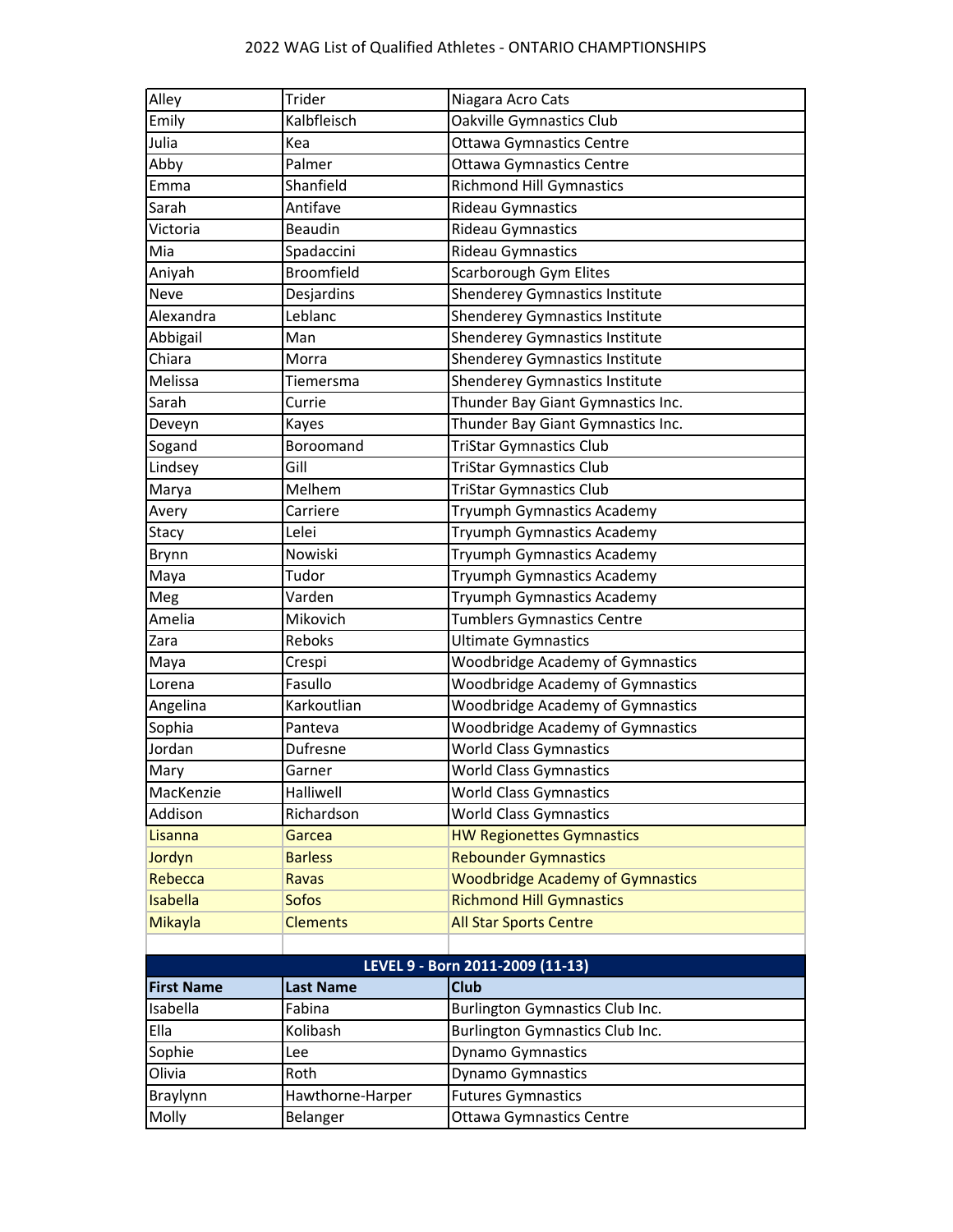| | | |
|---|---|---|
| Alley | Trider | Niagara Acro Cats |
| Emily | Kalbfleisch | Oakville Gymnastics Club |
| Julia | Kea | Ottawa Gymnastics Centre |
| Abby | Palmer | Ottawa Gymnastics Centre |
| Emma | Shanfield | Richmond Hill Gymnastics |
| Sarah | Antifave | Rideau Gymnastics |
| Victoria | Beaudin | Rideau Gymnastics |
| Mia | Spadaccini | Rideau Gymnastics |
| Aniyah | Broomfield | Scarborough Gym Elites |
| Neve | Desjardins | Shenderey Gymnastics Institute |
| Alexandra | Leblanc | Shenderey Gymnastics Institute |
| Abbigail | Man | Shenderey Gymnastics Institute |
| Chiara | Morra | Shenderey Gymnastics Institute |
| Melissa | Tiemersma | Shenderey Gymnastics Institute |
| Sarah | Currie | Thunder Bay Giant Gymnastics Inc. |
| Deveyn | Kayes | Thunder Bay Giant Gymnastics Inc. |
| Sogand | Boroomand | TriStar Gymnastics Club |
| Lindsey | Gill | TriStar Gymnastics Club |
| Marya | Melhem | TriStar Gymnastics Club |
| Avery | Carriere | Tryumph Gymnastics Academy |
| Stacy | Lelei | Tryumph Gymnastics Academy |
| Brynn | Nowiski | Tryumph Gymnastics Academy |
| Maya | Tudor | Tryumph Gymnastics Academy |
| Meg | Varden | Tryumph Gymnastics Academy |
| Amelia | Mikovich | Tumblers Gymnastics Centre |
| Zara | Reboks | Ultimate Gymnastics |
| Maya | Crespi | Woodbridge Academy of Gymnastics |
| Lorena | Fasullo | Woodbridge Academy of Gymnastics |
| Angelina | Karkoutlian | Woodbridge Academy of Gymnastics |
| Sophia | Panteva | Woodbridge Academy of Gymnastics |
| Jordan | Dufresne | World Class Gymnastics |
| Mary | Garner | World Class Gymnastics |
| MacKenzie | Halliwell | World Class Gymnastics |
| Addison | Richardson | World Class Gymnastics |
| Lisanna | Garcea | HW Regionettes Gymnastics |
| Jordyn | Barless | Rebounder Gymnastics |
| Rebecca | Ravas | Woodbridge Academy of Gymnastics |
| Isabella | Sofos | Richmond Hill Gymnastics |
| Mikayla | Clements | All Star Sports Centre |

**LEVEL 9 - Born 2011-2009 (11-13)**

| First Name | Last Name | Club |
|---|---|---|
| Isabella | Fabina | Burlington Gymnastics Club Inc. |
| Ella | Kolibash | Burlington Gymnastics Club Inc. |
| Sophie | Lee | Dynamo Gymnastics |
| Olivia | Roth | Dynamo Gymnastics |
| Braylynn | Hawthorne-Harper | Futures Gymnastics |
| Molly | Belanger | Ottawa Gymnastics Centre |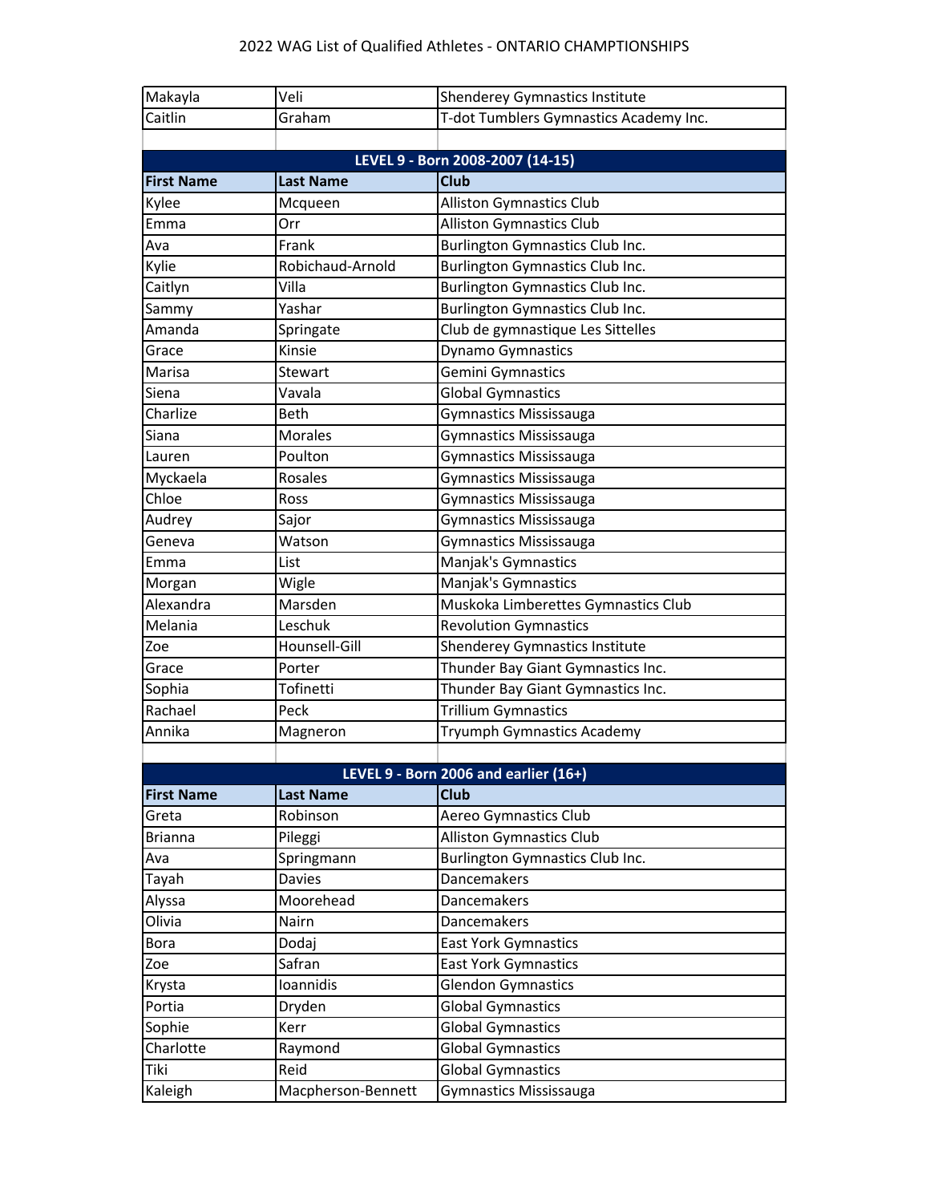| | | |
|---|---|---|
| Makayla | Veli | Shenderey Gymnastics Institute |
| Caitlin | Graham | T-dot Tumblers Gymnastics Academy Inc. |

**LEVEL 9 - Born 2008-2007 (14-15)**

| First Name | Last Name | Club |
|---|---|---|
| Kylee | Mcqueen | Alliston Gymnastics Club |
| Emma | Orr | Alliston Gymnastics Club |
| Ava | Frank | Burlington Gymnastics Club Inc. |
| Kylie | Robichaud-Arnold | Burlington Gymnastics Club Inc. |
| Caitlyn | Villa | Burlington Gymnastics Club Inc. |
| Sammy | Yashar | Burlington Gymnastics Club Inc. |
| Amanda | Springate | Club de gymnastique Les Sittelles |
| Grace | Kinsie | Dynamo Gymnastics |
| Marisa | Stewart | Gemini Gymnastics |
| Siena | Vavala | Global Gymnastics |
| Charlize | Beth | Gymnastics Mississauga |
| Siana | Morales | Gymnastics Mississauga |
| Lauren | Poulton | Gymnastics Mississauga |
| Myckaela | Rosales | Gymnastics Mississauga |
| Chloe | Ross | Gymnastics Mississauga |
| Audrey | Sajor | Gymnastics Mississauga |
| Geneva | Watson | Gymnastics Mississauga |
| Emma | List | Manjak's Gymnastics |
| Morgan | Wigle | Manjak's Gymnastics |
| Alexandra | Marsden | Muskoka Limberettes Gymnastics Club |
| Melania | Leschuk | Revolution Gymnastics |
| Zoe | Hounsell-Gill | Shenderey Gymnastics Institute |
| Grace | Porter | Thunder Bay Giant Gymnastics Inc. |
| Sophia | Tofinetti | Thunder Bay Giant Gymnastics Inc. |
| Rachael | Peck | Trillium Gymnastics |
| Annika | Magneron | Tryumph Gymnastics Academy |

**LEVEL 9 - Born 2006 and earlier (16+)**

| First Name | Last Name | Club |
|---|---|---|
| Greta | Robinson | Aereo Gymnastics Club |
| Brianna | Pileggi | Alliston Gymnastics Club |
| Ava | Springmann | Burlington Gymnastics Club Inc. |
| Tayah | Davies | Dancemakers |
| Alyssa | Moorehead | Dancemakers |
| Olivia | Nairn | Dancemakers |
| Bora | Dodaj | East York Gymnastics |
| Zoe | Safran | East York Gymnastics |
| Krysta | Ioannidis | Glendon Gymnastics |
| Portia | Dryden | Global Gymnastics |
| Sophie | Kerr | Global Gymnastics |
| Charlotte | Raymond | Global Gymnastics |
| Tiki | Reid | Global Gymnastics |
| Kaleigh | Macpherson-Bennett | Gymnastics Mississauga |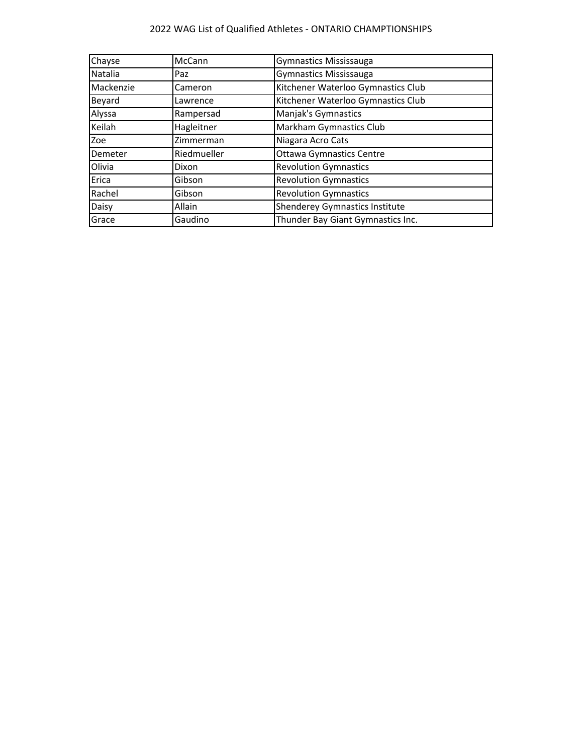| | | |
|---|---|---|
| Chayse | McCann | Gymnastics Mississauga |
| Natalia | Paz | Gymnastics Mississauga |
| Mackenzie | Cameron | Kitchener Waterloo Gymnastics Club |
| Beyard | Lawrence | Kitchener Waterloo Gymnastics Club |
| Alyssa | Rampersad | Manjak's Gymnastics |
| Keilah | Hagleitner | Markham Gymnastics Club |
| Zoe | Zimmerman | Niagara Acro Cats |
| Demeter | Riedmueller | Ottawa Gymnastics Centre |
| Olivia | Dixon | Revolution Gymnastics |
| Erica | Gibson | Revolution Gymnastics |
| Rachel | Gibson | Revolution Gymnastics |
| Daisy | Allain | Shenderey Gymnastics Institute |
| Grace | Gaudino | Thunder Bay Giant Gymnastics Inc. |